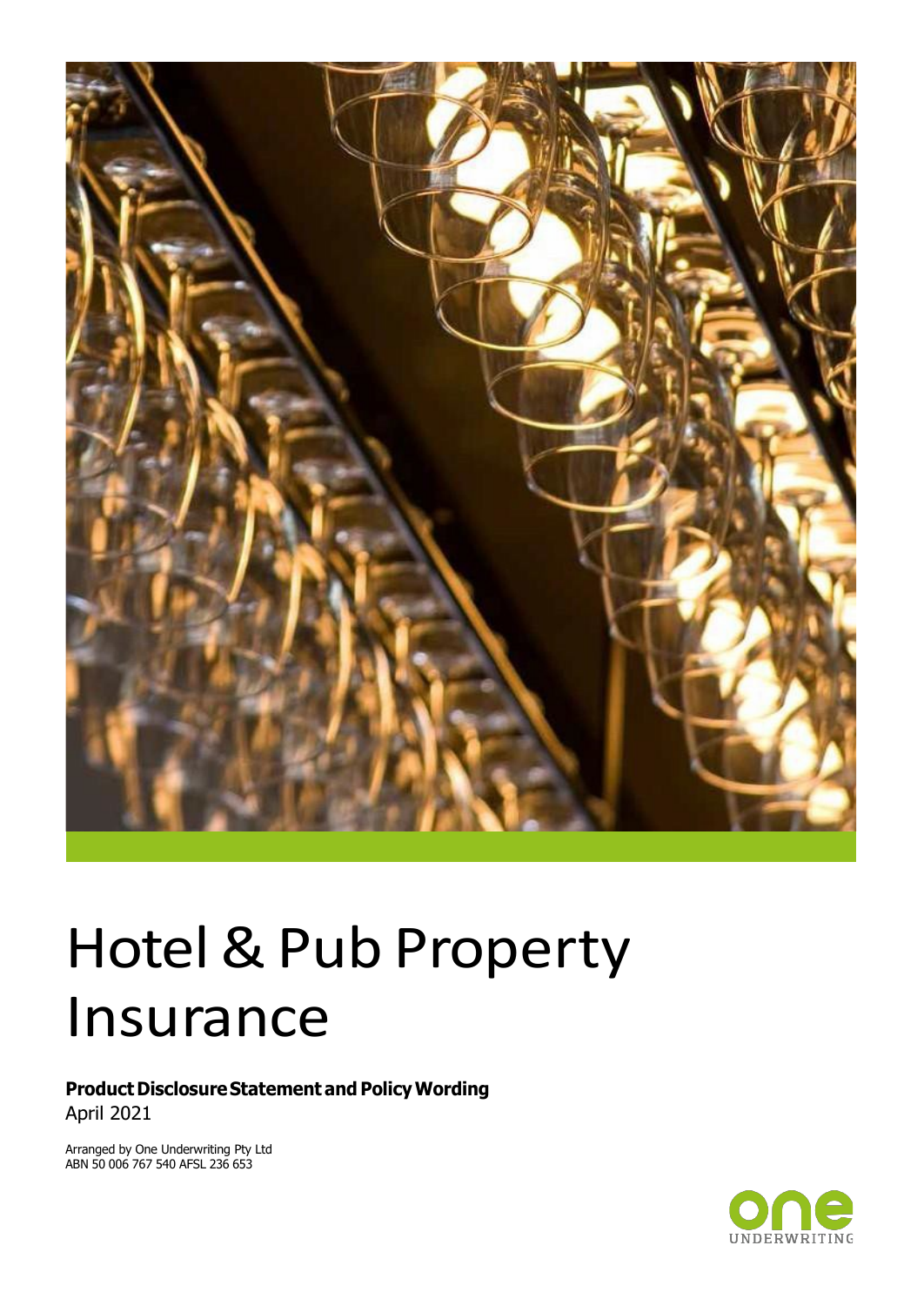# Hotel & Pub Property Insurance

**Product Disclosure Statement and Policy Wording**

April 2021

Arranged by One Underwriting Pty Ltd
ABN 50 006 767 540 AFSL 236 653

one
UNDERWRITING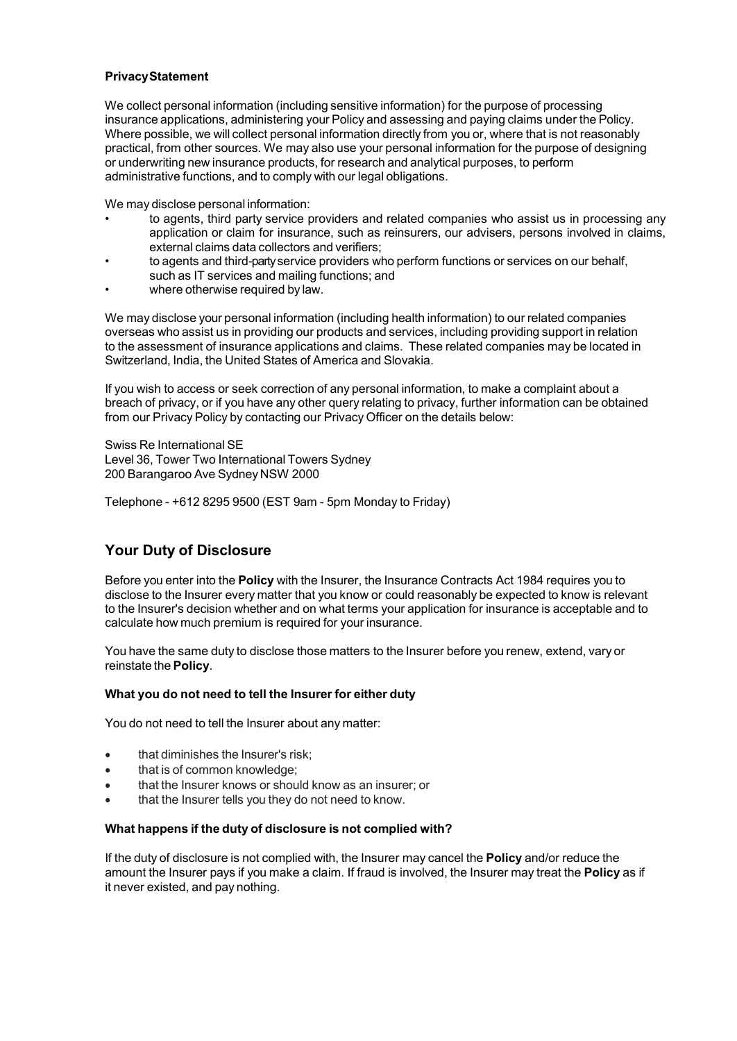**Privacy Statement**

We collect personal information (including sensitive information) for the purpose of processing insurance applications, administering your Policy and assessing and paying claims under the Policy. Where possible, we will collect personal information directly from you or, where that is not reasonably practical, from other sources. We may also use your personal information for the purpose of designing or underwriting new insurance products, for research and analytical purposes, to perform administrative functions, and to comply with our legal obligations.

We may disclose personal information:

- to agents, third party service providers and related companies who assist us in processing any application or claim for insurance, such as reinsurers, our advisers, persons involved in claims, external claims data collectors and verifiers;
- to agents and third-party service providers who perform functions or services on our behalf, such as IT services and mailing functions; and
- where otherwise required by law.

We may disclose your personal information (including health information) to our related companies overseas who assist us in providing our products and services, including providing support in relation to the assessment of insurance applications and claims. These related companies may be located in Switzerland, India, the United States of America and Slovakia.

If you wish to access or seek correction of any personal information, to make a complaint about a breach of privacy, or if you have any other query relating to privacy, further information can be obtained from our Privacy Policy by contacting our Privacy Officer on the details below:

Swiss Re International SE
Level 36, Tower Two International Towers Sydney
200 Barangaroo Ave Sydney NSW 2000

Telephone - +612 8295 9500 (EST 9am - 5pm Monday to Friday)

## Your Duty of Disclosure

Before you enter into the **Policy** with the Insurer, the Insurance Contracts Act 1984 requires you to disclose to the Insurer every matter that you know or could reasonably be expected to know is relevant to the Insurer's decision whether and on what terms your application for insurance is acceptable and to calculate how much premium is required for your insurance.

You have the same duty to disclose those matters to the Insurer before you renew, extend, vary or reinstate the **Policy**.

**What you do not need to tell the Insurer for either duty**

You do not need to tell the Insurer about any matter:

- that diminishes the Insurer's risk;
- that is of common knowledge;
- that the Insurer knows or should know as an insurer; or
- that the Insurer tells you they do not need to know.

**What happens if the duty of disclosure is not complied with?**

If the duty of disclosure is not complied with, the Insurer may cancel the **Policy** and/or reduce the amount the Insurer pays if you make a claim. If fraud is involved, the Insurer may treat the **Policy** as if it never existed, and pay nothing.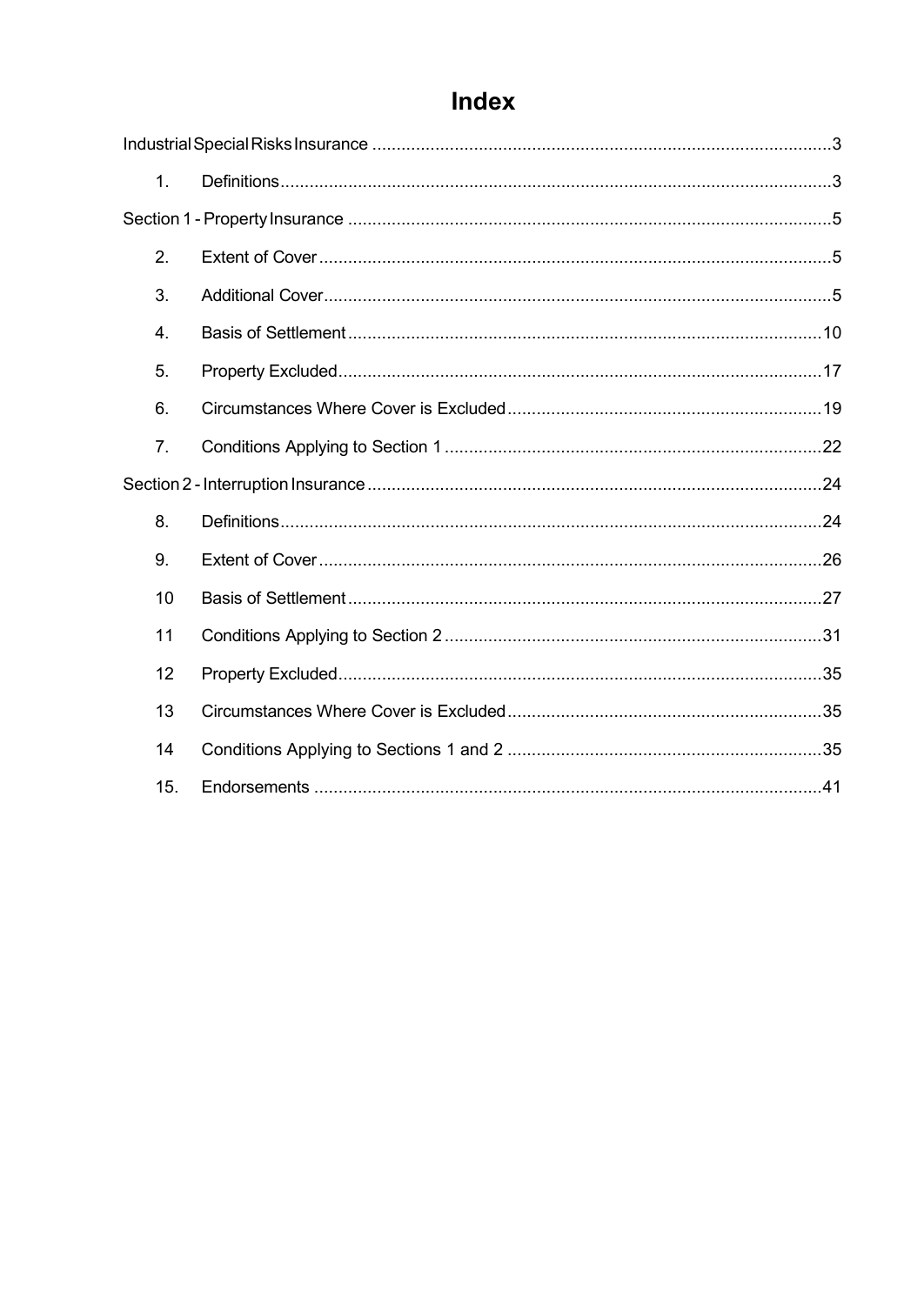# Index

Industrial Special Risks Insurance ............................................................................................3

1. Definitions..................................................................................................................3

Section 1 - Property Insurance ....................................................................................................5

2. Extent of Cover ..........................................................................................................5
3. Additional Cover.........................................................................................................5
4. Basis of Settlement ..................................................................................................10
5. Property Excluded....................................................................................................17
6. Circumstances Where Cover is Excluded.................................................................19
7. Conditions Applying to Section 1 ..............................................................................22

Section 2 - Interruption Insurance ..............................................................................................24

8. Definitions................................................................................................................24
9. Extent of Cover ........................................................................................................26
10. Basis of Settlement ..................................................................................................27
11. Conditions Applying to Section 2 ..............................................................................31
12. Property Excluded....................................................................................................35
13. Circumstances Where Cover is Excluded.................................................................35
14. Conditions Applying to Sections 1 and 2 ..................................................................35
15. Endorsements ..........................................................................................................41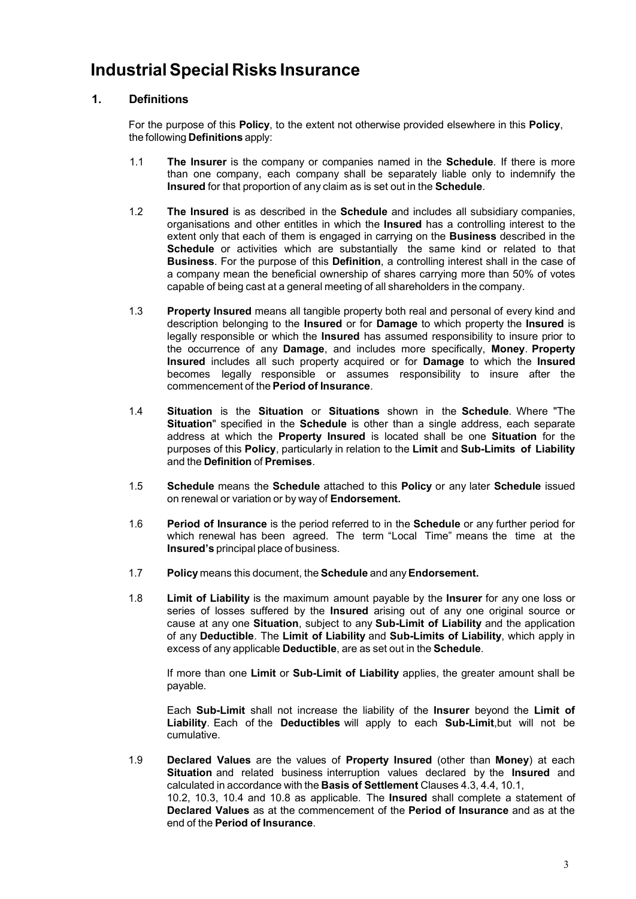# Industrial Special Risks Insurance

## 1. Definitions

For the purpose of this **Policy**, to the extent not otherwise provided elsewhere in this **Policy**, the following **Definitions** apply:

1.1 **The Insurer** is the company or companies named in the **Schedule**. If there is more than one company, each company shall be separately liable only to indemnify the **Insured** for that proportion of any claim as is set out in the **Schedule**.

1.2 **The Insured** is as described in the **Schedule** and includes all subsidiary companies, organisations and other entitles in which the **Insured** has a controlling interest to the extent only that each of them is engaged in carrying on the **Business** described in the **Schedule** or activities which are substantially the same kind or related to that **Business**. For the purpose of this **Definition**, a controlling interest shall in the case of a company mean the beneficial ownership of shares carrying more than 50% of votes capable of being cast at a general meeting of all shareholders in the company.

1.3 **Property Insured** means all tangible property both real and personal of every kind and description belonging to the **Insured** or for **Damage** to which property the **Insured** is legally responsible or which the **Insured** has assumed responsibility to insure prior to the occurrence of any **Damage**, and includes more specifically, **Money**. **Property Insured** includes all such property acquired or for **Damage** to which the **Insured** becomes legally responsible or assumes responsibility to insure after the commencement of the **Period of Insurance**.

1.4 **Situation** is the **Situation** or **Situations** shown in the **Schedule**. Where "The **Situation**" specified in the **Schedule** is other than a single address, each separate address at which the **Property Insured** is located shall be one **Situation** for the purposes of this **Policy**, particularly in relation to the **Limit** and **Sub-Limits of Liability** and the **Definition** of **Premises**.

1.5 **Schedule** means the **Schedule** attached to this **Policy** or any later **Schedule** issued on renewal or variation or by way of **Endorsement.**

1.6 **Period of Insurance** is the period referred to in the **Schedule** or any further period for which renewal has been agreed. The term "Local Time" means the time at the **Insured's** principal place of business.

1.7 **Policy** means this document, the **Schedule** and any **Endorsement.**

1.8 **Limit of Liability** is the maximum amount payable by the **Insurer** for any one loss or series of losses suffered by the **Insured** arising out of any one original source or cause at any one **Situation**, subject to any **Sub-Limit of Liability** and the application of any **Deductible**. The **Limit of Liability** and **Sub-Limits of Liability**, which apply in excess of any applicable **Deductible**, are as set out in the **Schedule**.

If more than one **Limit** or **Sub-Limit of Liability** applies, the greater amount shall be payable.

Each **Sub-Limit** shall not increase the liability of the **Insurer** beyond the **Limit of Liability**. Each of the **Deductibles** will apply to each **Sub-Limit**,but will not be cumulative.

1.9 **Declared Values** are the values of **Property Insured** (other than **Money**) at each **Situation** and related business interruption values declared by the **Insured** and calculated in accordance with the **Basis of Settlement** Clauses 4.3, 4.4, 10.1, 10.2, 10.3, 10.4 and 10.8 as applicable. The **Insured** shall complete a statement of **Declared Values** as at the commencement of the **Period of Insurance** and as at the end of the **Period of Insurance**.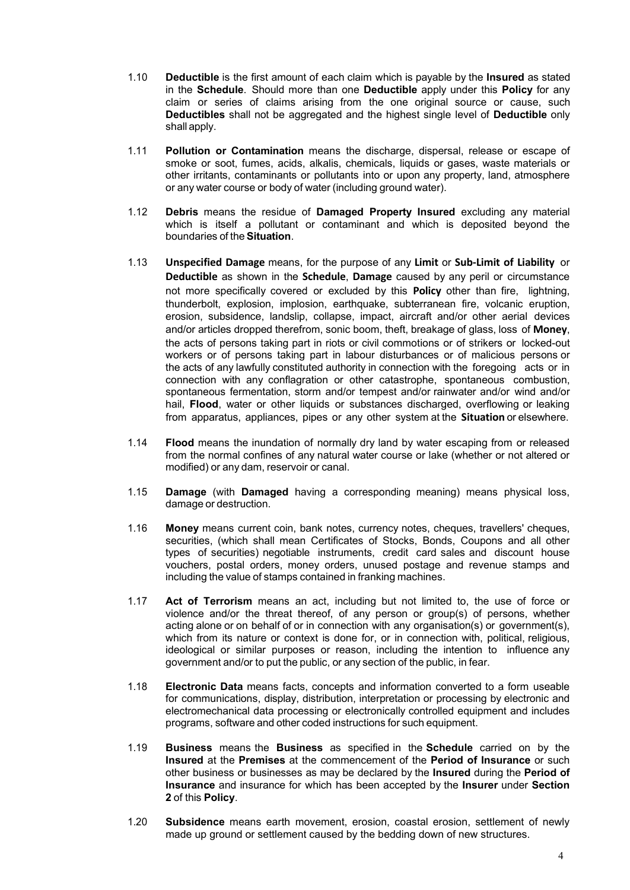1.10 **Deductible** is the first amount of each claim which is payable by the **Insured** as stated in the **Schedule**. Should more than one **Deductible** apply under this **Policy** for any claim or series of claims arising from the one original source or cause, such **Deductibles** shall not be aggregated and the highest single level of **Deductible** only shall apply.

1.11 **Pollution or Contamination** means the discharge, dispersal, release or escape of smoke or soot, fumes, acids, alkalis, chemicals, liquids or gases, waste materials or other irritants, contaminants or pollutants into or upon any property, land, atmosphere or any water course or body of water (including ground water).

1.12 **Debris** means the residue of **Damaged Property Insured** excluding any material which is itself a pollutant or contaminant and which is deposited beyond the boundaries of the **Situation**.

1.13 **Unspecified Damage** means, for the purpose of any **Limit** or **Sub-Limit of Liability** or **Deductible** as shown in the **Schedule**, **Damage** caused by any peril or circumstance not more specifically covered or excluded by this **Policy** other than fire, lightning, thunderbolt, explosion, implosion, earthquake, subterranean fire, volcanic eruption, erosion, subsidence, landslip, collapse, impact, aircraft and/or other aerial devices and/or articles dropped therefrom, sonic boom, theft, breakage of glass, loss of **Money**, the acts of persons taking part in riots or civil commotions or of strikers or locked-out workers or of persons taking part in labour disturbances or of malicious persons or the acts of any lawfully constituted authority in connection with the foregoing acts or in connection with any conflagration or other catastrophe, spontaneous combustion, spontaneous fermentation, storm and/or tempest and/or rainwater and/or wind and/or hail, **Flood**, water or other liquids or substances discharged, overflowing or leaking from apparatus, appliances, pipes or any other system at the **Situation** or elsewhere.

1.14 **Flood** means the inundation of normally dry land by water escaping from or released from the normal confines of any natural water course or lake (whether or not altered or modified) or any dam, reservoir or canal.

1.15 **Damage** (with **Damaged** having a corresponding meaning) means physical loss, damage or destruction.

1.16 **Money** means current coin, bank notes, currency notes, cheques, travellers' cheques, securities, (which shall mean Certificates of Stocks, Bonds, Coupons and all other types of securities) negotiable instruments, credit card sales and discount house vouchers, postal orders, money orders, unused postage and revenue stamps and including the value of stamps contained in franking machines.

1.17 **Act of Terrorism** means an act, including but not limited to, the use of force or violence and/or the threat thereof, of any person or group(s) of persons, whether acting alone or on behalf of or in connection with any organisation(s) or government(s), which from its nature or context is done for, or in connection with, political, religious, ideological or similar purposes or reason, including the intention to influence any government and/or to put the public, or any section of the public, in fear.

1.18 **Electronic Data** means facts, concepts and information converted to a form useable for communications, display, distribution, interpretation or processing by electronic and electromechanical data processing or electronically controlled equipment and includes programs, software and other coded instructions for such equipment.

1.19 **Business** means the **Business** as specified in the **Schedule** carried on by the **Insured** at the **Premises** at the commencement of the **Period of Insurance** or such other business or businesses as may be declared by the **Insured** during the **Period of Insurance** and insurance for which has been accepted by the **Insurer** under **Section 2** of this **Policy**.

1.20 **Subsidence** means earth movement, erosion, coastal erosion, settlement of newly made up ground or settlement caused by the bedding down of new structures.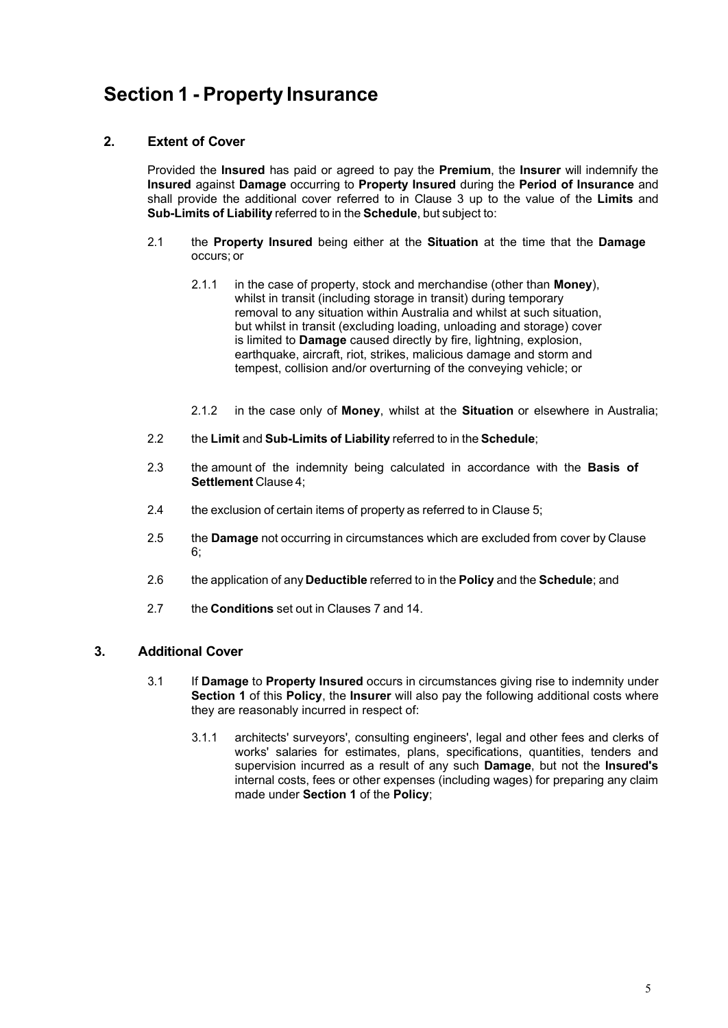# Section 1 - Property Insurance

## 2. Extent of Cover

Provided the **Insured** has paid or agreed to pay the **Premium**, the **Insurer** will indemnify the **Insured** against **Damage** occurring to **Property Insured** during the **Period of Insurance** and shall provide the additional cover referred to in Clause 3 up to the value of the **Limits** and **Sub-Limits of Liability** referred to in the **Schedule**, but subject to:

2.1 the **Property Insured** being either at the **Situation** at the time that the **Damage** occurs; or

2.1.1 in the case of property, stock and merchandise (other than **Money**), whilst in transit (including storage in transit) during temporary removal to any situation within Australia and whilst at such situation, but whilst in transit (excluding loading, unloading and storage) cover is limited to **Damage** caused directly by fire, lightning, explosion, earthquake, aircraft, riot, strikes, malicious damage and storm and tempest, collision and/or overturning of the conveying vehicle; or

2.1.2 in the case only of **Money**, whilst at the **Situation** or elsewhere in Australia;

2.2 the **Limit** and **Sub-Limits of Liability** referred to in the **Schedule**;

2.3 the amount of the indemnity being calculated in accordance with the **Basis of Settlement** Clause 4;

2.4 the exclusion of certain items of property as referred to in Clause 5;

2.5 the **Damage** not occurring in circumstances which are excluded from cover by Clause 6;

2.6 the application of any **Deductible** referred to in the **Policy** and the **Schedule**; and

2.7 the **Conditions** set out in Clauses 7 and 14.

## 3. Additional Cover

3.1 If **Damage** to **Property Insured** occurs in circumstances giving rise to indemnity under **Section 1** of this **Policy**, the **Insurer** will also pay the following additional costs where they are reasonably incurred in respect of:

3.1.1 architects' surveyors', consulting engineers', legal and other fees and clerks of works' salaries for estimates, plans, specifications, quantities, tenders and supervision incurred as a result of any such **Damage**, but not the **Insured's** internal costs, fees or other expenses (including wages) for preparing any claim made under **Section 1** of the **Policy**;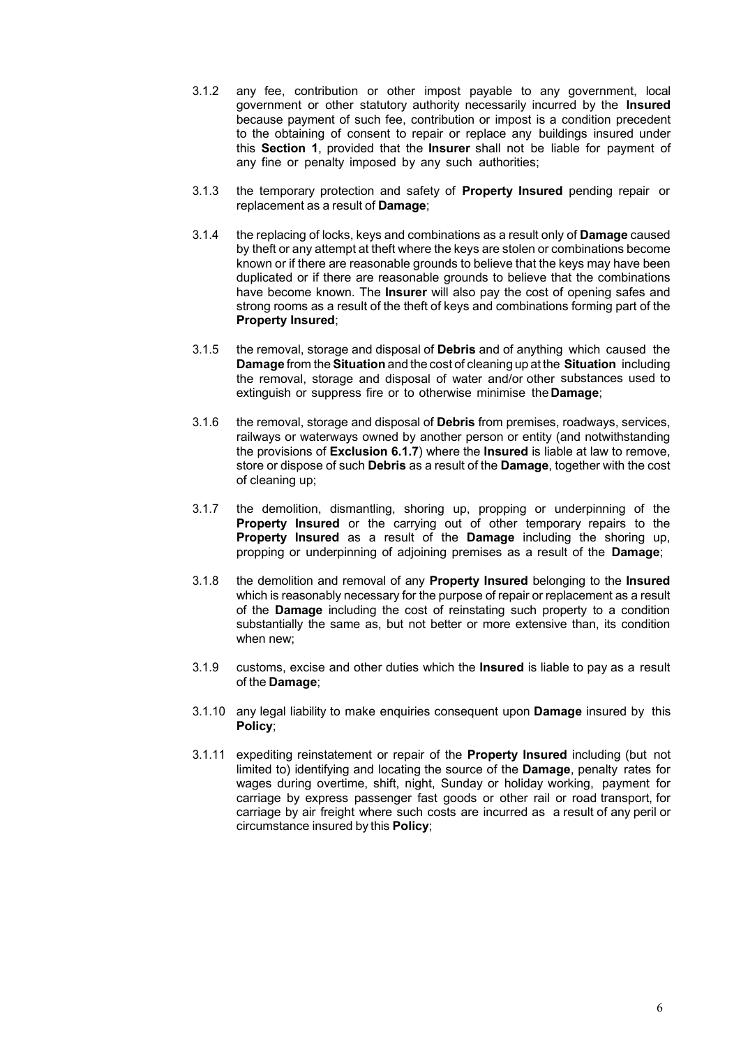3.1.2 any fee, contribution or other impost payable to any government, local government or other statutory authority necessarily incurred by the **Insured** because payment of such fee, contribution or impost is a condition precedent to the obtaining of consent to repair or replace any buildings insured under this **Section 1**, provided that the **Insurer** shall not be liable for payment of any fine or penalty imposed by any such authorities;

3.1.3 the temporary protection and safety of **Property Insured** pending repair or replacement as a result of **Damage**;

3.1.4 the replacing of locks, keys and combinations as a result only of **Damage** caused by theft or any attempt at theft where the keys are stolen or combinations become known or if there are reasonable grounds to believe that the keys may have been duplicated or if there are reasonable grounds to believe that the combinations have become known. The **Insurer** will also pay the cost of opening safes and strong rooms as a result of the theft of keys and combinations forming part of the **Property Insured**;

3.1.5 the removal, storage and disposal of **Debris** and of anything which caused the **Damage** from the **Situation** and the cost of cleaning up at the **Situation** including the removal, storage and disposal of water and/or other substances used to extinguish or suppress fire or to otherwise minimise the **Damage**;

3.1.6 the removal, storage and disposal of **Debris** from premises, roadways, services, railways or waterways owned by another person or entity (and notwithstanding the provisions of **Exclusion 6.1.7**) where the **Insured** is liable at law to remove, store or dispose of such **Debris** as a result of the **Damage**, together with the cost of cleaning up;

3.1.7 the demolition, dismantling, shoring up, propping or underpinning of the **Property Insured** or the carrying out of other temporary repairs to the **Property Insured** as a result of the **Damage** including the shoring up, propping or underpinning of adjoining premises as a result of the **Damage**;

3.1.8 the demolition and removal of any **Property Insured** belonging to the **Insured** which is reasonably necessary for the purpose of repair or replacement as a result of the **Damage** including the cost of reinstating such property to a condition substantially the same as, but not better or more extensive than, its condition when new;

3.1.9 customs, excise and other duties which the **Insured** is liable to pay as a result of the **Damage**;

3.1.10 any legal liability to make enquiries consequent upon **Damage** insured by this **Policy**;

3.1.11 expediting reinstatement or repair of the **Property Insured** including (but not limited to) identifying and locating the source of the **Damage**, penalty rates for wages during overtime, shift, night, Sunday or holiday working, payment for carriage by express passenger fast goods or other rail or road transport, for carriage by air freight where such costs are incurred as a result of any peril or circumstance insured by this **Policy**;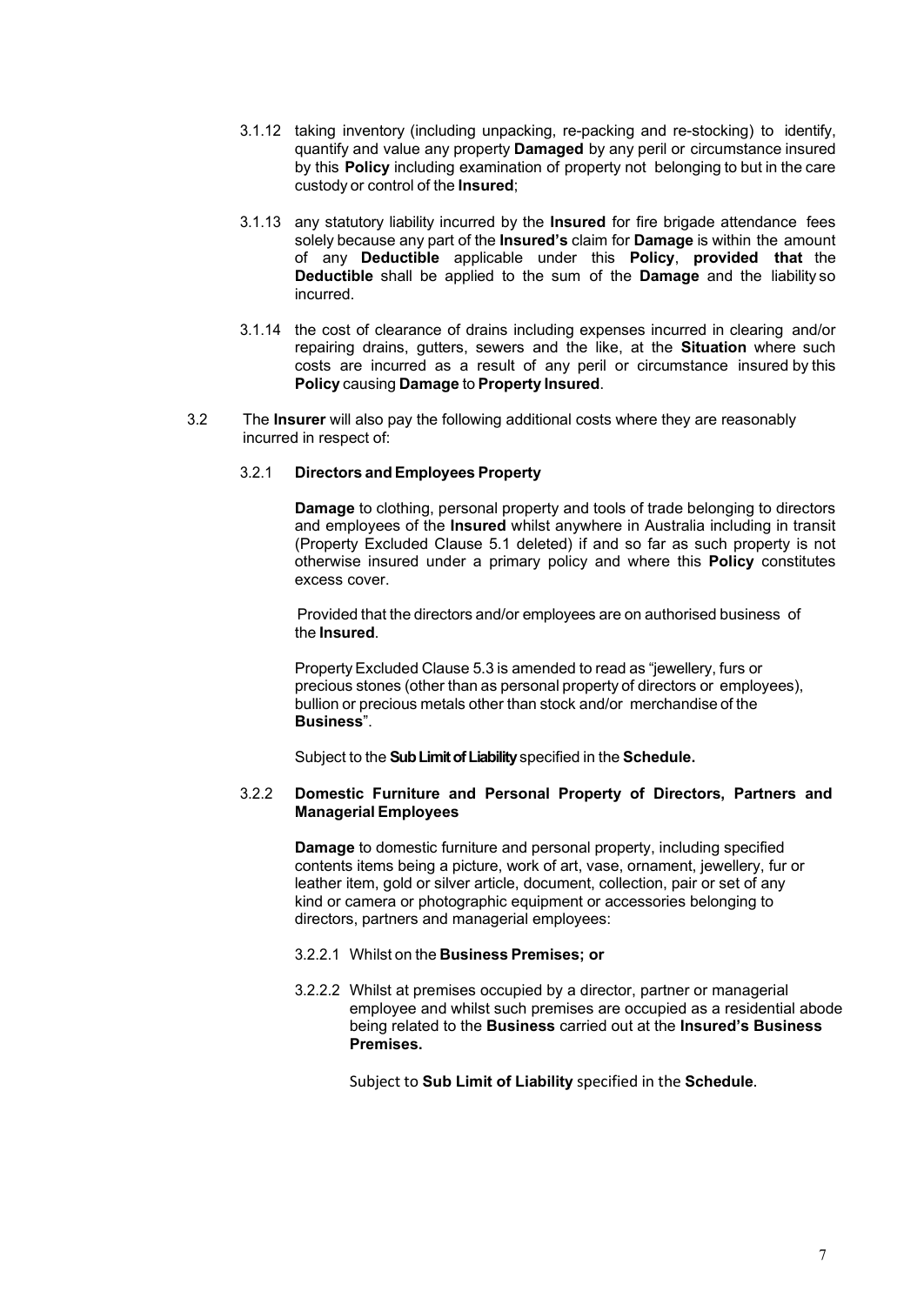3.1.12 taking inventory (including unpacking, re-packing and re-stocking) to identify, quantify and value any property **Damaged** by any peril or circumstance insured by this **Policy** including examination of property not belonging to but in the care custody or control of the **Insured**;

3.1.13 any statutory liability incurred by the **Insured** for fire brigade attendance fees solely because any part of the **Insured's** claim for **Damage** is within the amount of any **Deductible** applicable under this **Policy**, **provided that** the **Deductible** shall be applied to the sum of the **Damage** and the liability so incurred.

3.1.14 the cost of clearance of drains including expenses incurred in clearing and/or repairing drains, gutters, sewers and the like, at the **Situation** where such costs are incurred as a result of any peril or circumstance insured by this **Policy** causing **Damage** to **Property Insured**.

3.2 The **Insurer** will also pay the following additional costs where they are reasonably incurred in respect of:

3.2.1 **Directors and Employees Property**

**Damage** to clothing, personal property and tools of trade belonging to directors and employees of the **Insured** whilst anywhere in Australia including in transit (Property Excluded Clause 5.1 deleted) if and so far as such property is not otherwise insured under a primary policy and where this **Policy** constitutes excess cover.

Provided that the directors and/or employees are on authorised business of the **Insured**.

Property Excluded Clause 5.3 is amended to read as "jewellery, furs or precious stones (other than as personal property of directors or employees), bullion or precious metals other than stock and/or merchandise of the **Business**".

Subject to the **Sub Limit of Liability** specified in the **Schedule.**

3.2.2 **Domestic Furniture and Personal Property of Directors, Partners and Managerial Employees**

**Damage** to domestic furniture and personal property, including specified contents items being a picture, work of art, vase, ornament, jewellery, fur or leather item, gold or silver article, document, collection, pair or set of any kind or camera or photographic equipment or accessories belonging to directors, partners and managerial employees:

3.2.2.1 Whilst on the **Business Premises; or**

3.2.2.2 Whilst at premises occupied by a director, partner or managerial employee and whilst such premises are occupied as a residential abode being related to the **Business** carried out at the **Insured's Business Premises.**

Subject to **Sub Limit of Liability** specified in the **Schedule**.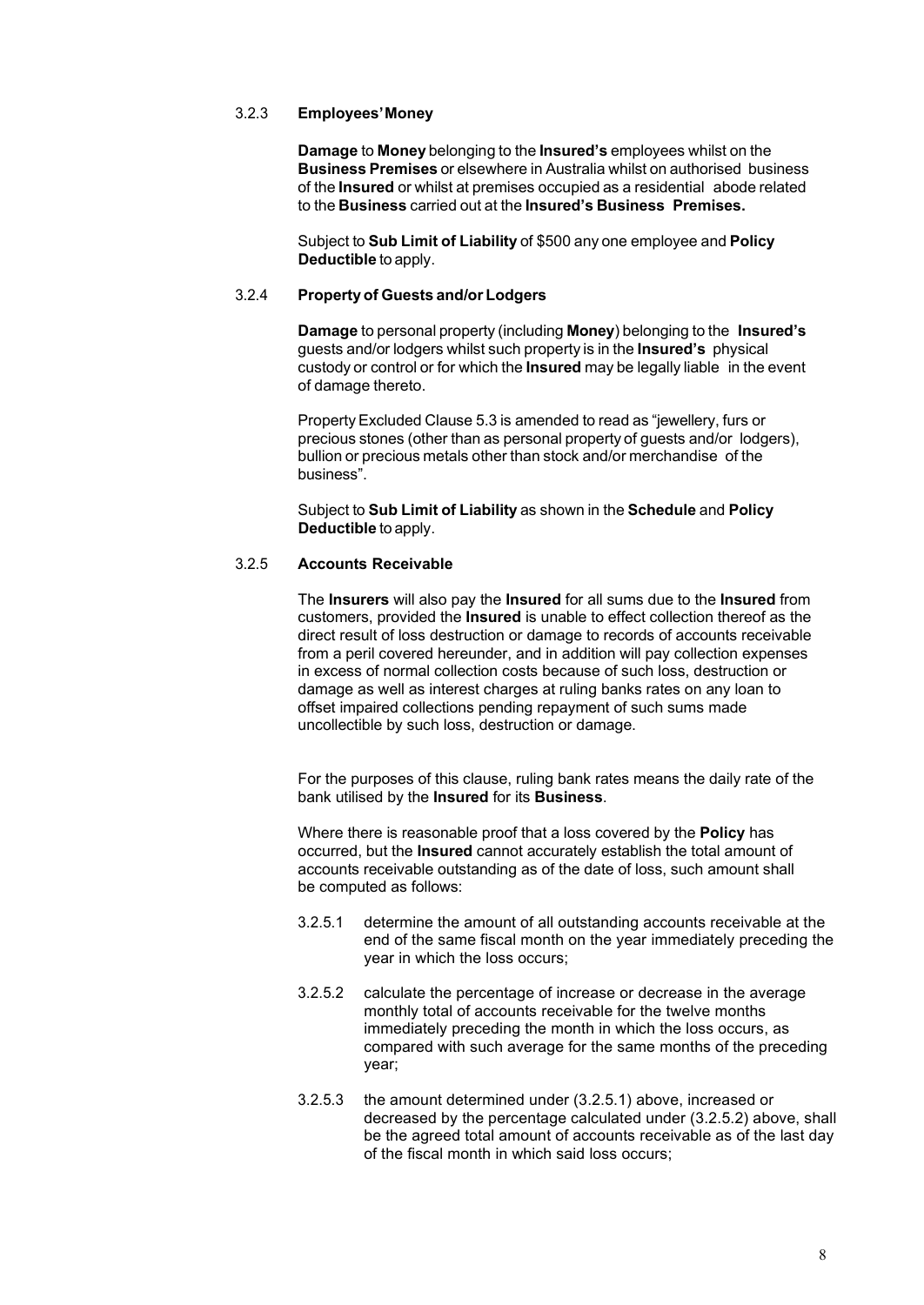### 3.2.3 Employees' Money

**Damage** to **Money** belonging to the **Insured's** employees whilst on the **Business Premises** or elsewhere in Australia whilst on authorised business of the **Insured** or whilst at premises occupied as a residential abode related to the **Business** carried out at the **Insured's Business Premises.**

Subject to **Sub Limit of Liability** of $500 any one employee and **Policy Deductible** to apply.

### 3.2.4 Property of Guests and/or Lodgers

**Damage** to personal property (including **Money**) belonging to the **Insured's** guests and/or lodgers whilst such property is in the **Insured's** physical custody or control or for which the **Insured** may be legally liable in the event of damage thereto.

Property Excluded Clause 5.3 is amended to read as "jewellery, furs or precious stones (other than as personal property of guests and/or lodgers), bullion or precious metals other than stock and/or merchandise of the business".

Subject to **Sub Limit of Liability** as shown in the **Schedule** and **Policy Deductible** to apply.

### 3.2.5 Accounts Receivable

The **Insurers** will also pay the **Insured** for all sums due to the **Insured** from customers, provided the **Insured** is unable to effect collection thereof as the direct result of loss destruction or damage to records of accounts receivable from a peril covered hereunder, and in addition will pay collection expenses in excess of normal collection costs because of such loss, destruction or damage as well as interest charges at ruling banks rates on any loan to offset impaired collections pending repayment of such sums made uncollectible by such loss, destruction or damage.

For the purposes of this clause, ruling bank rates means the daily rate of the bank utilised by the **Insured** for its **Business**.

Where there is reasonable proof that a loss covered by the **Policy** has occurred, but the **Insured** cannot accurately establish the total amount of accounts receivable outstanding as of the date of loss, such amount shall be computed as follows:

3.2.5.1 determine the amount of all outstanding accounts receivable at the end of the same fiscal month on the year immediately preceding the year in which the loss occurs;

3.2.5.2 calculate the percentage of increase or decrease in the average monthly total of accounts receivable for the twelve months immediately preceding the month in which the loss occurs, as compared with such average for the same months of the preceding year;

3.2.5.3 the amount determined under (3.2.5.1) above, increased or decreased by the percentage calculated under (3.2.5.2) above, shall be the agreed total amount of accounts receivable as of the last day of the fiscal month in which said loss occurs;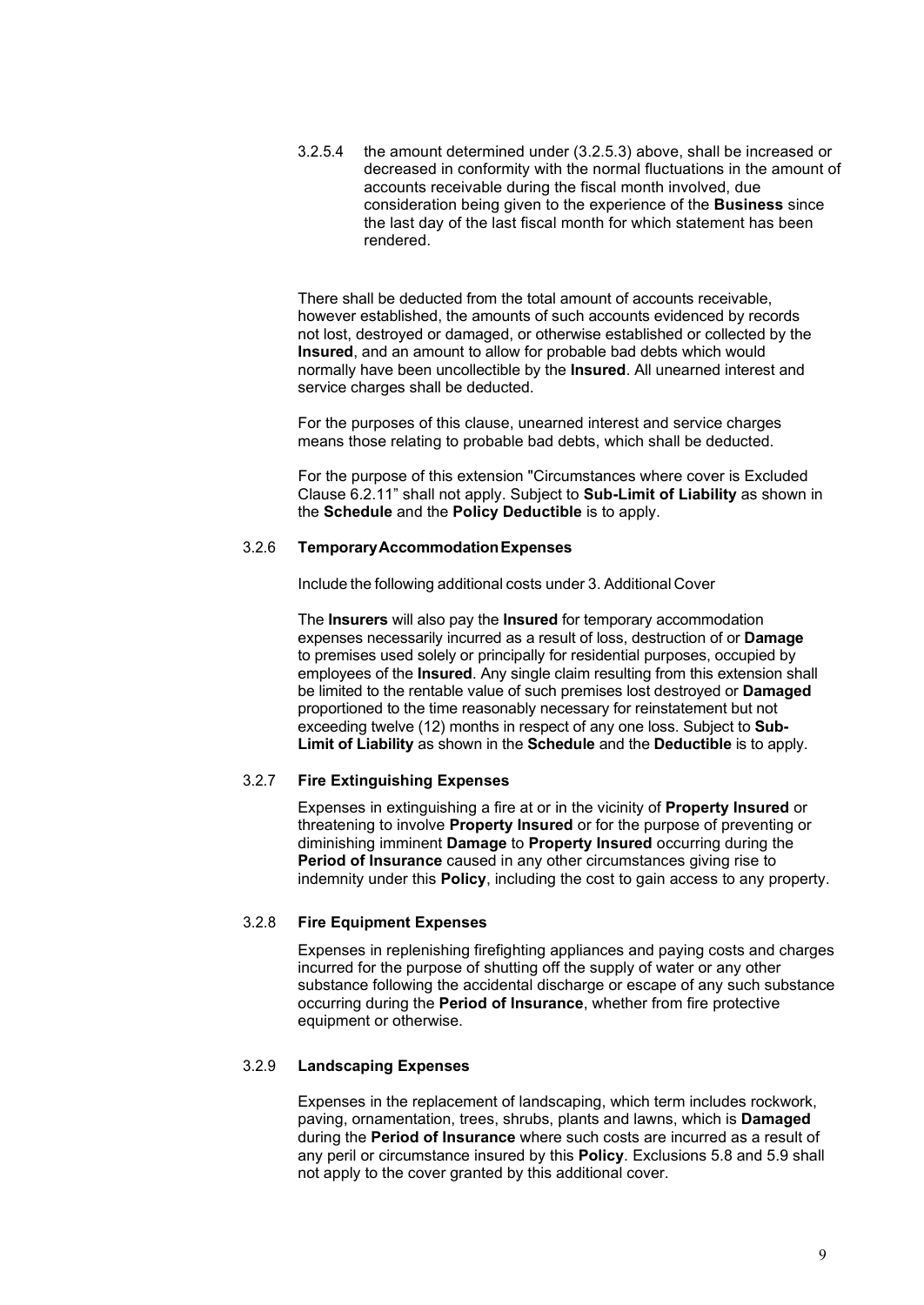3.2.5.4 the amount determined under (3.2.5.3) above, shall be increased or decreased in conformity with the normal fluctuations in the amount of accounts receivable during the fiscal month involved, due consideration being given to the experience of the **Business** since the last day of the last fiscal month for which statement has been rendered.

There shall be deducted from the total amount of accounts receivable, however established, the amounts of such accounts evidenced by records not lost, destroyed or damaged, or otherwise established or collected by the **Insured**, and an amount to allow for probable bad debts which would normally have been uncollectible by the **Insured**. All unearned interest and service charges shall be deducted.

For the purposes of this clause, unearned interest and service charges means those relating to probable bad debts, which shall be deducted.

For the purpose of this extension "Circumstances where cover is Excluded Clause 6.2.11" shall not apply. Subject to **Sub-Limit of Liability** as shown in the **Schedule** and the **Policy Deductible** is to apply.

### 3.2.6 Temporary Accommodation Expenses

Include the following additional costs under 3. Additional Cover

The **Insurers** will also pay the **Insured** for temporary accommodation expenses necessarily incurred as a result of loss, destruction of or **Damage** to premises used solely or principally for residential purposes, occupied by employees of the **Insured**. Any single claim resulting from this extension shall be limited to the rentable value of such premises lost destroyed or **Damaged** proportioned to the time reasonably necessary for reinstatement but not exceeding twelve (12) months in respect of any one loss. Subject to **Sub-Limit of Liability** as shown in the **Schedule** and the **Deductible** is to apply.

### 3.2.7 Fire Extinguishing Expenses

Expenses in extinguishing a fire at or in the vicinity of **Property Insured** or threatening to involve **Property Insured** or for the purpose of preventing or diminishing imminent **Damage** to **Property Insured** occurring during the **Period of Insurance** caused in any other circumstances giving rise to indemnity under this **Policy**, including the cost to gain access to any property.

### 3.2.8 Fire Equipment Expenses

Expenses in replenishing firefighting appliances and paying costs and charges incurred for the purpose of shutting off the supply of water or any other substance following the accidental discharge or escape of any such substance occurring during the **Period of Insurance**, whether from fire protective equipment or otherwise.

### 3.2.9 Landscaping Expenses

Expenses in the replacement of landscaping, which term includes rockwork, paving, ornamentation, trees, shrubs, plants and lawns, which is **Damaged** during the **Period of Insurance** where such costs are incurred as a result of any peril or circumstance insured by this **Policy**. Exclusions 5.8 and 5.9 shall not apply to the cover granted by this additional cover.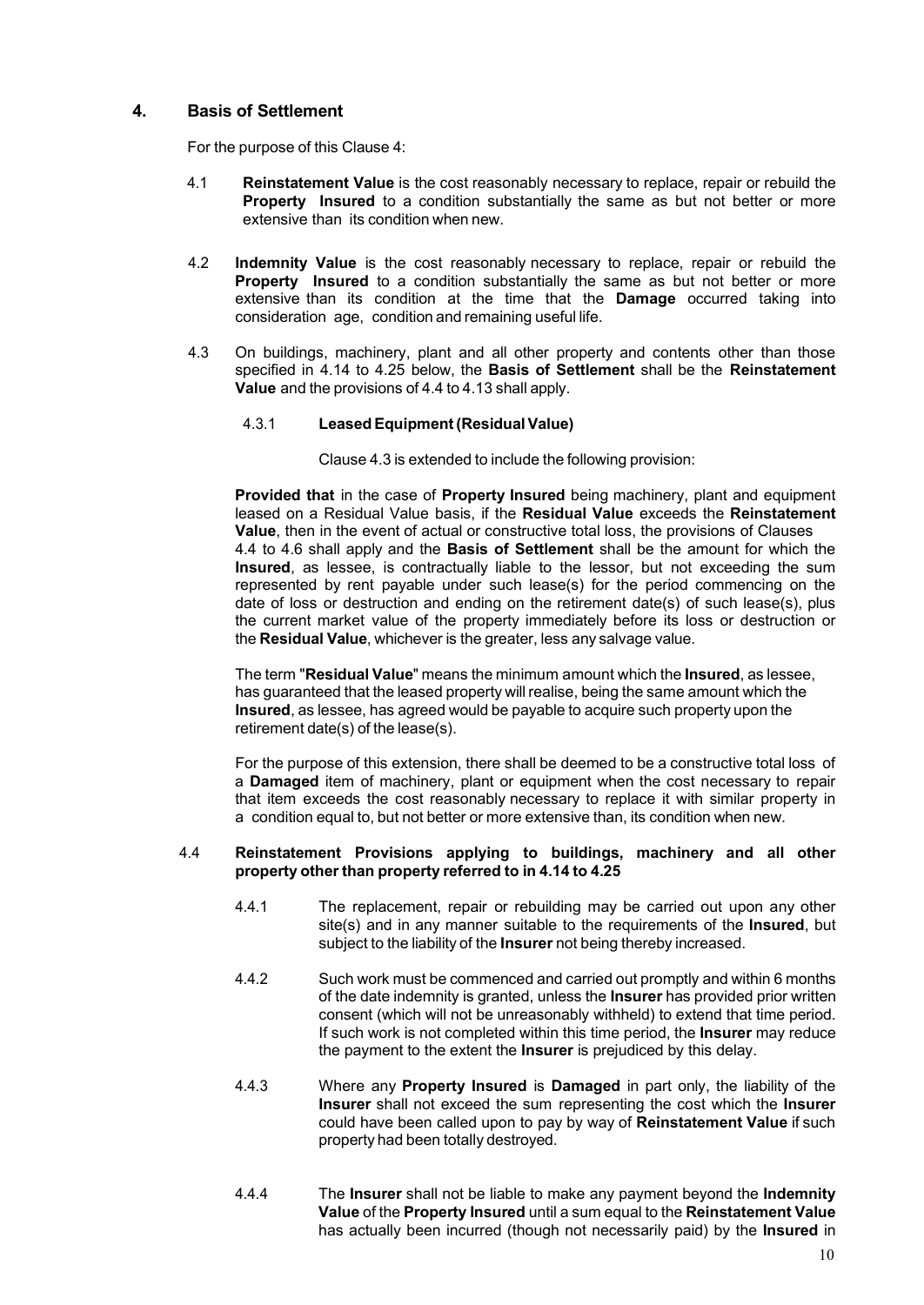## 4. Basis of Settlement

For the purpose of this Clause 4:

4.1 **Reinstatement Value** is the cost reasonably necessary to replace, repair or rebuild the **Property Insured** to a condition substantially the same as but not better or more extensive than its condition when new.

4.2 **Indemnity Value** is the cost reasonably necessary to replace, repair or rebuild the **Property Insured** to a condition substantially the same as but not better or more extensive than its condition at the time that the **Damage** occurred taking into consideration age, condition and remaining useful life.

4.3 On buildings, machinery, plant and all other property and contents other than those specified in 4.14 to 4.25 below, the **Basis of Settlement** shall be the **Reinstatement Value** and the provisions of 4.4 to 4.13 shall apply.

4.3.1 **Leased Equipment (Residual Value)**

Clause 4.3 is extended to include the following provision:

**Provided that** in the case of **Property Insured** being machinery, plant and equipment leased on a Residual Value basis, if the **Residual Value** exceeds the **Reinstatement Value**, then in the event of actual or constructive total loss, the provisions of Clauses 4.4 to 4.6 shall apply and the **Basis of Settlement** shall be the amount for which the **Insured**, as lessee, is contractually liable to the lessor, but not exceeding the sum represented by rent payable under such lease(s) for the period commencing on the date of loss or destruction and ending on the retirement date(s) of such lease(s), plus the current market value of the property immediately before its loss or destruction or the **Residual Value**, whichever is the greater, less any salvage value.

The term "**Residual Value**" means the minimum amount which the **Insured**, as lessee, has guaranteed that the leased property will realise, being the same amount which the **Insured**, as lessee, has agreed would be payable to acquire such property upon the retirement date(s) of the lease(s).

For the purpose of this extension, there shall be deemed to be a constructive total loss of a **Damaged** item of machinery, plant or equipment when the cost necessary to repair that item exceeds the cost reasonably necessary to replace it with similar property in a condition equal to, but not better or more extensive than, its condition when new.

4.4 **Reinstatement Provisions applying to buildings, machinery and all other property other than property referred to in 4.14 to 4.25**

4.4.1 The replacement, repair or rebuilding may be carried out upon any other site(s) and in any manner suitable to the requirements of the **Insured**, but subject to the liability of the **Insurer** not being thereby increased.

4.4.2 Such work must be commenced and carried out promptly and within 6 months of the date indemnity is granted, unless the **Insurer** has provided prior written consent (which will not be unreasonably withheld) to extend that time period. If such work is not completed within this time period, the **Insurer** may reduce the payment to the extent the **Insurer** is prejudiced by this delay.

4.4.3 Where any **Property Insured** is **Damaged** in part only, the liability of the **Insurer** shall not exceed the sum representing the cost which the **Insurer** could have been called upon to pay by way of **Reinstatement Value** if such property had been totally destroyed.

4.4.4 The **Insurer** shall not be liable to make any payment beyond the **Indemnity Value** of the **Property Insured** until a sum equal to the **Reinstatement Value** has actually been incurred (though not necessarily paid) by the **Insured** in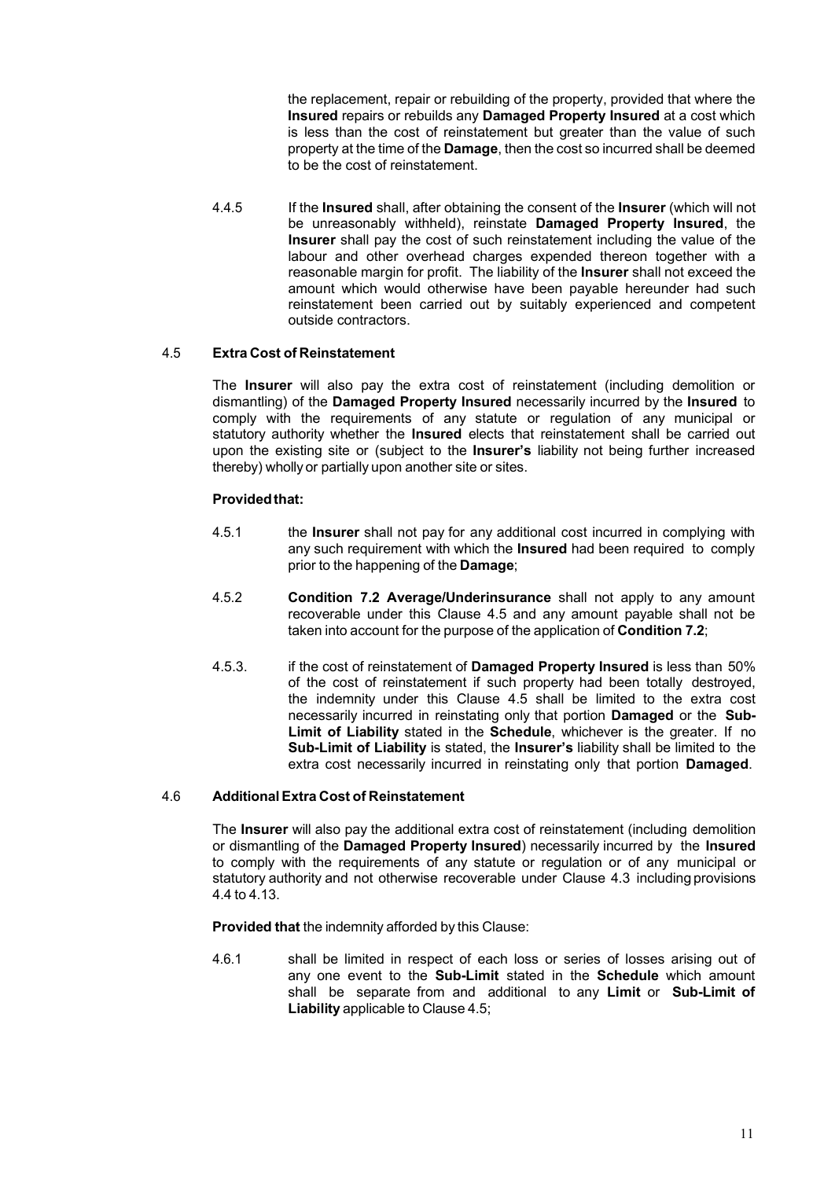the replacement, repair or rebuilding of the property, provided that where the **Insured** repairs or rebuilds any **Damaged Property Insured** at a cost which is less than the cost of reinstatement but greater than the value of such property at the time of the **Damage**, then the cost so incurred shall be deemed to be the cost of reinstatement.

4.4.5 If the **Insured** shall, after obtaining the consent of the **Insurer** (which will not be unreasonably withheld), reinstate **Damaged Property Insured**, the **Insurer** shall pay the cost of such reinstatement including the value of the labour and other overhead charges expended thereon together with a reasonable margin for profit. The liability of the **Insurer** shall not exceed the amount which would otherwise have been payable hereunder had such reinstatement been carried out by suitably experienced and competent outside contractors.

4.5 **Extra Cost of Reinstatement**

The **Insurer** will also pay the extra cost of reinstatement (including demolition or dismantling) of the **Damaged Property Insured** necessarily incurred by the **Insured** to comply with the requirements of any statute or regulation of any municipal or statutory authority whether the **Insured** elects that reinstatement shall be carried out upon the existing site or (subject to the **Insurer's** liability not being further increased thereby) wholly or partially upon another site or sites.

**Provided that:**

4.5.1 the **Insurer** shall not pay for any additional cost incurred in complying with any such requirement with which the **Insured** had been required to comply prior to the happening of the **Damage**;

4.5.2 **Condition 7.2 Average/Underinsurance** shall not apply to any amount recoverable under this Clause 4.5 and any amount payable shall not be taken into account for the purpose of the application of **Condition 7.2**;

4.5.3. if the cost of reinstatement of **Damaged Property Insured** is less than 50% of the cost of reinstatement if such property had been totally destroyed, the indemnity under this Clause 4.5 shall be limited to the extra cost necessarily incurred in reinstating only that portion **Damaged** or the **Sub-Limit of Liability** stated in the **Schedule**, whichever is the greater. If no **Sub-Limit of Liability** is stated, the **Insurer's** liability shall be limited to the extra cost necessarily incurred in reinstating only that portion **Damaged**.

4.6 **Additional Extra Cost of Reinstatement**

The **Insurer** will also pay the additional extra cost of reinstatement (including demolition or dismantling of the **Damaged Property Insured**) necessarily incurred by the **Insured** to comply with the requirements of any statute or regulation or of any municipal or statutory authority and not otherwise recoverable under Clause 4.3 including provisions 4.4 to 4.13.

**Provided that** the indemnity afforded by this Clause:

4.6.1 shall be limited in respect of each loss or series of losses arising out of any one event to the **Sub-Limit** stated in the **Schedule** which amount shall be separate from and additional to any **Limit** or **Sub-Limit of Liability** applicable to Clause 4.5;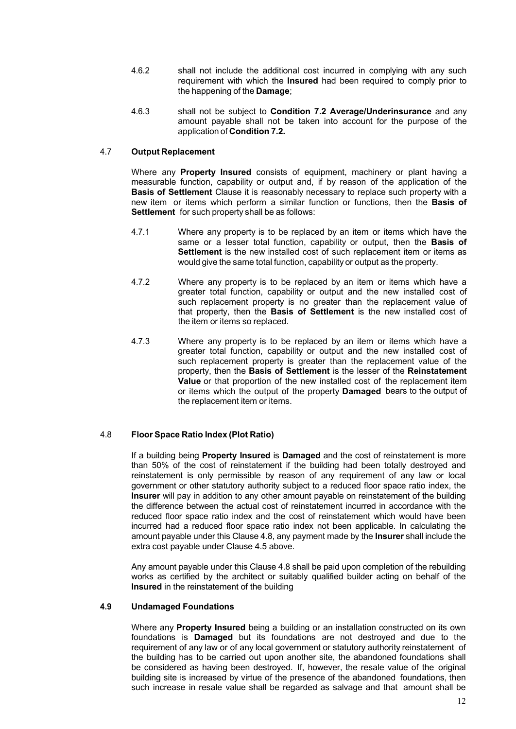4.6.2 shall not include the additional cost incurred in complying with any such requirement with which the **Insured** had been required to comply prior to the happening of the **Damage**;

4.6.3 shall not be subject to **Condition 7.2 Average/Underinsurance** and any amount payable shall not be taken into account for the purpose of the application of **Condition 7.2.**

### 4.7 Output Replacement

Where any **Property Insured** consists of equipment, machinery or plant having a measurable function, capability or output and, if by reason of the application of the **Basis of Settlement** Clause it is reasonably necessary to replace such property with a new item or items which perform a similar function or functions, then the **Basis of Settlement** for such property shall be as follows:

4.7.1 Where any property is to be replaced by an item or items which have the same or a lesser total function, capability or output, then the **Basis of Settlement** is the new installed cost of such replacement item or items as would give the same total function, capability or output as the property.

4.7.2 Where any property is to be replaced by an item or items which have a greater total function, capability or output and the new installed cost of such replacement property is no greater than the replacement value of that property, then the **Basis of Settlement** is the new installed cost of the item or items so replaced.

4.7.3 Where any property is to be replaced by an item or items which have a greater total function, capability or output and the new installed cost of such replacement property is greater than the replacement value of the property, then the **Basis of Settlement** is the lesser of the **Reinstatement Value** or that proportion of the new installed cost of the replacement item or items which the output of the property **Damaged** bears to the output of the replacement item or items.

### 4.8 Floor Space Ratio Index (Plot Ratio)

If a building being **Property Insured** is **Damaged** and the cost of reinstatement is more than 50% of the cost of reinstatement if the building had been totally destroyed and reinstatement is only permissible by reason of any requirement of any law or local government or other statutory authority subject to a reduced floor space ratio index, the **Insurer** will pay in addition to any other amount payable on reinstatement of the building the difference between the actual cost of reinstatement incurred in accordance with the reduced floor space ratio index and the cost of reinstatement which would have been incurred had a reduced floor space ratio index not been applicable. In calculating the amount payable under this Clause 4.8, any payment made by the **Insurer** shall include the extra cost payable under Clause 4.5 above.

Any amount payable under this Clause 4.8 shall be paid upon completion of the rebuilding works as certified by the architect or suitably qualified builder acting on behalf of the **Insured** in the reinstatement of the building

### 4.9 Undamaged Foundations

Where any **Property Insured** being a building or an installation constructed on its own foundations is **Damaged** but its foundations are not destroyed and due to the requirement of any law or of any local government or statutory authority reinstatement of the building has to be carried out upon another site, the abandoned foundations shall be considered as having been destroyed. If, however, the resale value of the original building site is increased by virtue of the presence of the abandoned foundations, then such increase in resale value shall be regarded as salvage and that amount shall be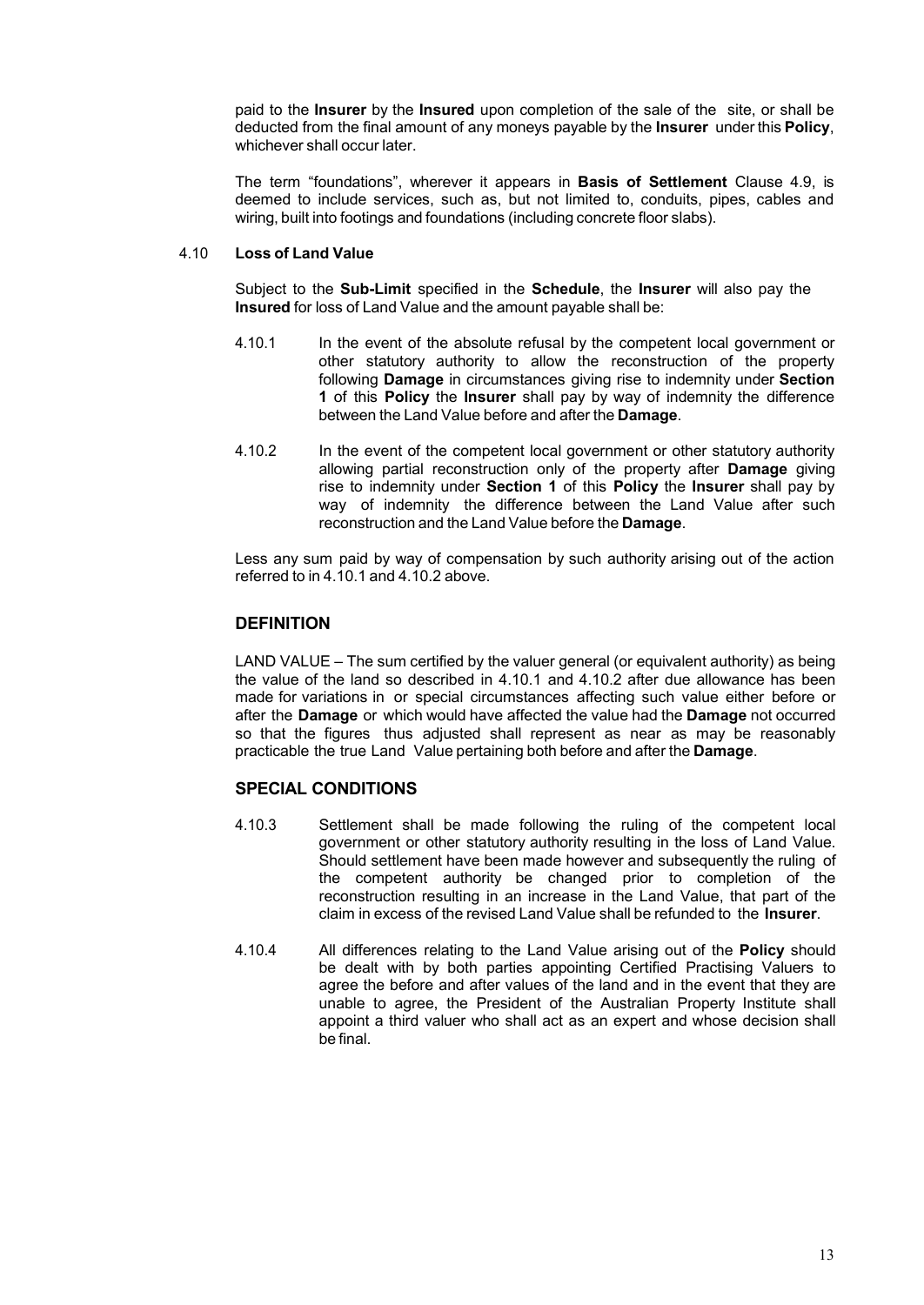paid to the **Insurer** by the **Insured** upon completion of the sale of the site, or shall be deducted from the final amount of any moneys payable by the **Insurer** under this **Policy**, whichever shall occur later.

The term "foundations", wherever it appears in **Basis of Settlement** Clause 4.9, is deemed to include services, such as, but not limited to, conduits, pipes, cables and wiring, built into footings and foundations (including concrete floor slabs).

4.10 **Loss of Land Value**

Subject to the **Sub-Limit** specified in the **Schedule**, the **Insurer** will also pay the **Insured** for loss of Land Value and the amount payable shall be:

4.10.1 In the event of the absolute refusal by the competent local government or other statutory authority to allow the reconstruction of the property following **Damage** in circumstances giving rise to indemnity under **Section 1** of this **Policy** the **Insurer** shall pay by way of indemnity the difference between the Land Value before and after the **Damage**.

4.10.2 In the event of the competent local government or other statutory authority allowing partial reconstruction only of the property after **Damage** giving rise to indemnity under **Section 1** of this **Policy** the **Insurer** shall pay by way of indemnity the difference between the Land Value after such reconstruction and the Land Value before the **Damage**.

Less any sum paid by way of compensation by such authority arising out of the action referred to in 4.10.1 and 4.10.2 above.

## DEFINITION

LAND VALUE – The sum certified by the valuer general (or equivalent authority) as being the value of the land so described in 4.10.1 and 4.10.2 after due allowance has been made for variations in or special circumstances affecting such value either before or after the **Damage** or which would have affected the value had the **Damage** not occurred so that the figures thus adjusted shall represent as near as may be reasonably practicable the true Land Value pertaining both before and after the **Damage**.

## SPECIAL CONDITIONS

4.10.3 Settlement shall be made following the ruling of the competent local government or other statutory authority resulting in the loss of Land Value. Should settlement have been made however and subsequently the ruling of the competent authority be changed prior to completion of the reconstruction resulting in an increase in the Land Value, that part of the claim in excess of the revised Land Value shall be refunded to the **Insurer**.

4.10.4 All differences relating to the Land Value arising out of the **Policy** should be dealt with by both parties appointing Certified Practising Valuers to agree the before and after values of the land and in the event that they are unable to agree, the President of the Australian Property Institute shall appoint a third valuer who shall act as an expert and whose decision shall be final.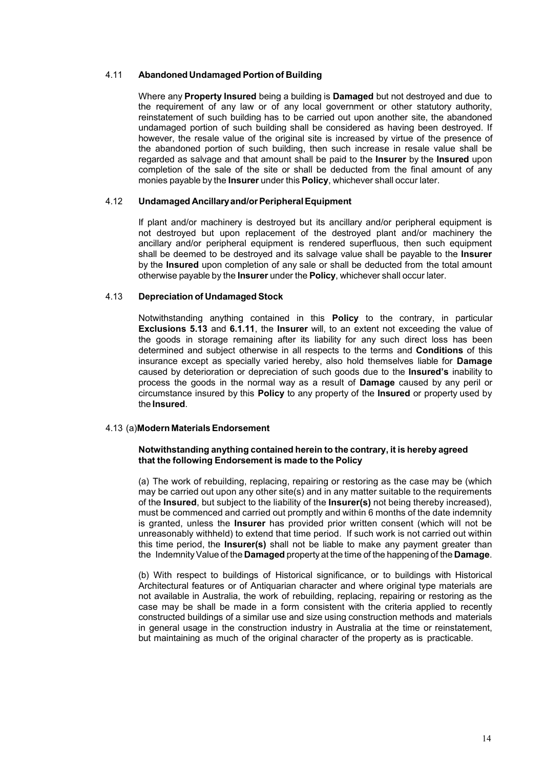### 4.11 Abandoned Undamaged Portion of Building

Where any **Property Insured** being a building is **Damaged** but not destroyed and due to the requirement of any law or of any local government or other statutory authority, reinstatement of such building has to be carried out upon another site, the abandoned undamaged portion of such building shall be considered as having been destroyed. If however, the resale value of the original site is increased by virtue of the presence of the abandoned portion of such building, then such increase in resale value shall be regarded as salvage and that amount shall be paid to the **Insurer** by the **Insured** upon completion of the sale of the site or shall be deducted from the final amount of any monies payable by the **Insurer** under this **Policy**, whichever shall occur later.

### 4.12 Undamaged Ancillary and/or Peripheral Equipment

If plant and/or machinery is destroyed but its ancillary and/or peripheral equipment is not destroyed but upon replacement of the destroyed plant and/or machinery the ancillary and/or peripheral equipment is rendered superfluous, then such equipment shall be deemed to be destroyed and its salvage value shall be payable to the **Insurer** by the **Insured** upon completion of any sale or shall be deducted from the total amount otherwise payable by the **Insurer** under the **Policy**, whichever shall occur later.

### 4.13 Depreciation of Undamaged Stock

Notwithstanding anything contained in this **Policy** to the contrary, in particular **Exclusions 5.13** and **6.1.11**, the **Insurer** will, to an extent not exceeding the value of the goods in storage remaining after its liability for any such direct loss has been determined and subject otherwise in all respects to the terms and **Conditions** of this insurance except as specially varied hereby, also hold themselves liable for **Damage** caused by deterioration or depreciation of such goods due to the **Insured's** inability to process the goods in the normal way as a result of **Damage** caused by any peril or circumstance insured by this **Policy** to any property of the **Insured** or property used by the **Insured**.

### 4.13 (a) Modern Materials Endorsement

**Notwithstanding anything contained herein to the contrary, it is hereby agreed that the following Endorsement is made to the Policy**

(a) The work of rebuilding, replacing, repairing or restoring as the case may be (which may be carried out upon any other site(s) and in any matter suitable to the requirements of the **Insured**, but subject to the liability of the **Insurer(s)** not being thereby increased), must be commenced and carried out promptly and within 6 months of the date indemnity is granted, unless the **Insurer** has provided prior written consent (which will not be unreasonably withheld) to extend that time period. If such work is not carried out within this time period, the **Insurer(s)** shall not be liable to make any payment greater than the Indemnity Value of the **Damaged** property at the time of the happening of the **Damage**.

(b) With respect to buildings of Historical significance, or to buildings with Historical Architectural features or of Antiquarian character and where original type materials are not available in Australia, the work of rebuilding, replacing, repairing or restoring as the case may be shall be made in a form consistent with the criteria applied to recently constructed buildings of a similar use and size using construction methods and materials in general usage in the construction industry in Australia at the time or reinstatement, but maintaining as much of the original character of the property as is practicable.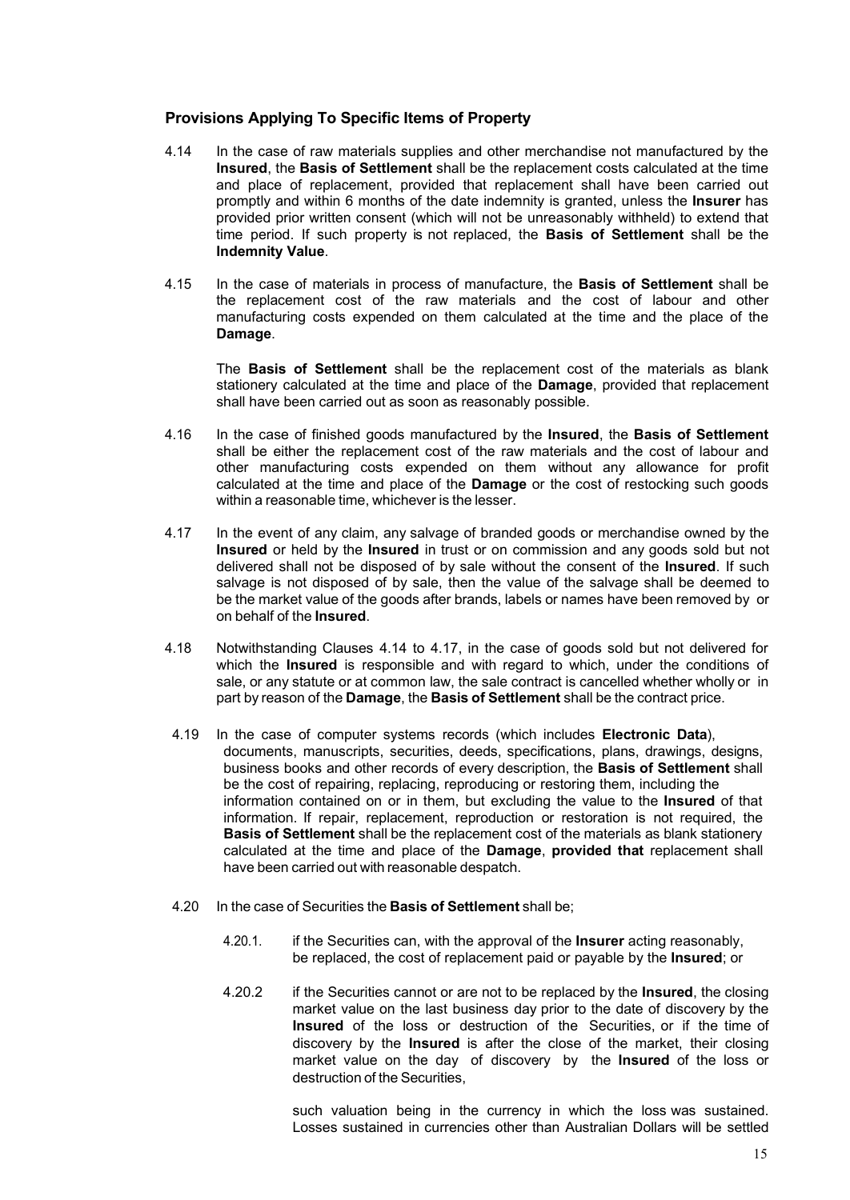### Provisions Applying To Specific Items of Property

4.14 In the case of raw materials supplies and other merchandise not manufactured by the **Insured**, the **Basis of Settlement** shall be the replacement costs calculated at the time and place of replacement, provided that replacement shall have been carried out promptly and within 6 months of the date indemnity is granted, unless the **Insurer** has provided prior written consent (which will not be unreasonably withheld) to extend that time period. If such property is not replaced, the **Basis of Settlement** shall be the **Indemnity Value**.

4.15 In the case of materials in process of manufacture, the **Basis of Settlement** shall be the replacement cost of the raw materials and the cost of labour and other manufacturing costs expended on them calculated at the time and the place of the **Damage**.

The **Basis of Settlement** shall be the replacement cost of the materials as blank stationery calculated at the time and place of the **Damage**, provided that replacement shall have been carried out as soon as reasonably possible.

4.16 In the case of finished goods manufactured by the **Insured**, the **Basis of Settlement** shall be either the replacement cost of the raw materials and the cost of labour and other manufacturing costs expended on them without any allowance for profit calculated at the time and place of the **Damage** or the cost of restocking such goods within a reasonable time, whichever is the lesser.

4.17 In the event of any claim, any salvage of branded goods or merchandise owned by the **Insured** or held by the **Insured** in trust or on commission and any goods sold but not delivered shall not be disposed of by sale without the consent of the **Insured**. If such salvage is not disposed of by sale, then the value of the salvage shall be deemed to be the market value of the goods after brands, labels or names have been removed by or on behalf of the **Insured**.

4.18 Notwithstanding Clauses 4.14 to 4.17, in the case of goods sold but not delivered for which the **Insured** is responsible and with regard to which, under the conditions of sale, or any statute or at common law, the sale contract is cancelled whether wholly or in part by reason of the **Damage**, the **Basis of Settlement** shall be the contract price.

4.19 In the case of computer systems records (which includes **Electronic Data**), documents, manuscripts, securities, deeds, specifications, plans, drawings, designs, business books and other records of every description, the **Basis of Settlement** shall be the cost of repairing, replacing, reproducing or restoring them, including the information contained on or in them, but excluding the value to the **Insured** of that information. If repair, replacement, reproduction or restoration is not required, the **Basis of Settlement** shall be the replacement cost of the materials as blank stationery calculated at the time and place of the **Damage**, **provided that** replacement shall have been carried out with reasonable despatch.

4.20 In the case of Securities the **Basis of Settlement** shall be;

4.20.1. if the Securities can, with the approval of the **Insurer** acting reasonably, be replaced, the cost of replacement paid or payable by the **Insured**; or

4.20.2 if the Securities cannot or are not to be replaced by the **Insured**, the closing market value on the last business day prior to the date of discovery by the **Insured** of the loss or destruction of the Securities, or if the time of discovery by the **Insured** is after the close of the market, their closing market value on the day of discovery by the **Insured** of the loss or destruction of the Securities,

such valuation being in the currency in which the loss was sustained. Losses sustained in currencies other than Australian Dollars will be settled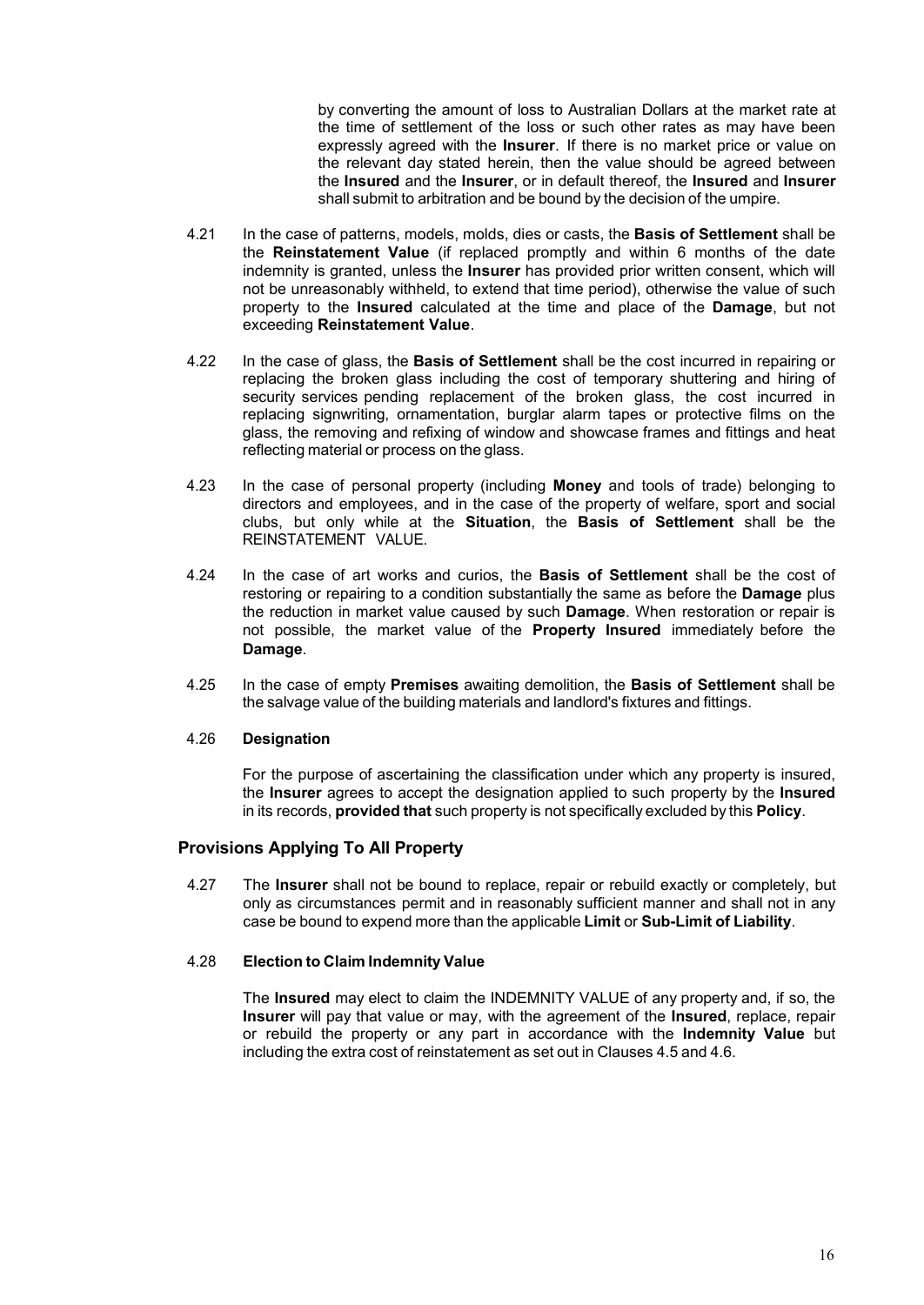by converting the amount of loss to Australian Dollars at the market rate at the time of settlement of the loss or such other rates as may have been expressly agreed with the **Insurer**. If there is no market price or value on the relevant day stated herein, then the value should be agreed between the **Insured** and the **Insurer**, or in default thereof, the **Insured** and **Insurer** shall submit to arbitration and be bound by the decision of the umpire.

4.21 In the case of patterns, models, molds, dies or casts, the **Basis of Settlement** shall be the **Reinstatement Value** (if replaced promptly and within 6 months of the date indemnity is granted, unless the **Insurer** has provided prior written consent, which will not be unreasonably withheld, to extend that time period), otherwise the value of such property to the **Insured** calculated at the time and place of the **Damage**, but not exceeding **Reinstatement Value**.

4.22 In the case of glass, the **Basis of Settlement** shall be the cost incurred in repairing or replacing the broken glass including the cost of temporary shuttering and hiring of security services pending replacement of the broken glass, the cost incurred in replacing signwriting, ornamentation, burglar alarm tapes or protective films on the glass, the removing and refixing of window and showcase frames and fittings and heat reflecting material or process on the glass.

4.23 In the case of personal property (including **Money** and tools of trade) belonging to directors and employees, and in the case of the property of welfare, sport and social clubs, but only while at the **Situation**, the **Basis of Settlement** shall be the REINSTATEMENT VALUE.

4.24 In the case of art works and curios, the **Basis of Settlement** shall be the cost of restoring or repairing to a condition substantially the same as before the **Damage** plus the reduction in market value caused by such **Damage**. When restoration or repair is not possible, the market value of the **Property Insured** immediately before the **Damage**.

4.25 In the case of empty **Premises** awaiting demolition, the **Basis of Settlement** shall be the salvage value of the building materials and landlord's fixtures and fittings.

4.26 **Designation**

For the purpose of ascertaining the classification under which any property is insured, the **Insurer** agrees to accept the designation applied to such property by the **Insured** in its records, **provided that** such property is not specifically excluded by this **Policy**.

## Provisions Applying To All Property

4.27 The **Insurer** shall not be bound to replace, repair or rebuild exactly or completely, but only as circumstances permit and in reasonably sufficient manner and shall not in any case be bound to expend more than the applicable **Limit** or **Sub-Limit of Liability**.

4.28 **Election to Claim Indemnity Value**

The **Insured** may elect to claim the INDEMNITY VALUE of any property and, if so, the **Insurer** will pay that value or may, with the agreement of the **Insured**, replace, repair or rebuild the property or any part in accordance with the **Indemnity Value** but including the extra cost of reinstatement as set out in Clauses 4.5 and 4.6.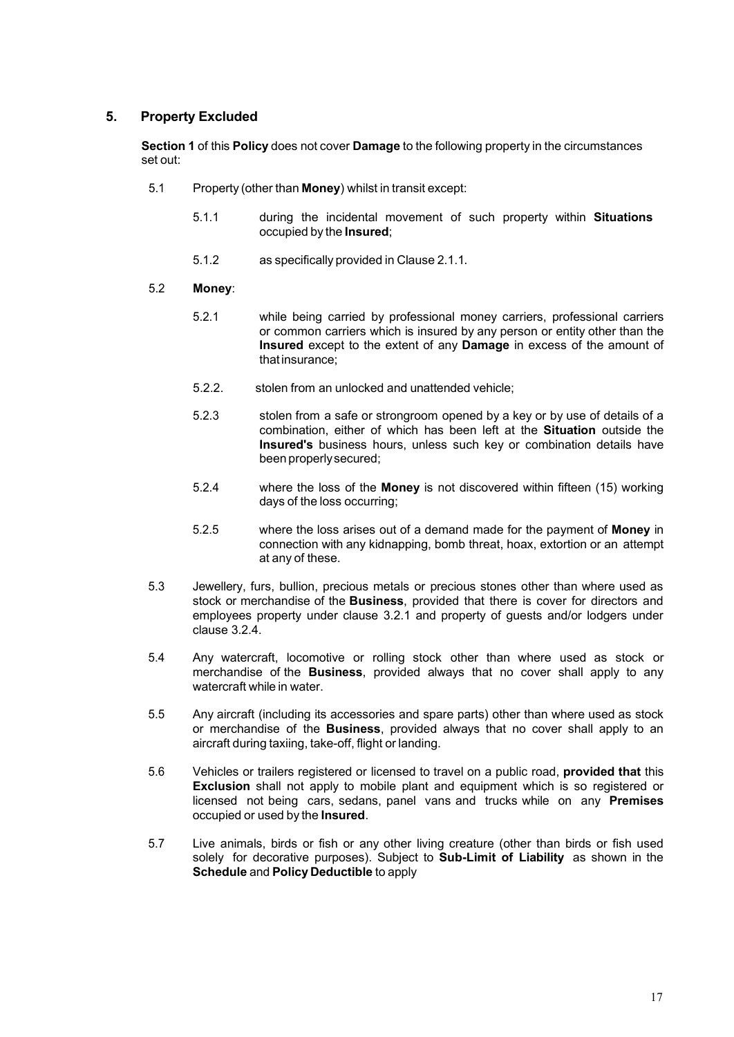## 5. Property Excluded

**Section 1** of this **Policy** does not cover **Damage** to the following property in the circumstances set out:

5.1 Property (other than **Money**) whilst in transit except:

- 5.1.1 during the incidental movement of such property within **Situations** occupied by the **Insured**;
- 5.1.2 as specifically provided in Clause 2.1.1.

5.2 **Money**:

- 5.2.1 while being carried by professional money carriers, professional carriers or common carriers which is insured by any person or entity other than the **Insured** except to the extent of any **Damage** in excess of the amount of that insurance;
- 5.2.2. stolen from an unlocked and unattended vehicle;
- 5.2.3 stolen from a safe or strongroom opened by a key or by use of details of a combination, either of which has been left at the **Situation** outside the **Insured's** business hours, unless such key or combination details have been properly secured;
- 5.2.4 where the loss of the **Money** is not discovered within fifteen (15) working days of the loss occurring;
- 5.2.5 where the loss arises out of a demand made for the payment of **Money** in connection with any kidnapping, bomb threat, hoax, extortion or an attempt at any of these.

5.3 Jewellery, furs, bullion, precious metals or precious stones other than where used as stock or merchandise of the **Business**, provided that there is cover for directors and employees property under clause 3.2.1 and property of guests and/or lodgers under clause 3.2.4.

5.4 Any watercraft, locomotive or rolling stock other than where used as stock or merchandise of the **Business**, provided always that no cover shall apply to any watercraft while in water.

5.5 Any aircraft (including its accessories and spare parts) other than where used as stock or merchandise of the **Business**, provided always that no cover shall apply to an aircraft during taxiing, take-off, flight or landing.

5.6 Vehicles or trailers registered or licensed to travel on a public road, **provided that** this **Exclusion** shall not apply to mobile plant and equipment which is so registered or licensed not being cars, sedans, panel vans and trucks while on any **Premises** occupied or used by the **Insured**.

5.7 Live animals, birds or fish or any other living creature (other than birds or fish used solely for decorative purposes). Subject to **Sub-Limit of Liability** as shown in the **Schedule** and **Policy Deductible** to apply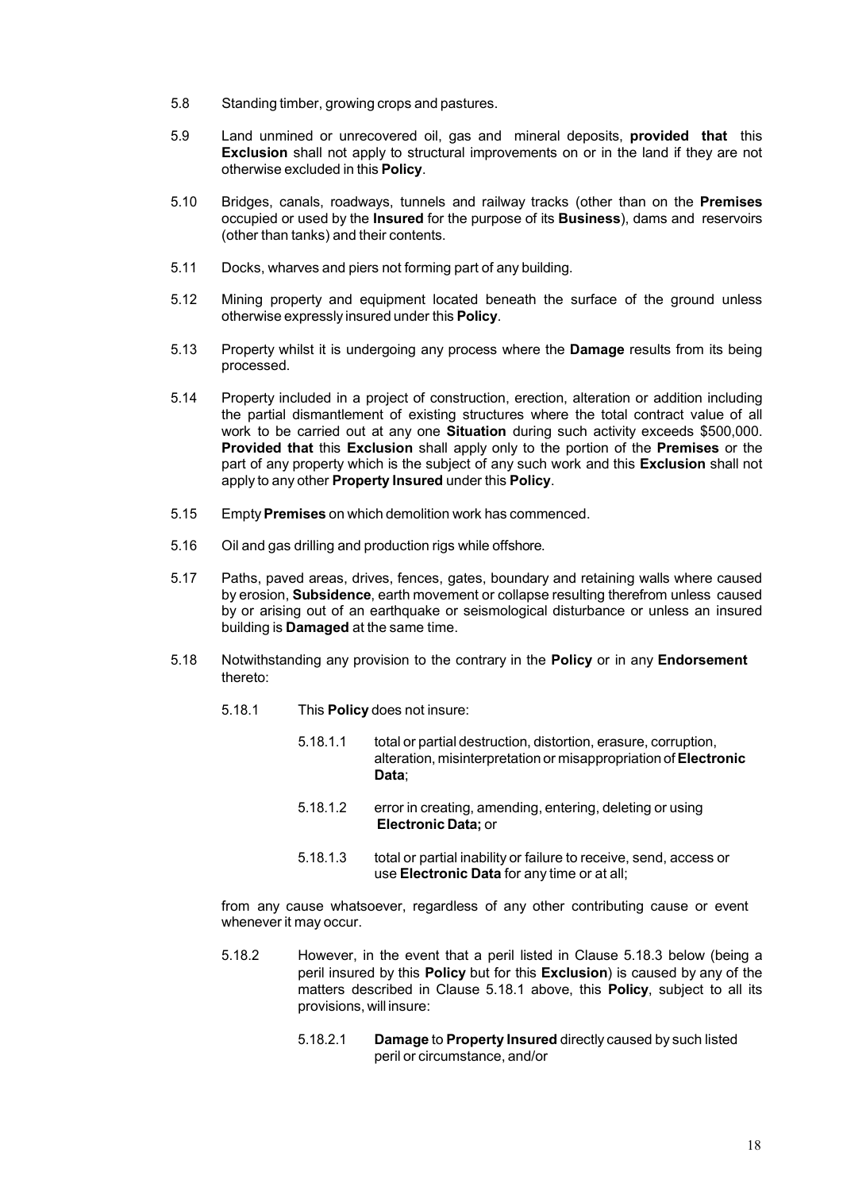5.8 Standing timber, growing crops and pastures.

5.9 Land unmined or unrecovered oil, gas and mineral deposits, **provided that** this **Exclusion** shall not apply to structural improvements on or in the land if they are not otherwise excluded in this **Policy**.

5.10 Bridges, canals, roadways, tunnels and railway tracks (other than on the **Premises** occupied or used by the **Insured** for the purpose of its **Business**), dams and reservoirs (other than tanks) and their contents.

5.11 Docks, wharves and piers not forming part of any building.

5.12 Mining property and equipment located beneath the surface of the ground unless otherwise expressly insured under this **Policy**.

5.13 Property whilst it is undergoing any process where the **Damage** results from its being processed.

5.14 Property included in a project of construction, erection, alteration or addition including the partial dismantlement of existing structures where the total contract value of all work to be carried out at any one **Situation** during such activity exceeds $500,000. **Provided that** this **Exclusion** shall apply only to the portion of the **Premises** or the part of any property which is the subject of any such work and this **Exclusion** shall not apply to any other **Property Insured** under this **Policy**.

5.15 Empty **Premises** on which demolition work has commenced.

5.16 Oil and gas drilling and production rigs while offshore.

5.17 Paths, paved areas, drives, fences, gates, boundary and retaining walls where caused by erosion, **Subsidence**, earth movement or collapse resulting therefrom unless caused by or arising out of an earthquake or seismological disturbance or unless an insured building is **Damaged** at the same time.

5.18 Notwithstanding any provision to the contrary in the **Policy** or in any **Endorsement** thereto:

5.18.1 This **Policy** does not insure:

5.18.1.1 total or partial destruction, distortion, erasure, corruption, alteration, misinterpretation or misappropriation of **Electronic Data**;

5.18.1.2 error in creating, amending, entering, deleting or using **Electronic Data;** or

5.18.1.3 total or partial inability or failure to receive, send, access or use **Electronic Data** for any time or at all;

from any cause whatsoever, regardless of any other contributing cause or event whenever it may occur.

5.18.2 However, in the event that a peril listed in Clause 5.18.3 below (being a peril insured by this **Policy** but for this **Exclusion**) is caused by any of the matters described in Clause 5.18.1 above, this **Policy**, subject to all its provisions, will insure:

5.18.2.1 **Damage** to **Property Insured** directly caused by such listed peril or circumstance, and/or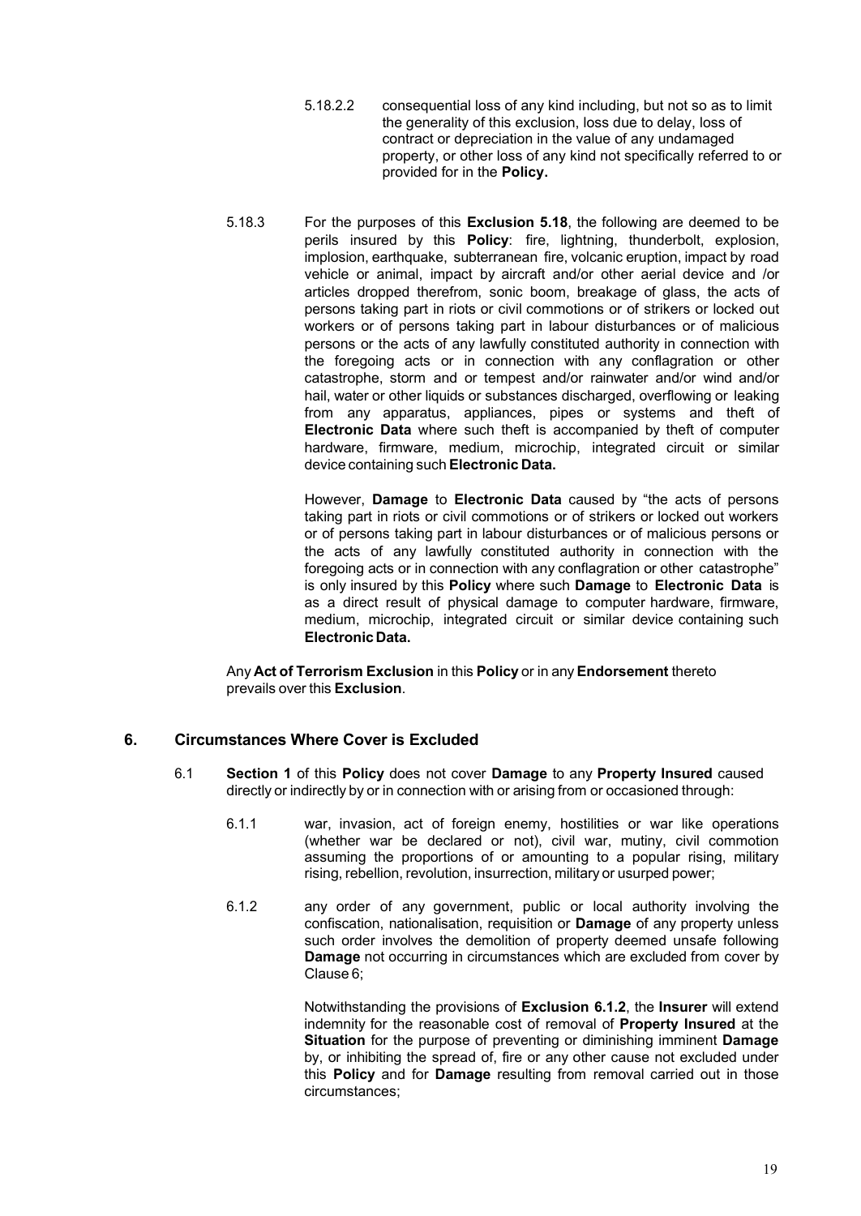5.18.2.2 consequential loss of any kind including, but not so as to limit the generality of this exclusion, loss due to delay, loss of contract or depreciation in the value of any undamaged property, or other loss of any kind not specifically referred to or provided for in the **Policy.**

5.18.3 For the purposes of this **Exclusion 5.18**, the following are deemed to be perils insured by this **Policy**: fire, lightning, thunderbolt, explosion, implosion, earthquake, subterranean fire, volcanic eruption, impact by road vehicle or animal, impact by aircraft and/or other aerial device and /or articles dropped therefrom, sonic boom, breakage of glass, the acts of persons taking part in riots or civil commotions or of strikers or locked out workers or of persons taking part in labour disturbances or of malicious persons or the acts of any lawfully constituted authority in connection with the foregoing acts or in connection with any conflagration or other catastrophe, storm and or tempest and/or rainwater and/or wind and/or hail, water or other liquids or substances discharged, overflowing or leaking from any apparatus, appliances, pipes or systems and theft of **Electronic Data** where such theft is accompanied by theft of computer hardware, firmware, medium, microchip, integrated circuit or similar device containing such **Electronic Data.**

However, **Damage** to **Electronic Data** caused by "the acts of persons taking part in riots or civil commotions or of strikers or locked out workers or of persons taking part in labour disturbances or of malicious persons or the acts of any lawfully constituted authority in connection with the foregoing acts or in connection with any conflagration or other catastrophe" is only insured by this **Policy** where such **Damage** to **Electronic Data** is as a direct result of physical damage to computer hardware, firmware, medium, microchip, integrated circuit or similar device containing such **Electronic Data.**

Any **Act of Terrorism Exclusion** in this **Policy** or in any **Endorsement** thereto prevails over this **Exclusion**.

## 6. Circumstances Where Cover is Excluded

6.1 **Section 1** of this **Policy** does not cover **Damage** to any **Property Insured** caused directly or indirectly by or in connection with or arising from or occasioned through:

6.1.1 war, invasion, act of foreign enemy, hostilities or war like operations (whether war be declared or not), civil war, mutiny, civil commotion assuming the proportions of or amounting to a popular rising, military rising, rebellion, revolution, insurrection, military or usurped power;

6.1.2 any order of any government, public or local authority involving the confiscation, nationalisation, requisition or **Damage** of any property unless such order involves the demolition of property deemed unsafe following **Damage** not occurring in circumstances which are excluded from cover by Clause 6;

Notwithstanding the provisions of **Exclusion 6.1.2**, the **Insurer** will extend indemnity for the reasonable cost of removal of **Property Insured** at the **Situation** for the purpose of preventing or diminishing imminent **Damage** by, or inhibiting the spread of, fire or any other cause not excluded under this **Policy** and for **Damage** resulting from removal carried out in those circumstances;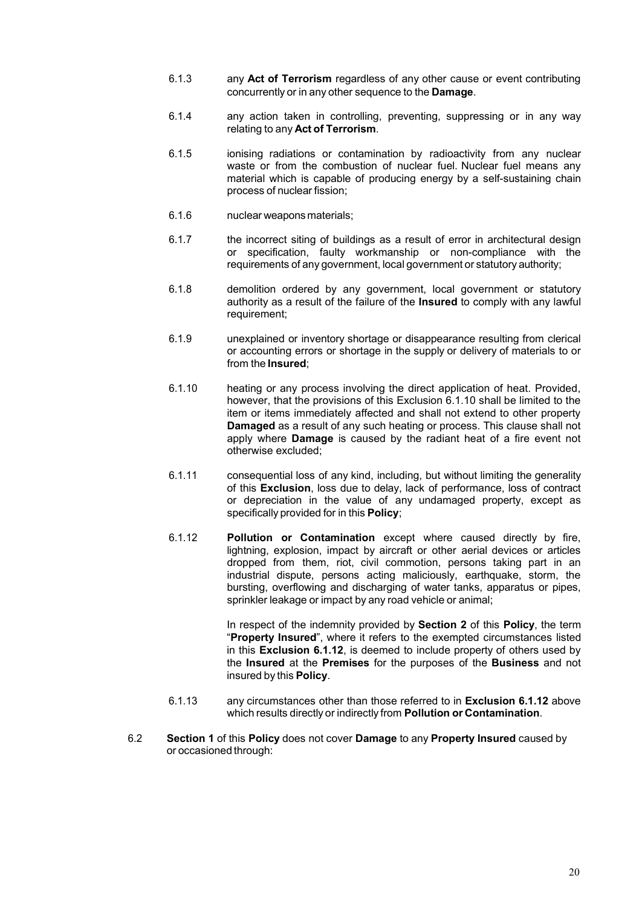6.1.3 any **Act of Terrorism** regardless of any other cause or event contributing concurrently or in any other sequence to the **Damage**.

6.1.4 any action taken in controlling, preventing, suppressing or in any way relating to any **Act of Terrorism**.

6.1.5 ionising radiations or contamination by radioactivity from any nuclear waste or from the combustion of nuclear fuel. Nuclear fuel means any material which is capable of producing energy by a self-sustaining chain process of nuclear fission;

6.1.6 nuclear weapons materials;

6.1.7 the incorrect siting of buildings as a result of error in architectural design or specification, faulty workmanship or non-compliance with the requirements of any government, local government or statutory authority;

6.1.8 demolition ordered by any government, local government or statutory authority as a result of the failure of the **Insured** to comply with any lawful requirement;

6.1.9 unexplained or inventory shortage or disappearance resulting from clerical or accounting errors or shortage in the supply or delivery of materials to or from the **Insured**;

6.1.10 heating or any process involving the direct application of heat. Provided, however, that the provisions of this Exclusion 6.1.10 shall be limited to the item or items immediately affected and shall not extend to other property **Damaged** as a result of any such heating or process. This clause shall not apply where **Damage** is caused by the radiant heat of a fire event not otherwise excluded;

6.1.11 consequential loss of any kind, including, but without limiting the generality of this **Exclusion**, loss due to delay, lack of performance, loss of contract or depreciation in the value of any undamaged property, except as specifically provided for in this **Policy**;

6.1.12 **Pollution or Contamination** except where caused directly by fire, lightning, explosion, impact by aircraft or other aerial devices or articles dropped from them, riot, civil commotion, persons taking part in an industrial dispute, persons acting maliciously, earthquake, storm, the bursting, overflowing and discharging of water tanks, apparatus or pipes, sprinkler leakage or impact by any road vehicle or animal;

In respect of the indemnity provided by **Section 2** of this **Policy**, the term "**Property Insured**", where it refers to the exempted circumstances listed in this **Exclusion 6.1.12**, is deemed to include property of others used by the **Insured** at the **Premises** for the purposes of the **Business** and not insured by this **Policy**.

6.1.13 any circumstances other than those referred to in **Exclusion 6.1.12** above which results directly or indirectly from **Pollution or Contamination**.

6.2 **Section 1** of this **Policy** does not cover **Damage** to any **Property Insured** caused by or occasioned through: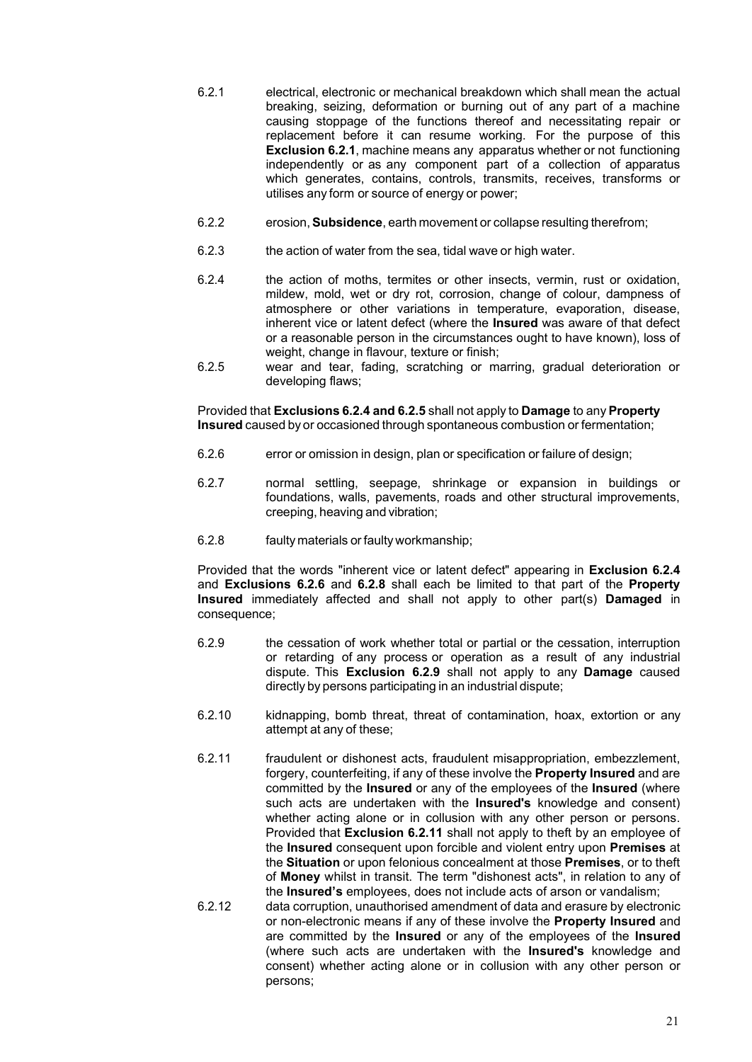6.2.1 electrical, electronic or mechanical breakdown which shall mean the actual breaking, seizing, deformation or burning out of any part of a machine causing stoppage of the functions thereof and necessitating repair or replacement before it can resume working. For the purpose of this **Exclusion 6.2.1**, machine means any apparatus whether or not functioning independently or as any component part of a collection of apparatus which generates, contains, controls, transmits, receives, transforms or utilises any form or source of energy or power;

6.2.2 erosion, **Subsidence**, earth movement or collapse resulting therefrom;

6.2.3 the action of water from the sea, tidal wave or high water.

6.2.4 the action of moths, termites or other insects, vermin, rust or oxidation, mildew, mold, wet or dry rot, corrosion, change of colour, dampness of atmosphere or other variations in temperature, evaporation, disease, inherent vice or latent defect (where the **Insured** was aware of that defect or a reasonable person in the circumstances ought to have known), loss of weight, change in flavour, texture or finish;

6.2.5 wear and tear, fading, scratching or marring, gradual deterioration or developing flaws;

Provided that **Exclusions 6.2.4 and 6.2.5** shall not apply to **Damage** to any **Property Insured** caused by or occasioned through spontaneous combustion or fermentation;

6.2.6 error or omission in design, plan or specification or failure of design;

6.2.7 normal settling, seepage, shrinkage or expansion in buildings or foundations, walls, pavements, roads and other structural improvements, creeping, heaving and vibration;

6.2.8 faulty materials or faulty workmanship;

Provided that the words "inherent vice or latent defect" appearing in **Exclusion 6.2.4** and **Exclusions 6.2.6** and **6.2.8** shall each be limited to that part of the **Property Insured** immediately affected and shall not apply to other part(s) **Damaged** in consequence;

6.2.9 the cessation of work whether total or partial or the cessation, interruption or retarding of any process or operation as a result of any industrial dispute. This **Exclusion 6.2.9** shall not apply to any **Damage** caused directly by persons participating in an industrial dispute;

6.2.10 kidnapping, bomb threat, threat of contamination, hoax, extortion or any attempt at any of these;

6.2.11 fraudulent or dishonest acts, fraudulent misappropriation, embezzlement, forgery, counterfeiting, if any of these involve the **Property Insured** and are committed by the **Insured** or any of the employees of the **Insured** (where such acts are undertaken with the **Insured's** knowledge and consent) whether acting alone or in collusion with any other person or persons. Provided that **Exclusion 6.2.11** shall not apply to theft by an employee of the **Insured** consequent upon forcible and violent entry upon **Premises** at the **Situation** or upon felonious concealment at those **Premises**, or to theft of **Money** whilst in transit. The term "dishonest acts", in relation to any of the **Insured's** employees, does not include acts of arson or vandalism;

6.2.12 data corruption, unauthorised amendment of data and erasure by electronic or non-electronic means if any of these involve the **Property Insured** and are committed by the **Insured** or any of the employees of the **Insured** (where such acts are undertaken with the **Insured's** knowledge and consent) whether acting alone or in collusion with any other person or persons;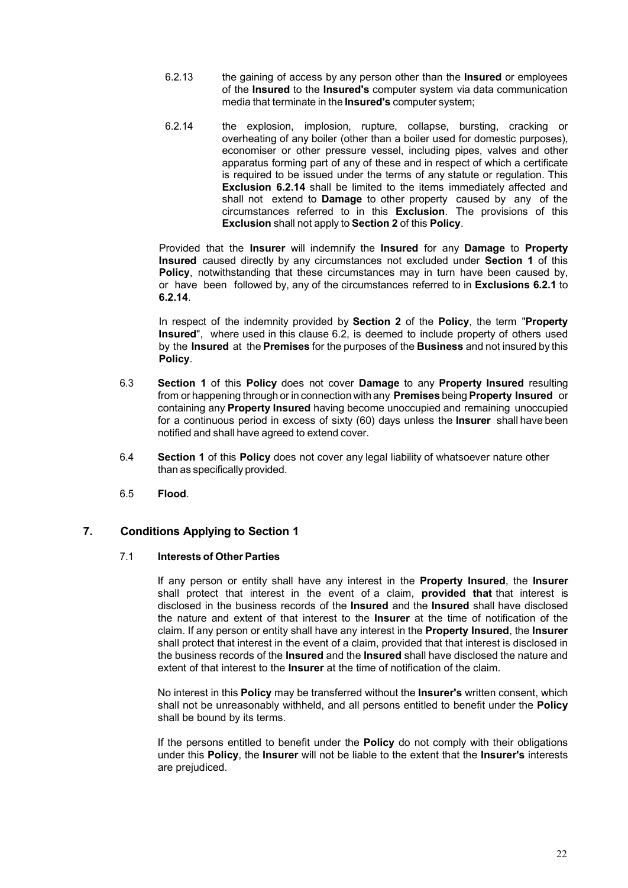6.2.13 the gaining of access by any person other than the **Insured** or employees of the **Insured** to the **Insured's** computer system via data communication media that terminate in the **Insured's** computer system;

6.2.14 the explosion, implosion, rupture, collapse, bursting, cracking or overheating of any boiler (other than a boiler used for domestic purposes), economiser or other pressure vessel, including pipes, valves and other apparatus forming part of any of these and in respect of which a certificate is required to be issued under the terms of any statute or regulation. This **Exclusion 6.2.14** shall be limited to the items immediately affected and shall not extend to **Damage** to other property caused by any of the circumstances referred to in this **Exclusion**. The provisions of this **Exclusion** shall not apply to **Section 2** of this **Policy**.

Provided that the **Insurer** will indemnify the **Insured** for any **Damage** to **Property Insured** caused directly by any circumstances not excluded under **Section 1** of this **Policy**, notwithstanding that these circumstances may in turn have been caused by, or have been followed by, any of the circumstances referred to in **Exclusions 6.2.1** to **6.2.14**.

In respect of the indemnity provided by **Section 2** of the **Policy**, the term "**Property Insured**", where used in this clause 6.2, is deemed to include property of others used by the **Insured** at the **Premises** for the purposes of the **Business** and not insured by this **Policy**.

6.3 **Section 1** of this **Policy** does not cover **Damage** to any **Property Insured** resulting from or happening through or in connection with any **Premises** being **Property Insured** or containing any **Property Insured** having become unoccupied and remaining unoccupied for a continuous period in excess of sixty (60) days unless the **Insurer** shall have been notified and shall have agreed to extend cover.

6.4 **Section 1** of this **Policy** does not cover any legal liability of whatsoever nature other than as specifically provided.

6.5 **Flood**.

## 7. Conditions Applying to Section 1

### 7.1 Interests of Other Parties

If any person or entity shall have any interest in the **Property Insured**, the **Insurer** shall protect that interest in the event of a claim, **provided that** that interest is disclosed in the business records of the **Insured** and the **Insured** shall have disclosed the nature and extent of that interest to the **Insurer** at the time of notification of the claim. If any person or entity shall have any interest in the **Property Insured**, the **Insurer** shall protect that interest in the event of a claim, provided that that interest is disclosed in the business records of the **Insured** and the **Insured** shall have disclosed the nature and extent of that interest to the **Insurer** at the time of notification of the claim.

No interest in this **Policy** may be transferred without the **Insurer's** written consent, which shall not be unreasonably withheld, and all persons entitled to benefit under the **Policy** shall be bound by its terms.

If the persons entitled to benefit under the **Policy** do not comply with their obligations under this **Policy**, the **Insurer** will not be liable to the extent that the **Insurer's** interests are prejudiced.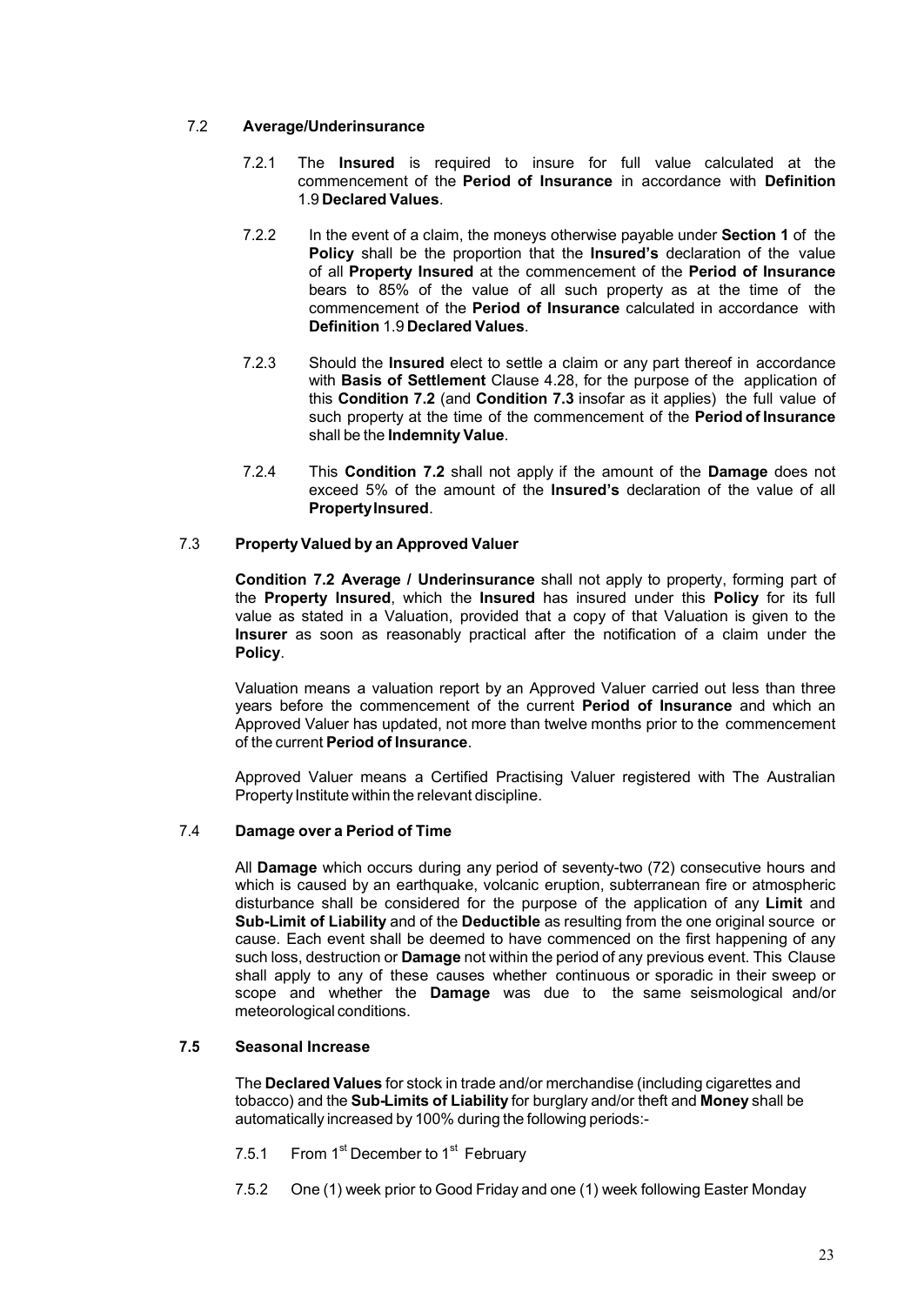### 7.2 **Average/Underinsurance**

7.2.1 The **Insured** is required to insure for full value calculated at the commencement of the **Period of Insurance** in accordance with **Definition** 1.9 **Declared Values**.

7.2.2 In the event of a claim, the moneys otherwise payable under **Section 1** of the **Policy** shall be the proportion that the **Insured's** declaration of the value of all **Property Insured** at the commencement of the **Period of Insurance** bears to 85% of the value of all such property as at the time of the commencement of the **Period of Insurance** calculated in accordance with **Definition** 1.9 **Declared Values**.

7.2.3 Should the **Insured** elect to settle a claim or any part thereof in accordance with **Basis of Settlement** Clause 4.28, for the purpose of the application of this **Condition 7.2** (and **Condition 7.3** insofar as it applies) the full value of such property at the time of the commencement of the **Period of Insurance** shall be the **Indemnity Value**.

7.2.4 This **Condition 7.2** shall not apply if the amount of the **Damage** does not exceed 5% of the amount of the **Insured's** declaration of the value of all **Property Insured**.

### 7.3 **Property Valued by an Approved Valuer**

**Condition 7.2 Average / Underinsurance** shall not apply to property, forming part of the **Property Insured**, which the **Insured** has insured under this **Policy** for its full value as stated in a Valuation, provided that a copy of that Valuation is given to the **Insurer** as soon as reasonably practical after the notification of a claim under the **Policy**.

Valuation means a valuation report by an Approved Valuer carried out less than three years before the commencement of the current **Period of Insurance** and which an Approved Valuer has updated, not more than twelve months prior to the commencement of the current **Period of Insurance**.

Approved Valuer means a Certified Practising Valuer registered with The Australian Property Institute within the relevant discipline.

### 7.4 **Damage over a Period of Time**

All **Damage** which occurs during any period of seventy-two (72) consecutive hours and which is caused by an earthquake, volcanic eruption, subterranean fire or atmospheric disturbance shall be considered for the purpose of the application of any **Limit** and **Sub-Limit of Liability** and of the **Deductible** as resulting from the one original source or cause. Each event shall be deemed to have commenced on the first happening of any such loss, destruction or **Damage** not within the period of any previous event. This Clause shall apply to any of these causes whether continuous or sporadic in their sweep or scope and whether the **Damage** was due to the same seismological and/or meteorological conditions.

### **7.5 Seasonal Increase**

The **Declared Values** for stock in trade and/or merchandise (including cigarettes and tobacco) and the **Sub-Limits of Liability** for burglary and/or theft and **Money** shall be automatically increased by 100% during the following periods:-

7.5.1 From 1st December to 1st February

7.5.2 One (1) week prior to Good Friday and one (1) week following Easter Monday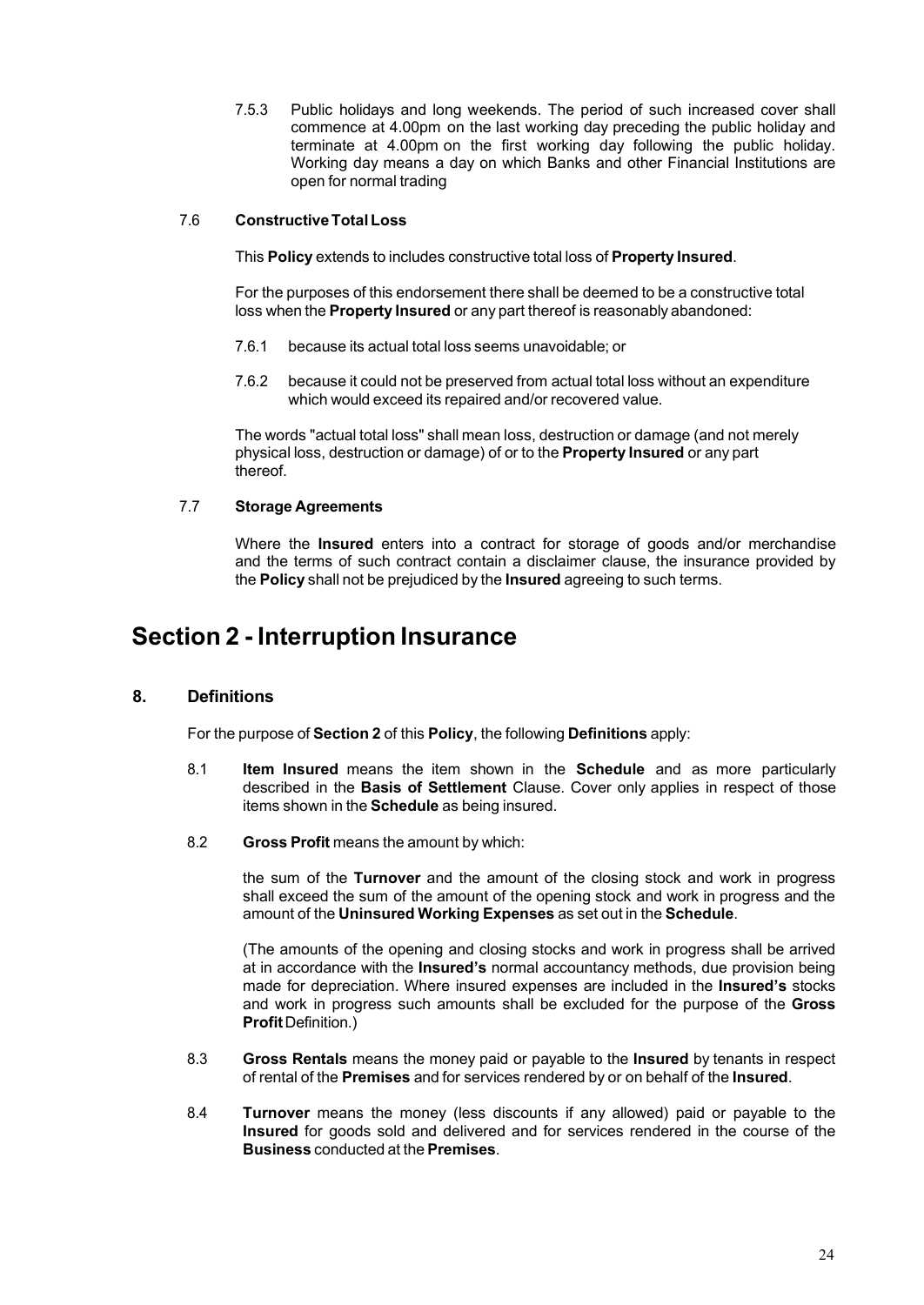7.5.3 Public holidays and long weekends. The period of such increased cover shall commence at 4.00pm on the last working day preceding the public holiday and terminate at 4.00pm on the first working day following the public holiday. Working day means a day on which Banks and other Financial Institutions are open for normal trading

### 7.6 Constructive Total Loss

This **Policy** extends to includes constructive total loss of **Property Insured**.

For the purposes of this endorsement there shall be deemed to be a constructive total loss when the **Property Insured** or any part thereof is reasonably abandoned:

7.6.1 because its actual total loss seems unavoidable; or

7.6.2 because it could not be preserved from actual total loss without an expenditure which would exceed its repaired and/or recovered value.

The words "actual total loss" shall mean loss, destruction or damage (and not merely physical loss, destruction or damage) of or to the **Property Insured** or any part thereof.

### 7.7 Storage Agreements

Where the **Insured** enters into a contract for storage of goods and/or merchandise and the terms of such contract contain a disclaimer clause, the insurance provided by the **Policy** shall not be prejudiced by the **Insured** agreeing to such terms.

# Section 2 - Interruption Insurance

## 8. Definitions

For the purpose of **Section 2** of this **Policy**, the following **Definitions** apply:

8.1 **Item Insured** means the item shown in the **Schedule** and as more particularly described in the **Basis of Settlement** Clause. Cover only applies in respect of those items shown in the **Schedule** as being insured.

8.2 **Gross Profit** means the amount by which:

the sum of the **Turnover** and the amount of the closing stock and work in progress shall exceed the sum of the amount of the opening stock and work in progress and the amount of the **Uninsured Working Expenses** as set out in the **Schedule**.

(The amounts of the opening and closing stocks and work in progress shall be arrived at in accordance with the **Insured's** normal accountancy methods, due provision being made for depreciation. Where insured expenses are included in the **Insured's** stocks and work in progress such amounts shall be excluded for the purpose of the **Gross Profit** Definition.)

8.3 **Gross Rentals** means the money paid or payable to the **Insured** by tenants in respect of rental of the **Premises** and for services rendered by or on behalf of the **Insured**.

8.4 **Turnover** means the money (less discounts if any allowed) paid or payable to the **Insured** for goods sold and delivered and for services rendered in the course of the **Business** conducted at the **Premises**.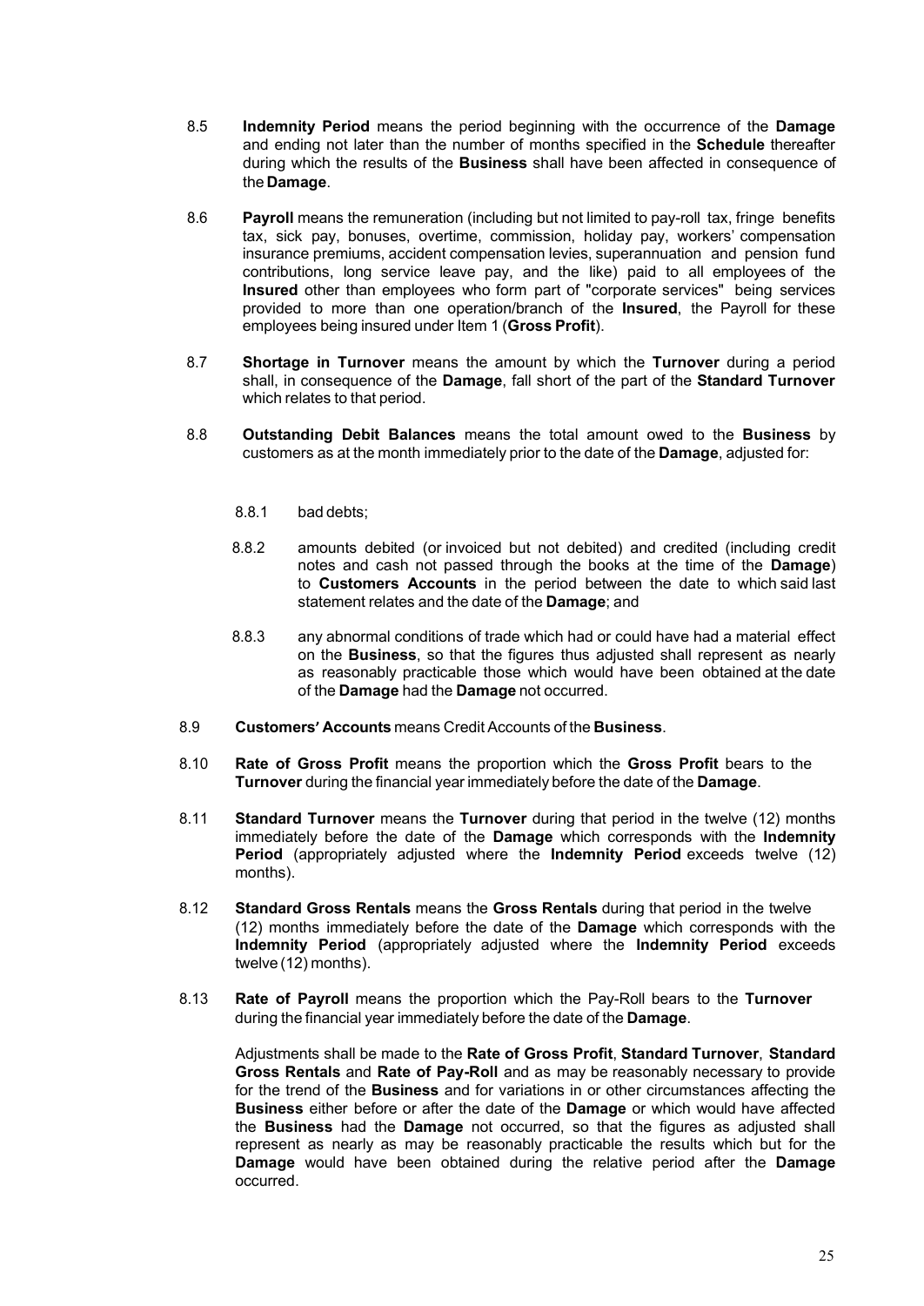8.5 **Indemnity Period** means the period beginning with the occurrence of the **Damage** and ending not later than the number of months specified in the **Schedule** thereafter during which the results of the **Business** shall have been affected in consequence of the **Damage**.

8.6 **Payroll** means the remuneration (including but not limited to pay-roll tax, fringe benefits tax, sick pay, bonuses, overtime, commission, holiday pay, workers' compensation insurance premiums, accident compensation levies, superannuation and pension fund contributions, long service leave pay, and the like) paid to all employees of the **Insured** other than employees who form part of "corporate services" being services provided to more than one operation/branch of the **Insured**, the Payroll for these employees being insured under Item 1 (**Gross Profit**).

8.7 **Shortage in Turnover** means the amount by which the **Turnover** during a period shall, in consequence of the **Damage**, fall short of the part of the **Standard Turnover** which relates to that period.

8.8 **Outstanding Debit Balances** means the total amount owed to the **Business** by customers as at the month immediately prior to the date of the **Damage**, adjusted for:

8.8.1 bad debts;

8.8.2 amounts debited (or invoiced but not debited) and credited (including credit notes and cash not passed through the books at the time of the **Damage**) to **Customers Accounts** in the period between the date to which said last statement relates and the date of the **Damage**; and

8.8.3 any abnormal conditions of trade which had or could have had a material effect on the **Business**, so that the figures thus adjusted shall represent as nearly as reasonably practicable those which would have been obtained at the date of the **Damage** had the **Damage** not occurred.

8.9 **Customers' Accounts** means Credit Accounts of the **Business**.

8.10 **Rate of Gross Profit** means the proportion which the **Gross Profit** bears to the **Turnover** during the financial year immediately before the date of the **Damage**.

8.11 **Standard Turnover** means the **Turnover** during that period in the twelve (12) months immediately before the date of the **Damage** which corresponds with the **Indemnity Period** (appropriately adjusted where the **Indemnity Period** exceeds twelve (12) months).

8.12 **Standard Gross Rentals** means the **Gross Rentals** during that period in the twelve (12) months immediately before the date of the **Damage** which corresponds with the **Indemnity Period** (appropriately adjusted where the **Indemnity Period** exceeds twelve (12) months).

8.13 **Rate of Payroll** means the proportion which the Pay-Roll bears to the **Turnover** during the financial year immediately before the date of the **Damage**.

Adjustments shall be made to the **Rate of Gross Profit**, **Standard Turnover**, **Standard Gross Rentals** and **Rate of Pay-Roll** and as may be reasonably necessary to provide for the trend of the **Business** and for variations in or other circumstances affecting the **Business** either before or after the date of the **Damage** or which would have affected the **Business** had the **Damage** not occurred, so that the figures as adjusted shall represent as nearly as may be reasonably practicable the results which but for the **Damage** would have been obtained during the relative period after the **Damage** occurred.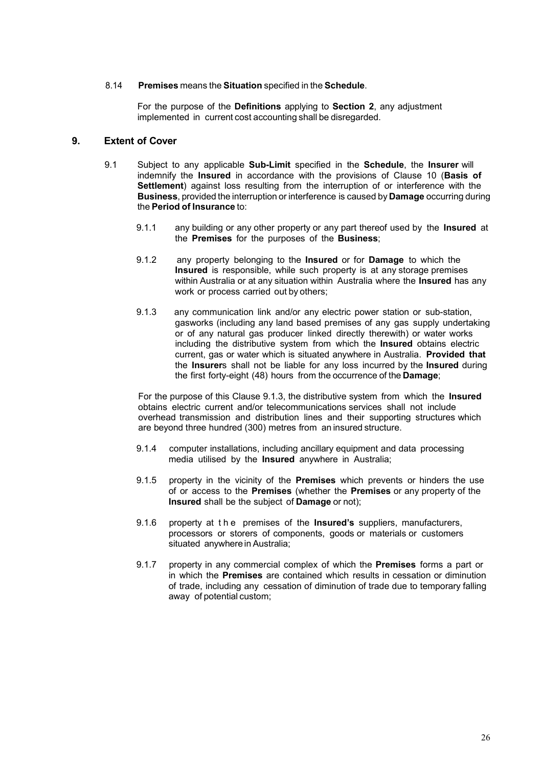8.14 **Premises** means the **Situation** specified in the **Schedule**.

For the purpose of the **Definitions** applying to **Section 2**, any adjustment implemented in current cost accounting shall be disregarded.

## 9. Extent of Cover

9.1 Subject to any applicable **Sub-Limit** specified in the **Schedule**, the **Insurer** will indemnify the **Insured** in accordance with the provisions of Clause 10 (**Basis of Settlement**) against loss resulting from the interruption of or interference with the **Business**, provided the interruption or interference is caused by **Damage** occurring during the **Period of Insurance** to:

9.1.1 any building or any other property or any part thereof used by the **Insured** at the **Premises** for the purposes of the **Business**;

9.1.2 any property belonging to the **Insured** or for **Damage** to which the **Insured** is responsible, while such property is at any storage premises within Australia or at any situation within Australia where the **Insured** has any work or process carried out by others;

9.1.3 any communication link and/or any electric power station or sub-station, gasworks (including any land based premises of any gas supply undertaking or of any natural gas producer linked directly therewith) or water works including the distributive system from which the **Insured** obtains electric current, gas or water which is situated anywhere in Australia. **Provided that** the **Insurer**s shall not be liable for any loss incurred by the **Insured** during the first forty-eight (48) hours from the occurrence of the **Damage**;

For the purpose of this Clause 9.1.3, the distributive system from which the **Insured** obtains electric current and/or telecommunications services shall not include overhead transmission and distribution lines and their supporting structures which are beyond three hundred (300) metres from an insured structure.

9.1.4 computer installations, including ancillary equipment and data processing media utilised by the **Insured** anywhere in Australia;

9.1.5 property in the vicinity of the **Premises** which prevents or hinders the use of or access to the **Premises** (whether the **Premises** or any property of the **Insured** shall be the subject of **Damage** or not);

9.1.6 property at the premises of the **Insured's** suppliers, manufacturers, processors or storers of components, goods or materials or customers situated anywhere in Australia;

9.1.7 property in any commercial complex of which the **Premises** forms a part or in which the **Premises** are contained which results in cessation or diminution of trade, including any cessation of diminution of trade due to temporary falling away of potential custom;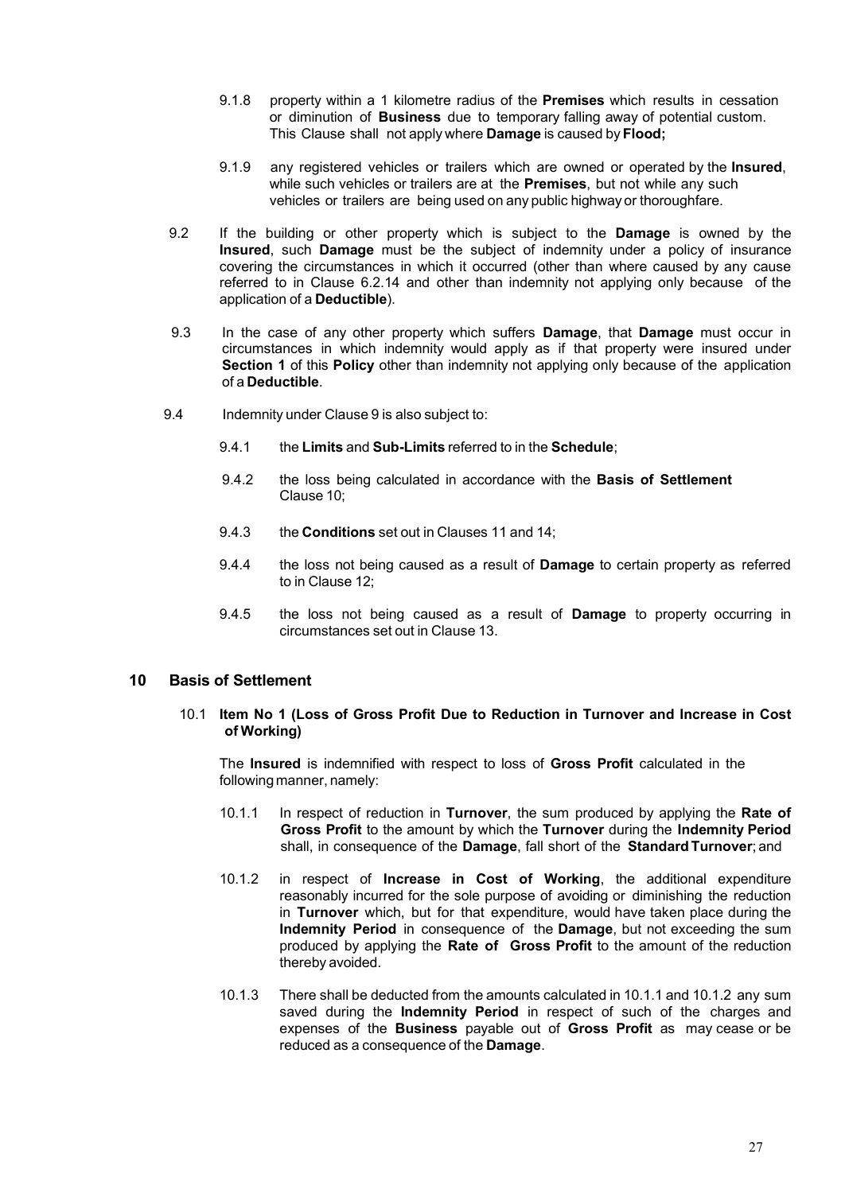9.1.8 property within a 1 kilometre radius of the **Premises** which results in cessation or diminution of **Business** due to temporary falling away of potential custom. This Clause shall not apply where **Damage** is caused by **Flood;**

9.1.9 any registered vehicles or trailers which are owned or operated by the **Insured**, while such vehicles or trailers are at the **Premises**, but not while any such vehicles or trailers are being used on any public highway or thoroughfare.

9.2 If the building or other property which is subject to the **Damage** is owned by the **Insured**, such **Damage** must be the subject of indemnity under a policy of insurance covering the circumstances in which it occurred (other than where caused by any cause referred to in Clause 6.2.14 and other than indemnity not applying only because of the application of a **Deductible**).

9.3 In the case of any other property which suffers **Damage**, that **Damage** must occur in circumstances in which indemnity would apply as if that property were insured under **Section 1** of this **Policy** other than indemnity not applying only because of the application of a **Deductible**.

9.4 Indemnity under Clause 9 is also subject to:

9.4.1 the **Limits** and **Sub-Limits** referred to in the **Schedule**;

9.4.2 the loss being calculated in accordance with the **Basis of Settlement** Clause 10;

9.4.3 the **Conditions** set out in Clauses 11 and 14;

9.4.4 the loss not being caused as a result of **Damage** to certain property as referred to in Clause 12;

9.4.5 the loss not being caused as a result of **Damage** to property occurring in circumstances set out in Clause 13.

## 10 Basis of Settlement

10.1 **Item No 1 (Loss of Gross Profit Due to Reduction in Turnover and Increase in Cost of Working)**

The **Insured** is indemnified with respect to loss of **Gross Profit** calculated in the following manner, namely:

10.1.1 In respect of reduction in **Turnover**, the sum produced by applying the **Rate of Gross Profit** to the amount by which the **Turnover** during the **Indemnity Period** shall, in consequence of the **Damage**, fall short of the **Standard Turnover**; and

10.1.2 in respect of **Increase in Cost of Working**, the additional expenditure reasonably incurred for the sole purpose of avoiding or diminishing the reduction in **Turnover** which, but for that expenditure, would have taken place during the **Indemnity Period** in consequence of the **Damage**, but not exceeding the sum produced by applying the **Rate of Gross Profit** to the amount of the reduction thereby avoided.

10.1.3 There shall be deducted from the amounts calculated in 10.1.1 and 10.1.2 any sum saved during the **Indemnity Period** in respect of such of the charges and expenses of the **Business** payable out of **Gross Profit** as may cease or be reduced as a consequence of the **Damage**.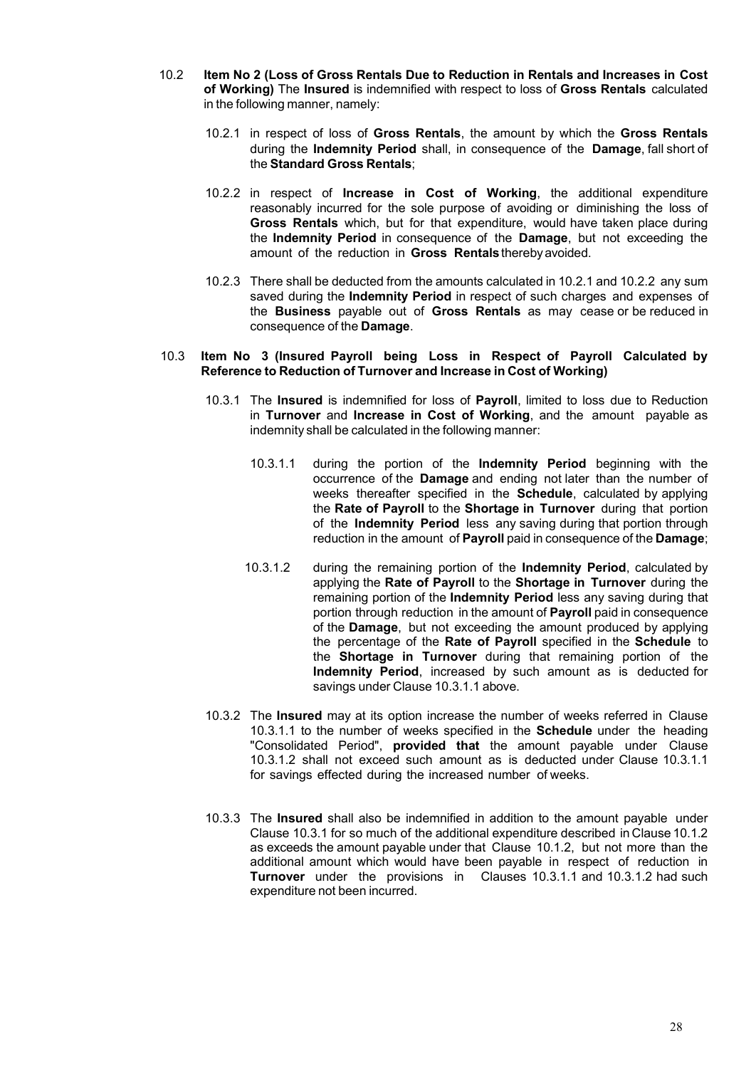10.2 **Item No 2 (Loss of Gross Rentals Due to Reduction in Rentals and Increases in Cost of Working)** The **Insured** is indemnified with respect to loss of **Gross Rentals** calculated in the following manner, namely:

10.2.1 in respect of loss of **Gross Rentals**, the amount by which the **Gross Rentals** during the **Indemnity Period** shall, in consequence of the **Damage**, fall short of the **Standard Gross Rentals**;

10.2.2 in respect of **Increase in Cost of Working**, the additional expenditure reasonably incurred for the sole purpose of avoiding or diminishing the loss of **Gross Rentals** which, but for that expenditure, would have taken place during the **Indemnity Period** in consequence of the **Damage**, but not exceeding the amount of the reduction in **Gross Rentals** thereby avoided.

10.2.3 There shall be deducted from the amounts calculated in 10.2.1 and 10.2.2 any sum saved during the **Indemnity Period** in respect of such charges and expenses of the **Business** payable out of **Gross Rentals** as may cease or be reduced in consequence of the **Damage**.

10.3 **Item No 3 (Insured Payroll being Loss in Respect of Payroll Calculated by Reference to Reduction of Turnover and Increase in Cost of Working)**

10.3.1 The **Insured** is indemnified for loss of **Payroll**, limited to loss due to Reduction in **Turnover** and **Increase in Cost of Working**, and the amount payable as indemnity shall be calculated in the following manner:

10.3.1.1 during the portion of the **Indemnity Period** beginning with the occurrence of the **Damage** and ending not later than the number of weeks thereafter specified in the **Schedule**, calculated by applying the **Rate of Payroll** to the **Shortage in Turnover** during that portion of the **Indemnity Period** less any saving during that portion through reduction in the amount of **Payroll** paid in consequence of the **Damage**;

10.3.1.2 during the remaining portion of the **Indemnity Period**, calculated by applying the **Rate of Payroll** to the **Shortage in Turnover** during the remaining portion of the **Indemnity Period** less any saving during that portion through reduction in the amount of **Payroll** paid in consequence of the **Damage**, but not exceeding the amount produced by applying the percentage of the **Rate of Payroll** specified in the **Schedule** to the **Shortage in Turnover** during that remaining portion of the **Indemnity Period**, increased by such amount as is deducted for savings under Clause 10.3.1.1 above.

10.3.2 The **Insured** may at its option increase the number of weeks referred in Clause 10.3.1.1 to the number of weeks specified in the **Schedule** under the heading "Consolidated Period", **provided that** the amount payable under Clause 10.3.1.2 shall not exceed such amount as is deducted under Clause 10.3.1.1 for savings effected during the increased number of weeks.

10.3.3 The **Insured** shall also be indemnified in addition to the amount payable under Clause 10.3.1 for so much of the additional expenditure described in Clause 10.1.2 as exceeds the amount payable under that Clause 10.1.2, but not more than the additional amount which would have been payable in respect of reduction in **Turnover** under the provisions in Clauses 10.3.1.1 and 10.3.1.2 had such expenditure not been incurred.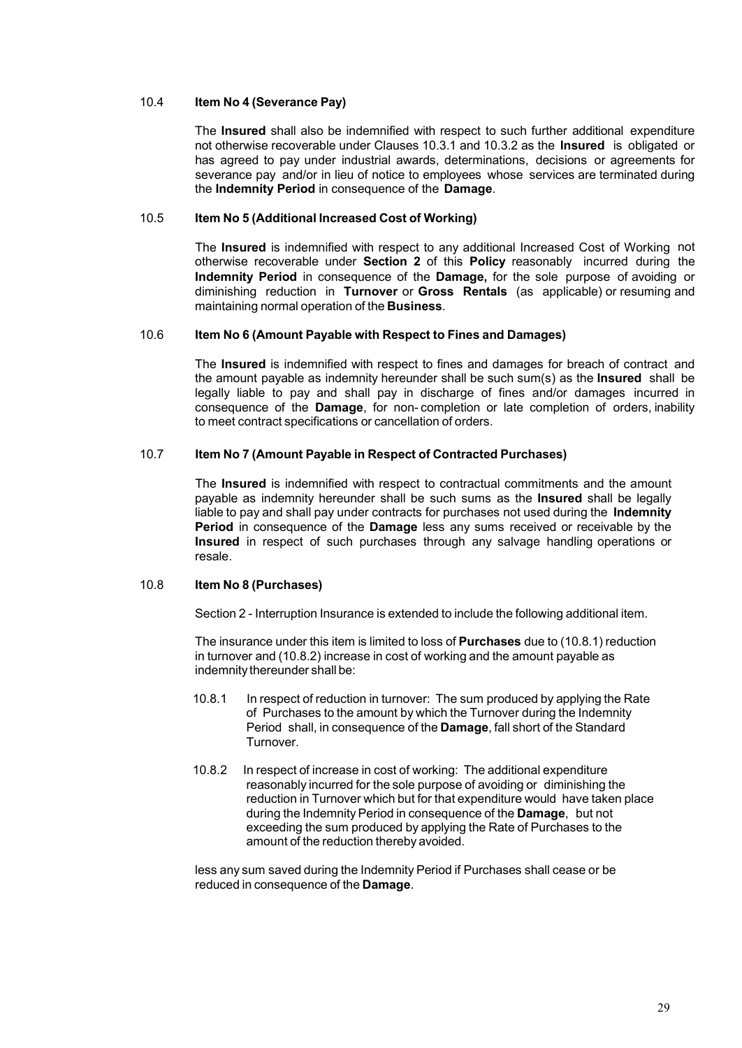### 10.4 Item No 4 (Severance Pay)

The **Insured** shall also be indemnified with respect to such further additional expenditure not otherwise recoverable under Clauses 10.3.1 and 10.3.2 as the **Insured** is obligated or has agreed to pay under industrial awards, determinations, decisions or agreements for severance pay and/or in lieu of notice to employees whose services are terminated during the **Indemnity Period** in consequence of the **Damage**.

### 10.5 Item No 5 (Additional Increased Cost of Working)

The **Insured** is indemnified with respect to any additional Increased Cost of Working not otherwise recoverable under **Section 2** of this **Policy** reasonably incurred during the **Indemnity Period** in consequence of the **Damage,** for the sole purpose of avoiding or diminishing reduction in **Turnover** or **Gross Rentals** (as applicable) or resuming and maintaining normal operation of the **Business**.

### 10.6 Item No 6 (Amount Payable with Respect to Fines and Damages)

The **Insured** is indemnified with respect to fines and damages for breach of contract and the amount payable as indemnity hereunder shall be such sum(s) as the **Insured** shall be legally liable to pay and shall pay in discharge of fines and/or damages incurred in consequence of the **Damage**, for non- completion or late completion of orders, inability to meet contract specifications or cancellation of orders.

### 10.7 Item No 7 (Amount Payable in Respect of Contracted Purchases)

The **Insured** is indemnified with respect to contractual commitments and the amount payable as indemnity hereunder shall be such sums as the **Insured** shall be legally liable to pay and shall pay under contracts for purchases not used during the **Indemnity Period** in consequence of the **Damage** less any sums received or receivable by the **Insured** in respect of such purchases through any salvage handling operations or resale.

### 10.8 Item No 8 (Purchases)

Section 2 - Interruption Insurance is extended to include the following additional item.

The insurance under this item is limited to loss of **Purchases** due to (10.8.1) reduction in turnover and (10.8.2) increase in cost of working and the amount payable as indemnity thereunder shall be:

10.8.1 In respect of reduction in turnover: The sum produced by applying the Rate of Purchases to the amount by which the Turnover during the Indemnity Period shall, in consequence of the **Damage**, fall short of the Standard Turnover.

10.8.2 In respect of increase in cost of working: The additional expenditure reasonably incurred for the sole purpose of avoiding or diminishing the reduction in Turnover which but for that expenditure would have taken place during the Indemnity Period in consequence of the **Damage**, but not exceeding the sum produced by applying the Rate of Purchases to the amount of the reduction thereby avoided.

less any sum saved during the Indemnity Period if Purchases shall cease or be reduced in consequence of the **Damage**.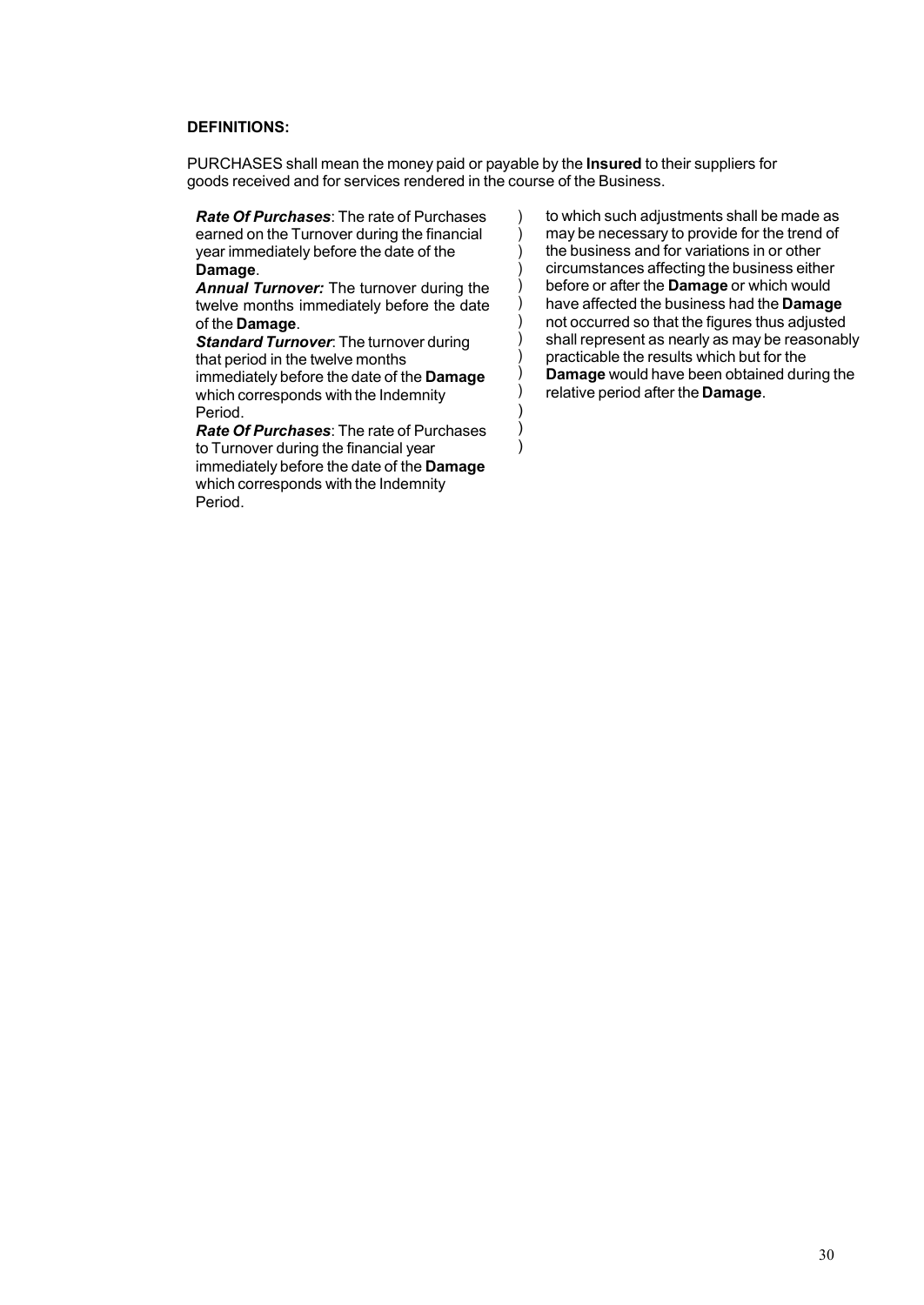**DEFINITIONS:**

PURCHASES shall mean the money paid or payable by the **Insured** to their suppliers for goods received and for services rendered in the course of the Business.

***Rate Of Purchases***: The rate of Purchases earned on the Turnover during the financial year immediately before the date of the **Damage**.

***Annual Turnover:*** The turnover during the twelve months immediately before the date of the **Damage**.

***Standard Turnover***: The turnover during that period in the twelve months immediately before the date of the **Damage** which corresponds with the Indemnity Period.

***Rate Of Purchases***: The rate of Purchases to Turnover during the financial year immediately before the date of the **Damage** which corresponds with the Indemnity Period.

to which such adjustments shall be made as may be necessary to provide for the trend of the business and for variations in or other circumstances affecting the business either before or after the **Damage** or which would have affected the business had the **Damage** not occurred so that the figures thus adjusted shall represent as nearly as may be reasonably practicable the results which but for the **Damage** would have been obtained during the relative period after the **Damage**.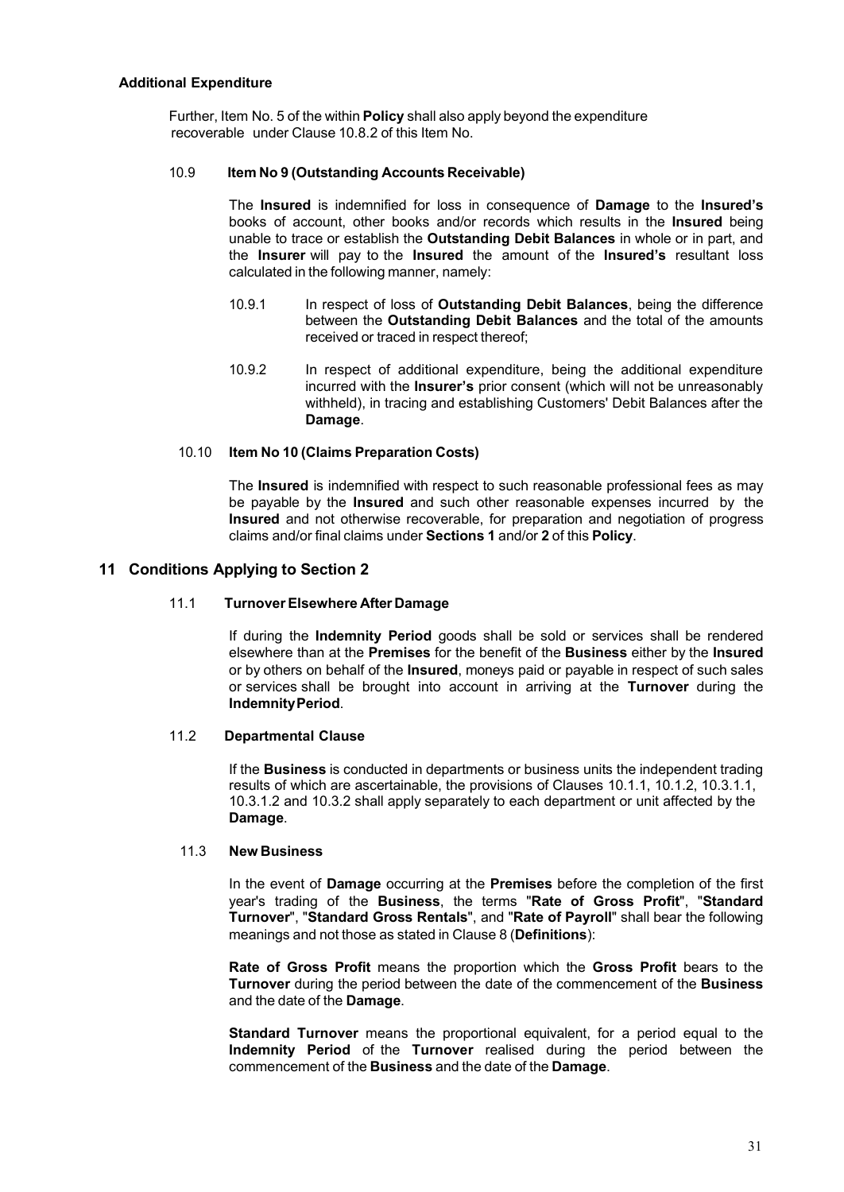**Additional Expenditure**

Further, Item No. 5 of the within **Policy** shall also apply beyond the expenditure recoverable under Clause 10.8.2 of this Item No.

10.9 **Item No 9 (Outstanding Accounts Receivable)**

The **Insured** is indemnified for loss in consequence of **Damage** to the **Insured's** books of account, other books and/or records which results in the **Insured** being unable to trace or establish the **Outstanding Debit Balances** in whole or in part, and the **Insurer** will pay to the **Insured** the amount of the **Insured's** resultant loss calculated in the following manner, namely:

10.9.1 In respect of loss of **Outstanding Debit Balances**, being the difference between the **Outstanding Debit Balances** and the total of the amounts received or traced in respect thereof;

10.9.2 In respect of additional expenditure, being the additional expenditure incurred with the **Insurer's** prior consent (which will not be unreasonably withheld), in tracing and establishing Customers' Debit Balances after the **Damage**.

10.10 **Item No 10 (Claims Preparation Costs)**

The **Insured** is indemnified with respect to such reasonable professional fees as may be payable by the **Insured** and such other reasonable expenses incurred by the **Insured** and not otherwise recoverable, for preparation and negotiation of progress claims and/or final claims under **Sections 1** and/or **2** of this **Policy**.

## 11 Conditions Applying to Section 2

11.1 **Turnover Elsewhere After Damage**

If during the **Indemnity Period** goods shall be sold or services shall be rendered elsewhere than at the **Premises** for the benefit of the **Business** either by the **Insured** or by others on behalf of the **Insured**, moneys paid or payable in respect of such sales or services shall be brought into account in arriving at the **Turnover** during the **Indemnity Period**.

11.2 **Departmental Clause**

If the **Business** is conducted in departments or business units the independent trading results of which are ascertainable, the provisions of Clauses 10.1.1, 10.1.2, 10.3.1.1, 10.3.1.2 and 10.3.2 shall apply separately to each department or unit affected by the **Damage**.

11.3 **New Business**

In the event of **Damage** occurring at the **Premises** before the completion of the first year's trading of the **Business**, the terms "**Rate of Gross Profit**", "**Standard Turnover**", "**Standard Gross Rentals**", and "**Rate of Payroll**" shall bear the following meanings and not those as stated in Clause 8 (**Definitions**):

**Rate of Gross Profit** means the proportion which the **Gross Profit** bears to the **Turnover** during the period between the date of the commencement of the **Business** and the date of the **Damage**.

**Standard Turnover** means the proportional equivalent, for a period equal to the **Indemnity Period** of the **Turnover** realised during the period between the commencement of the **Business** and the date of the **Damage**.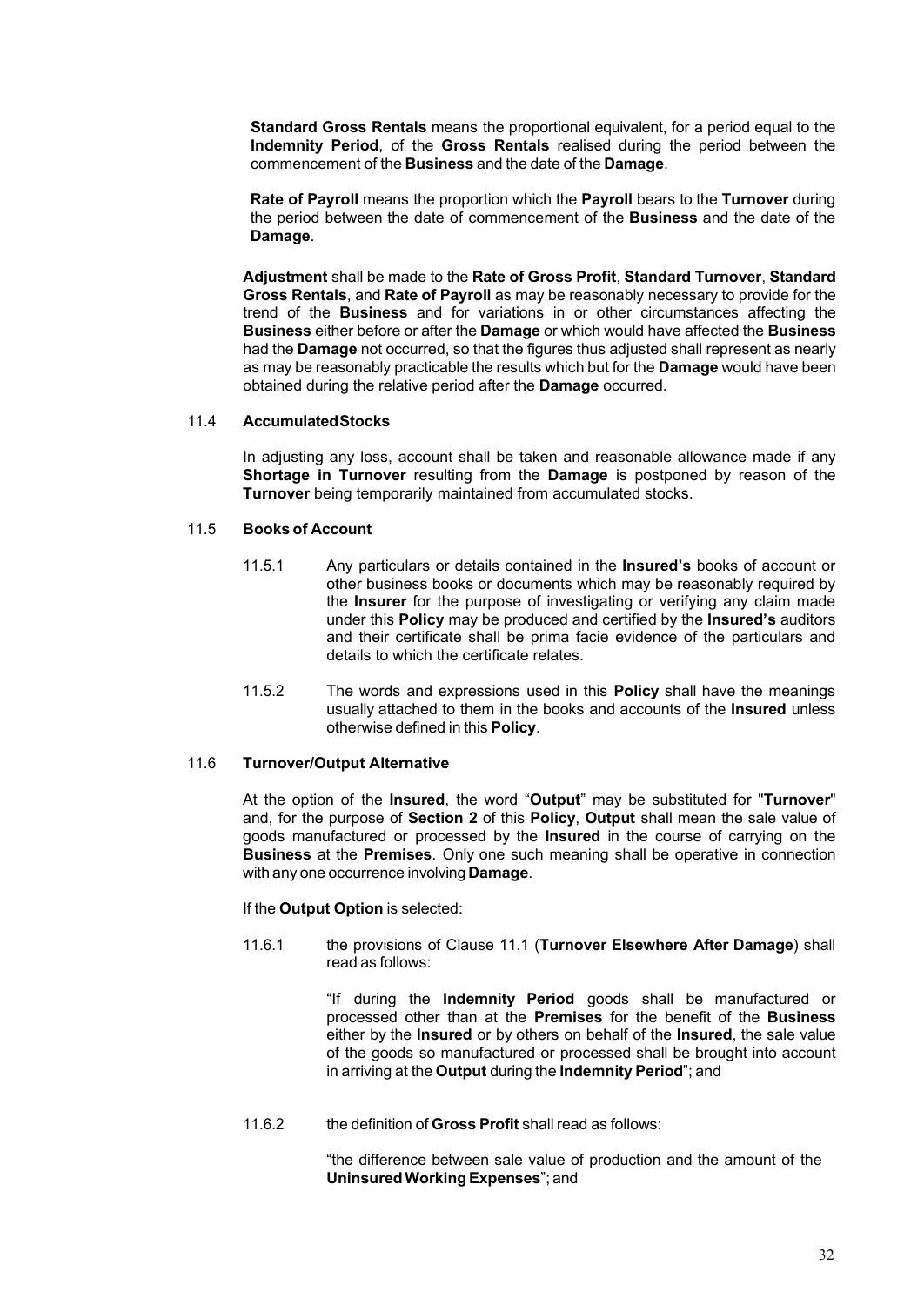**Standard Gross Rentals** means the proportional equivalent, for a period equal to the **Indemnity Period**, of the **Gross Rentals** realised during the period between the commencement of the **Business** and the date of the **Damage**.

**Rate of Payroll** means the proportion which the **Payroll** bears to the **Turnover** during the period between the date of commencement of the **Business** and the date of the **Damage**.

**Adjustment** shall be made to the **Rate of Gross Profit**, **Standard Turnover**, **Standard Gross Rentals**, and **Rate of Payroll** as may be reasonably necessary to provide for the trend of the **Business** and for variations in or other circumstances affecting the **Business** either before or after the **Damage** or which would have affected the **Business** had the **Damage** not occurred, so that the figures thus adjusted shall represent as nearly as may be reasonably practicable the results which but for the **Damage** would have been obtained during the relative period after the **Damage** occurred.

### 11.4 Accumulated Stocks

In adjusting any loss, account shall be taken and reasonable allowance made if any **Shortage in Turnover** resulting from the **Damage** is postponed by reason of the **Turnover** being temporarily maintained from accumulated stocks.

### 11.5 Books of Account

11.5.1 Any particulars or details contained in the **Insured's** books of account or other business books or documents which may be reasonably required by the **Insurer** for the purpose of investigating or verifying any claim made under this **Policy** may be produced and certified by the **Insured's** auditors and their certificate shall be prima facie evidence of the particulars and details to which the certificate relates.

11.5.2 The words and expressions used in this **Policy** shall have the meanings usually attached to them in the books and accounts of the **Insured** unless otherwise defined in this **Policy**.

### 11.6 Turnover/Output Alternative

At the option of the **Insured**, the word "**Output**" may be substituted for "**Turnover**" and, for the purpose of **Section 2** of this **Policy**, **Output** shall mean the sale value of goods manufactured or processed by the **Insured** in the course of carrying on the **Business** at the **Premises**. Only one such meaning shall be operative in connection with any one occurrence involving **Damage**.

If the **Output Option** is selected:

11.6.1 the provisions of Clause 11.1 (**Turnover Elsewhere After Damage**) shall read as follows:

"If during the **Indemnity Period** goods shall be manufactured or processed other than at the **Premises** for the benefit of the **Business** either by the **Insured** or by others on behalf of the **Insured**, the sale value of the goods so manufactured or processed shall be brought into account in arriving at the **Output** during the **Indemnity Period**"; and

11.6.2 the definition of **Gross Profit** shall read as follows:

"the difference between sale value of production and the amount of the **Uninsured Working Expenses**"; and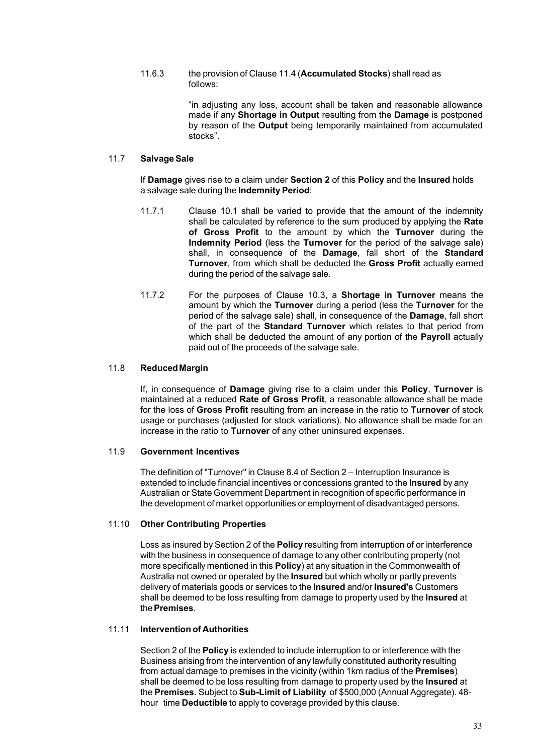11.6.3 the provision of Clause 11.4 (**Accumulated Stocks**) shall read as follows:

"in adjusting any loss, account shall be taken and reasonable allowance made if any **Shortage in Output** resulting from the **Damage** is postponed by reason of the **Output** being temporarily maintained from accumulated stocks".

### 11.7 Salvage Sale

If **Damage** gives rise to a claim under **Section 2** of this **Policy** and the **Insured** holds a salvage sale during the **Indemnity Period**:

11.7.1 Clause 10.1 shall be varied to provide that the amount of the indemnity shall be calculated by reference to the sum produced by applying the **Rate of Gross Profit** to the amount by which the **Turnover** during the **Indemnity Period** (less the **Turnover** for the period of the salvage sale) shall, in consequence of the **Damage**, fall short of the **Standard Turnover**, from which shall be deducted the **Gross Profit** actually earned during the period of the salvage sale.

11.7.2 For the purposes of Clause 10.3, a **Shortage in Turnover** means the amount by which the **Turnover** during a period (less the **Turnover** for the period of the salvage sale) shall, in consequence of the **Damage**, fall short of the part of the **Standard Turnover** which relates to that period from which shall be deducted the amount of any portion of the **Payroll** actually paid out of the proceeds of the salvage sale.

### 11.8 Reduced Margin

If, in consequence of **Damage** giving rise to a claim under this **Policy**, **Turnover** is maintained at a reduced **Rate of Gross Profit**, a reasonable allowance shall be made for the loss of **Gross Profit** resulting from an increase in the ratio to **Turnover** of stock usage or purchases (adjusted for stock variations). No allowance shall be made for an increase in the ratio to **Turnover** of any other uninsured expenses.

### 11.9 Government Incentives

The definition of "Turnover" in Clause 8.4 of Section 2 – Interruption Insurance is extended to include financial incentives or concessions granted to the **Insured** by any Australian or State Government Department in recognition of specific performance in the development of market opportunities or employment of disadvantaged persons.

### 11.10 Other Contributing Properties

Loss as insured by Section 2 of the **Policy** resulting from interruption of or interference with the business in consequence of damage to any other contributing property (not more specifically mentioned in this **Policy**) at any situation in the Commonwealth of Australia not owned or operated by the **Insured** but which wholly or partly prevents delivery of materials goods or services to the **Insured** and/or **Insured's** Customers shall be deemed to be loss resulting from damage to property used by the **Insured** at the **Premises**.

### 11.11 Intervention of Authorities

Section 2 of the **Policy** is extended to include interruption to or interference with the Business arising from the intervention of any lawfully constituted authority resulting from actual damage to premises in the vicinity (within 1km radius of the **Premises**) shall be deemed to be loss resulting from damage to property used by the **Insured** at the **Premises**. Subject to **Sub-Limit of Liability** of $500,000 (Annual Aggregate). 48-hour time **Deductible** to apply to coverage provided by this clause.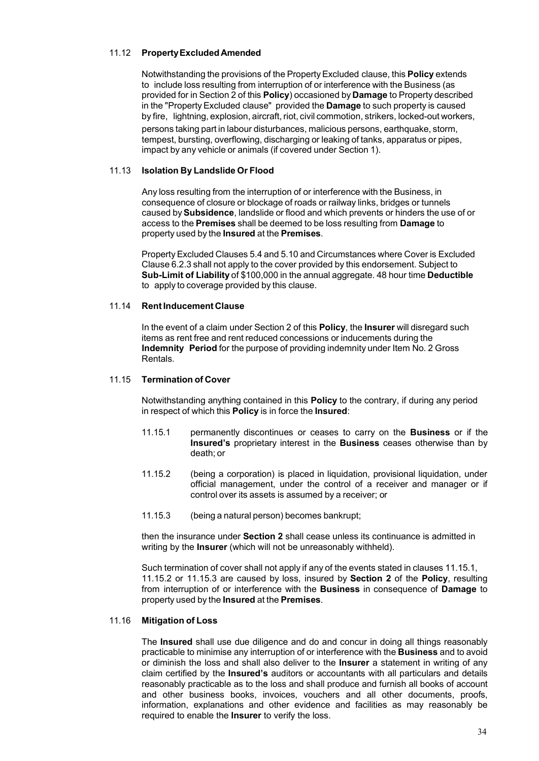### 11.12 **Property Excluded Amended**

Notwithstanding the provisions of the Property Excluded clause, this **Policy** extends to include loss resulting from interruption of or interference with the Business (as provided for in Section 2 of this **Policy**) occasioned by **Damage** to Property described in the "Property Excluded clause" provided the **Damage** to such property is caused by fire, lightning, explosion, aircraft, riot, civil commotion, strikers, locked-out workers, persons taking part in labour disturbances, malicious persons, earthquake, storm, tempest, bursting, overflowing, discharging or leaking of tanks, apparatus or pipes, impact by any vehicle or animals (if covered under Section 1).

### 11.13 **Isolation By Landslide Or Flood**

Any loss resulting from the interruption of or interference with the Business, in consequence of closure or blockage of roads or railway links, bridges or tunnels caused by **Subsidence**, landslide or flood and which prevents or hinders the use of or access to the **Premises** shall be deemed to be loss resulting from **Damage** to property used by the **Insured** at the **Premises**.

Property Excluded Clauses 5.4 and 5.10 and Circumstances where Cover is Excluded Clause 6.2.3 shall not apply to the cover provided by this endorsement. Subject to **Sub-Limit of Liability** of $100,000 in the annual aggregate. 48 hour time **Deductible** to apply to coverage provided by this clause.

### 11.14 **Rent Inducement Clause**

In the event of a claim under Section 2 of this **Policy**, the **Insurer** will disregard such items as rent free and rent reduced concessions or inducements during the **Indemnity Period** for the purpose of providing indemnity under Item No. 2 Gross Rentals.

### 11.15 **Termination of Cover**

Notwithstanding anything contained in this **Policy** to the contrary, if during any period in respect of which this **Policy** is in force the **Insured**:

11.15.1 permanently discontinues or ceases to carry on the **Business** or if the **Insured's** proprietary interest in the **Business** ceases otherwise than by death; or

11.15.2 (being a corporation) is placed in liquidation, provisional liquidation, under official management, under the control of a receiver and manager or if control over its assets is assumed by a receiver; or

11.15.3 (being a natural person) becomes bankrupt;

then the insurance under **Section 2** shall cease unless its continuance is admitted in writing by the **Insurer** (which will not be unreasonably withheld).

Such termination of cover shall not apply if any of the events stated in clauses 11.15.1, 11.15.2 or 11.15.3 are caused by loss, insured by **Section 2** of the **Policy**, resulting from interruption of or interference with the **Business** in consequence of **Damage** to property used by the **Insured** at the **Premises**.

### 11.16 **Mitigation of Loss**

The **Insured** shall use due diligence and do and concur in doing all things reasonably practicable to minimise any interruption of or interference with the **Business** and to avoid or diminish the loss and shall also deliver to the **Insurer** a statement in writing of any claim certified by the **Insured's** auditors or accountants with all particulars and details reasonably practicable as to the loss and shall produce and furnish all books of account and other business books, invoices, vouchers and all other documents, proofs, information, explanations and other evidence and facilities as may reasonably be required to enable the **Insurer** to verify the loss.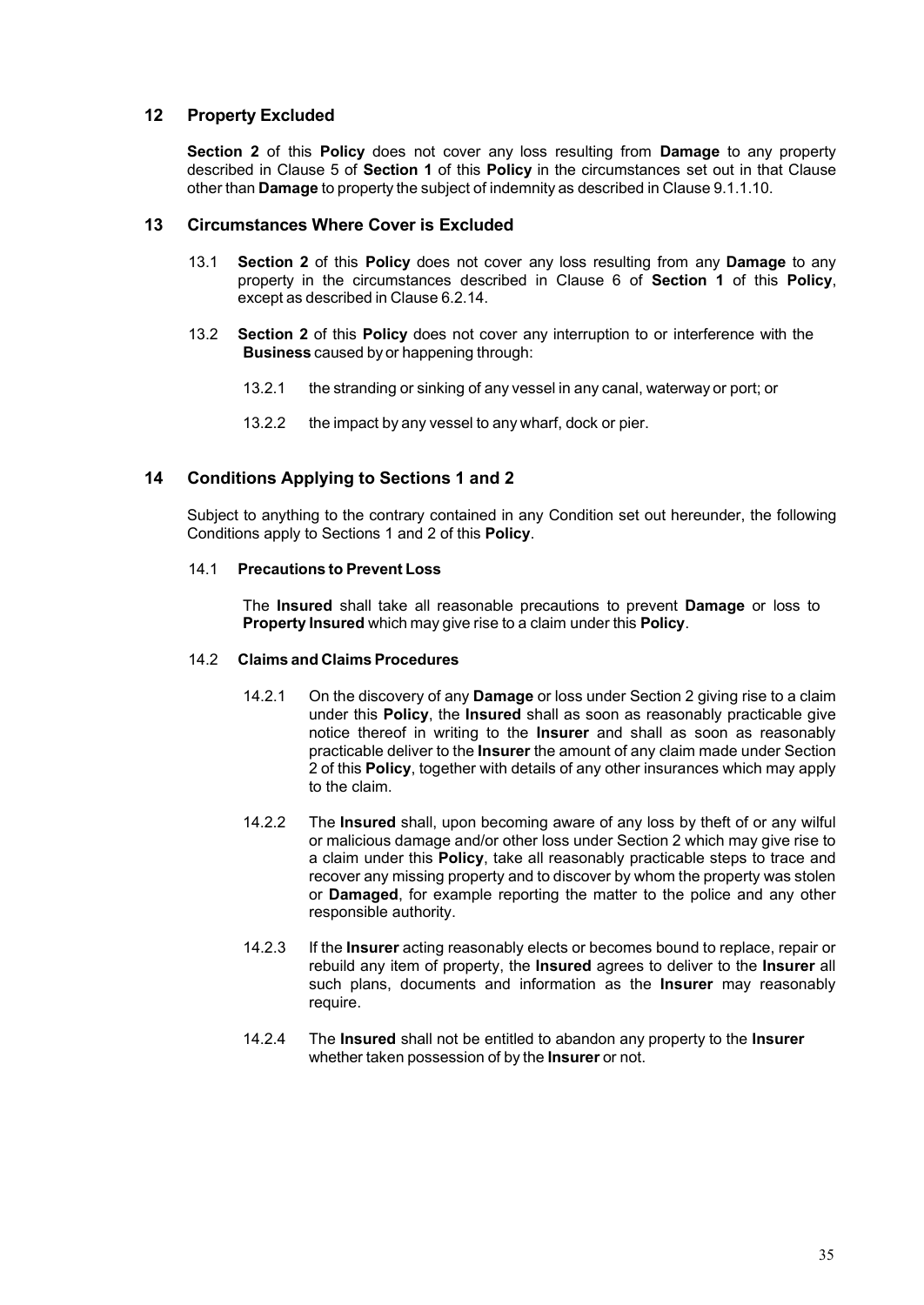## 12 Property Excluded

**Section 2** of this **Policy** does not cover any loss resulting from **Damage** to any property described in Clause 5 of **Section 1** of this **Policy** in the circumstances set out in that Clause other than **Damage** to property the subject of indemnity as described in Clause 9.1.1.10.

## 13 Circumstances Where Cover is Excluded

13.1 **Section 2** of this **Policy** does not cover any loss resulting from any **Damage** to any property in the circumstances described in Clause 6 of **Section 1** of this **Policy**, except as described in Clause 6.2.14.

13.2 **Section 2** of this **Policy** does not cover any interruption to or interference with the **Business** caused by or happening through:

13.2.1 the stranding or sinking of any vessel in any canal, waterway or port; or

13.2.2 the impact by any vessel to any wharf, dock or pier.

## 14 Conditions Applying to Sections 1 and 2

Subject to anything to the contrary contained in any Condition set out hereunder, the following Conditions apply to Sections 1 and 2 of this **Policy**.

### 14.1 Precautions to Prevent Loss

The **Insured** shall take all reasonable precautions to prevent **Damage** or loss to **Property Insured** which may give rise to a claim under this **Policy**.

### 14.2 Claims and Claims Procedures

14.2.1 On the discovery of any **Damage** or loss under Section 2 giving rise to a claim under this **Policy**, the **Insured** shall as soon as reasonably practicable give notice thereof in writing to the **Insurer** and shall as soon as reasonably practicable deliver to the **Insurer** the amount of any claim made under Section 2 of this **Policy**, together with details of any other insurances which may apply to the claim.

14.2.2 The **Insured** shall, upon becoming aware of any loss by theft of or any wilful or malicious damage and/or other loss under Section 2 which may give rise to a claim under this **Policy**, take all reasonably practicable steps to trace and recover any missing property and to discover by whom the property was stolen or **Damaged**, for example reporting the matter to the police and any other responsible authority.

14.2.3 If the **Insurer** acting reasonably elects or becomes bound to replace, repair or rebuild any item of property, the **Insured** agrees to deliver to the **Insurer** all such plans, documents and information as the **Insurer** may reasonably require.

14.2.4 The **Insured** shall not be entitled to abandon any property to the **Insurer** whether taken possession of by the **Insurer** or not.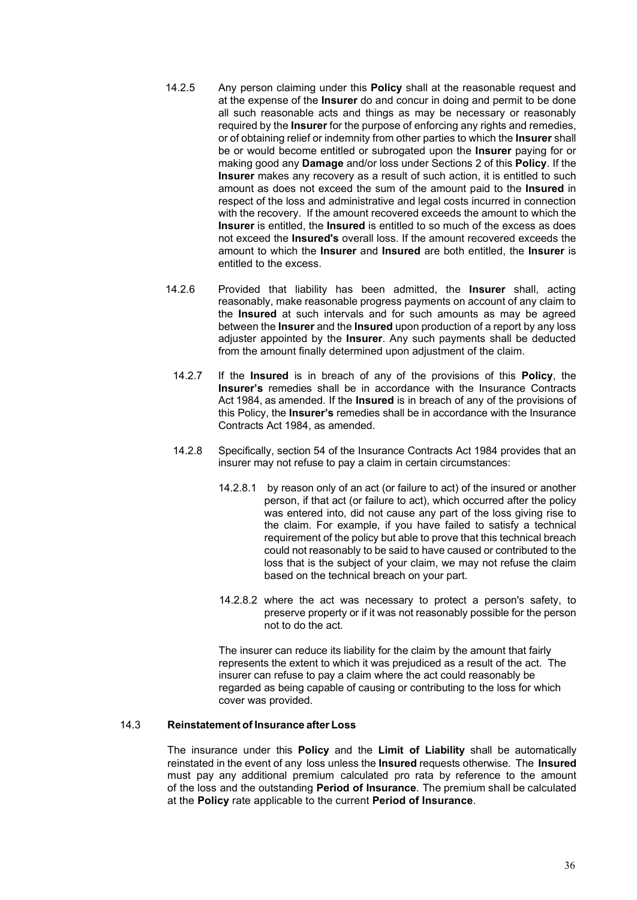14.2.5 Any person claiming under this **Policy** shall at the reasonable request and at the expense of the **Insurer** do and concur in doing and permit to be done all such reasonable acts and things as may be necessary or reasonably required by the **Insurer** for the purpose of enforcing any rights and remedies, or of obtaining relief or indemnity from other parties to which the **Insurer** shall be or would become entitled or subrogated upon the **Insurer** paying for or making good any **Damage** and/or loss under Sections 2 of this **Policy**. If the **Insurer** makes any recovery as a result of such action, it is entitled to such amount as does not exceed the sum of the amount paid to the **Insured** in respect of the loss and administrative and legal costs incurred in connection with the recovery. If the amount recovered exceeds the amount to which the **Insurer** is entitled, the **Insured** is entitled to so much of the excess as does not exceed the **Insured's** overall loss. If the amount recovered exceeds the amount to which the **Insurer** and **Insured** are both entitled, the **Insurer** is entitled to the excess.

14.2.6 Provided that liability has been admitted, the **Insurer** shall, acting reasonably, make reasonable progress payments on account of any claim to the **Insured** at such intervals and for such amounts as may be agreed between the **Insurer** and the **Insured** upon production of a report by any loss adjuster appointed by the **Insurer**. Any such payments shall be deducted from the amount finally determined upon adjustment of the claim.

14.2.7 If the **Insured** is in breach of any of the provisions of this **Policy**, the **Insurer's** remedies shall be in accordance with the Insurance Contracts Act 1984, as amended. If the **Insured** is in breach of any of the provisions of this Policy, the **Insurer's** remedies shall be in accordance with the Insurance Contracts Act 1984, as amended.

14.2.8 Specifically, section 54 of the Insurance Contracts Act 1984 provides that an insurer may not refuse to pay a claim in certain circumstances:

14.2.8.1 by reason only of an act (or failure to act) of the insured or another person, if that act (or failure to act), which occurred after the policy was entered into, did not cause any part of the loss giving rise to the claim. For example, if you have failed to satisfy a technical requirement of the policy but able to prove that this technical breach could not reasonably to be said to have caused or contributed to the loss that is the subject of your claim, we may not refuse the claim based on the technical breach on your part.

14.2.8.2 where the act was necessary to protect a person's safety, to preserve property or if it was not reasonably possible for the person not to do the act.

The insurer can reduce its liability for the claim by the amount that fairly represents the extent to which it was prejudiced as a result of the act. The insurer can refuse to pay a claim where the act could reasonably be regarded as being capable of causing or contributing to the loss for which cover was provided.

### 14.3 Reinstatement of Insurance after Loss

The insurance under this **Policy** and the **Limit of Liability** shall be automatically reinstated in the event of any loss unless the **Insured** requests otherwise. The **Insured** must pay any additional premium calculated pro rata by reference to the amount of the loss and the outstanding **Period of Insurance**. The premium shall be calculated at the **Policy** rate applicable to the current **Period of Insurance**.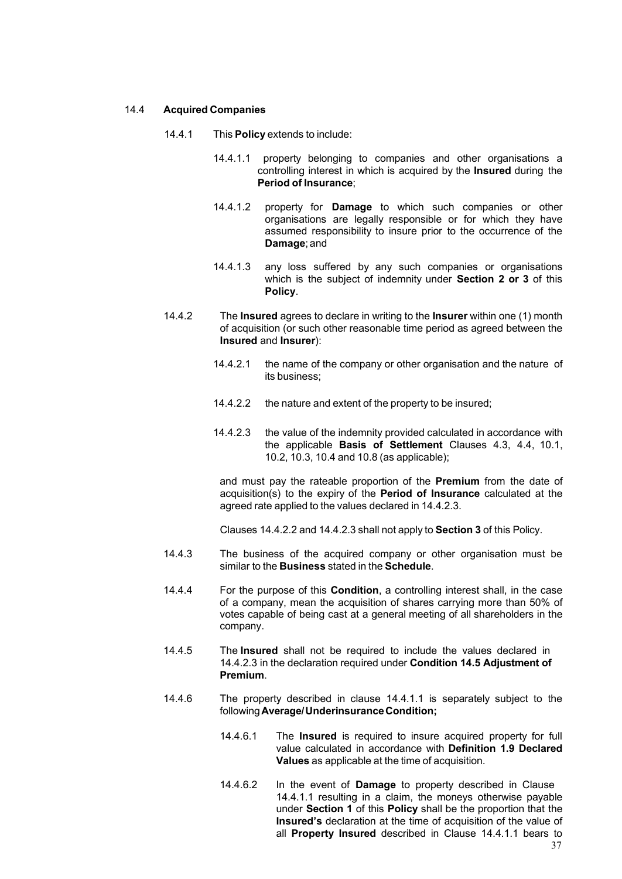### 14.4 **Acquired Companies**

14.4.1 This **Policy** extends to include:

14.4.1.1 property belonging to companies and other organisations a controlling interest in which is acquired by the **Insured** during the **Period of Insurance**;

14.4.1.2 property for **Damage** to which such companies or other organisations are legally responsible or for which they have assumed responsibility to insure prior to the occurrence of the **Damage**; and

14.4.1.3 any loss suffered by any such companies or organisations which is the subject of indemnity under **Section 2 or 3** of this **Policy**.

14.4.2 The **Insured** agrees to declare in writing to the **Insurer** within one (1) month of acquisition (or such other reasonable time period as agreed between the **Insured** and **Insurer**):

14.4.2.1 the name of the company or other organisation and the nature of its business;

14.4.2.2 the nature and extent of the property to be insured;

14.4.2.3 the value of the indemnity provided calculated in accordance with the applicable **Basis of Settlement** Clauses 4.3, 4.4, 10.1, 10.2, 10.3, 10.4 and 10.8 (as applicable);

and must pay the rateable proportion of the **Premium** from the date of acquisition(s) to the expiry of the **Period of Insurance** calculated at the agreed rate applied to the values declared in 14.4.2.3.

Clauses 14.4.2.2 and 14.4.2.3 shall not apply to **Section 3** of this Policy.

14.4.3 The business of the acquired company or other organisation must be similar to the **Business** stated in the **Schedule**.

14.4.4 For the purpose of this **Condition**, a controlling interest shall, in the case of a company, mean the acquisition of shares carrying more than 50% of votes capable of being cast at a general meeting of all shareholders in the company.

14.4.5 The **Insured** shall not be required to include the values declared in 14.4.2.3 in the declaration required under **Condition 14.5 Adjustment of Premium**.

14.4.6 The property described in clause 14.4.1.1 is separately subject to the following **Average/ Underinsurance Condition;**

14.4.6.1 The **Insured** is required to insure acquired property for full value calculated in accordance with **Definition 1.9 Declared Values** as applicable at the time of acquisition.

14.4.6.2 In the event of **Damage** to property described in Clause 14.4.1.1 resulting in a claim, the moneys otherwise payable under **Section 1** of this **Policy** shall be the proportion that the **Insured's** declaration at the time of acquisition of the value of all **Property Insured** described in Clause 14.4.1.1 bears to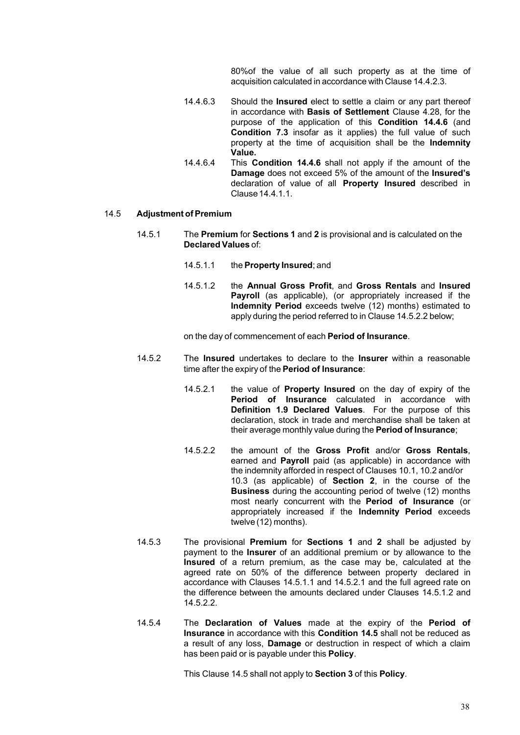80%of the value of all such property as at the time of acquisition calculated in accordance with Clause 14.4.2.3.

14.4.6.3 Should the **Insured** elect to settle a claim or any part thereof in accordance with **Basis of Settlement** Clause 4.28, for the purpose of the application of this **Condition 14.4.6** (and **Condition 7.3** insofar as it applies) the full value of such property at the time of acquisition shall be the **Indemnity Value.**

14.4.6.4 This **Condition 14.4.6** shall not apply if the amount of the **Damage** does not exceed 5% of the amount of the **Insured's** declaration of value of all **Property Insured** described in Clause 14.4.1.1.

### 14.5 Adjustment of Premium

14.5.1 The **Premium** for **Sections 1** and **2** is provisional and is calculated on the **Declared Values** of:

14.5.1.1 the **Property Insured**; and

14.5.1.2 the **Annual Gross Profit**, and **Gross Rentals** and **Insured Payroll** (as applicable), (or appropriately increased if the **Indemnity Period** exceeds twelve (12) months) estimated to apply during the period referred to in Clause 14.5.2.2 below;

on the day of commencement of each **Period of Insurance**.

14.5.2 The **Insured** undertakes to declare to the **Insurer** within a reasonable time after the expiry of the **Period of Insurance**:

14.5.2.1 the value of **Property Insured** on the day of expiry of the **Period of Insurance** calculated in accordance with **Definition 1.9 Declared Values**. For the purpose of this declaration, stock in trade and merchandise shall be taken at their average monthly value during the **Period of Insurance**;

14.5.2.2 the amount of the **Gross Profit** and/or **Gross Rentals**, earned and **Payroll** paid (as applicable) in accordance with the indemnity afforded in respect of Clauses 10.1, 10.2 and/or 10.3 (as applicable) of **Section 2**, in the course of the **Business** during the accounting period of twelve (12) months most nearly concurrent with the **Period of Insurance** (or appropriately increased if the **Indemnity Period** exceeds twelve (12) months).

14.5.3 The provisional **Premium** for **Sections 1** and **2** shall be adjusted by payment to the **Insurer** of an additional premium or by allowance to the **Insured** of a return premium, as the case may be, calculated at the agreed rate on 50% of the difference between property declared in accordance with Clauses 14.5.1.1 and 14.5.2.1 and the full agreed rate on the difference between the amounts declared under Clauses 14.5.1.2 and 14.5.2.2.

14.5.4 The **Declaration of Values** made at the expiry of the **Period of Insurance** in accordance with this **Condition 14.5** shall not be reduced as a result of any loss, **Damage** or destruction in respect of which a claim has been paid or is payable under this **Policy**.

This Clause 14.5 shall not apply to **Section 3** of this **Policy**.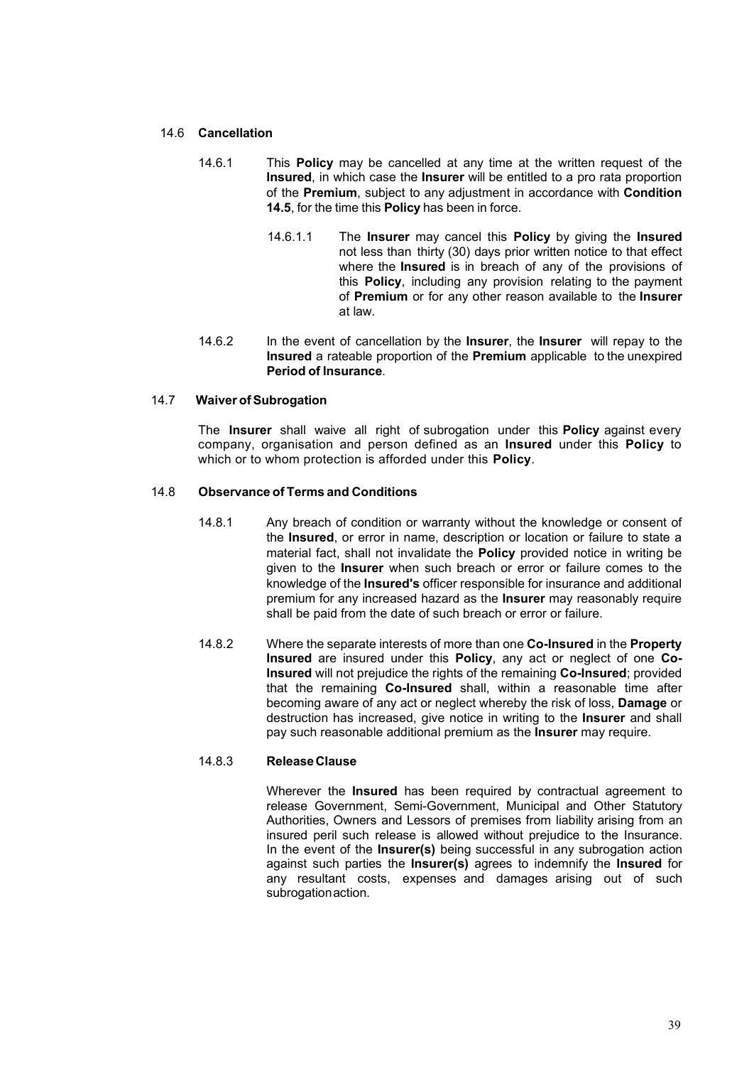### 14.6 **Cancellation**

14.6.1 This **Policy** may be cancelled at any time at the written request of the **Insured**, in which case the **Insurer** will be entitled to a pro rata proportion of the **Premium**, subject to any adjustment in accordance with **Condition 14.5**, for the time this **Policy** has been in force.

14.6.1.1 The **Insurer** may cancel this **Policy** by giving the **Insured** not less than thirty (30) days prior written notice to that effect where the **Insured** is in breach of any of the provisions of this **Policy**, including any provision relating to the payment of **Premium** or for any other reason available to the **Insurer** at law.

14.6.2 In the event of cancellation by the **Insurer**, the **Insurer** will repay to the **Insured** a rateable proportion of the **Premium** applicable to the unexpired **Period of Insurance**.

### 14.7 **Waiver of Subrogation**

The **Insurer** shall waive all right of subrogation under this **Policy** against every company, organisation and person defined as an **Insured** under this **Policy** to which or to whom protection is afforded under this **Policy**.

### 14.8 **Observance of Terms and Conditions**

14.8.1 Any breach of condition or warranty without the knowledge or consent of the **Insured**, or error in name, description or location or failure to state a material fact, shall not invalidate the **Policy** provided notice in writing be given to the **Insurer** when such breach or error or failure comes to the knowledge of the **Insured's** officer responsible for insurance and additional premium for any increased hazard as the **Insurer** may reasonably require shall be paid from the date of such breach or error or failure.

14.8.2 Where the separate interests of more than one **Co-Insured** in the **Property Insured** are insured under this **Policy**, any act or neglect of one **Co-Insured** will not prejudice the rights of the remaining **Co-Insured**; provided that the remaining **Co-Insured** shall, within a reasonable time after becoming aware of any act or neglect whereby the risk of loss, **Damage** or destruction has increased, give notice in writing to the **Insurer** and shall pay such reasonable additional premium as the **Insurer** may require.

#### 14.8.3 **Release Clause**

Wherever the **Insured** has been required by contractual agreement to release Government, Semi-Government, Municipal and Other Statutory Authorities, Owners and Lessors of premises from liability arising from an insured peril such release is allowed without prejudice to the Insurance. In the event of the **Insurer(s)** being successful in any subrogation action against such parties the **Insurer(s)** agrees to indemnify the **Insured** for any resultant costs, expenses and damages arising out of such subrogation action.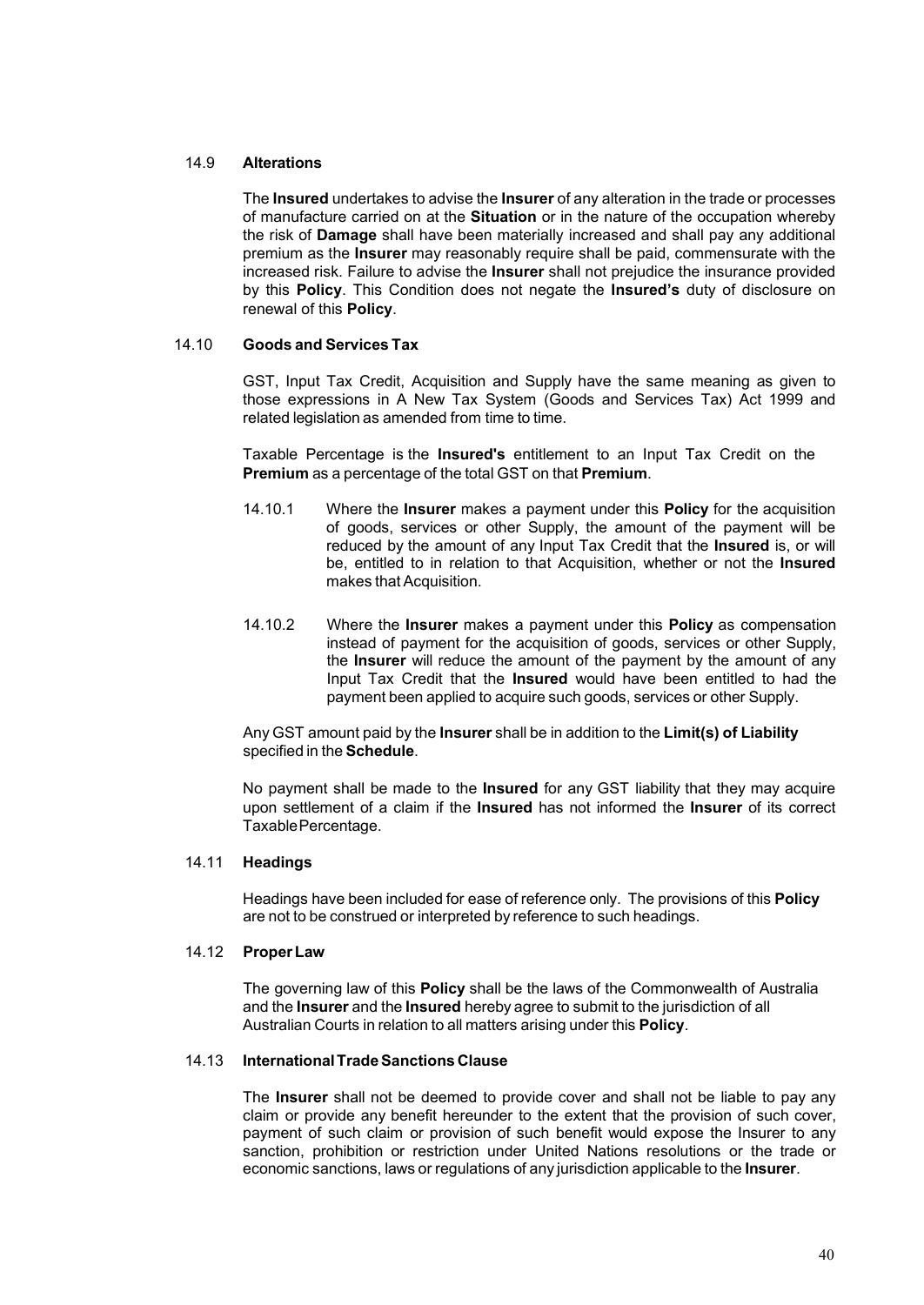### 14.9 Alterations

The **Insured** undertakes to advise the **Insurer** of any alteration in the trade or processes of manufacture carried on at the **Situation** or in the nature of the occupation whereby the risk of **Damage** shall have been materially increased and shall pay any additional premium as the **Insurer** may reasonably require shall be paid, commensurate with the increased risk. Failure to advise the **Insurer** shall not prejudice the insurance provided by this **Policy**. This Condition does not negate the **Insured's** duty of disclosure on renewal of this **Policy**.

### 14.10 Goods and Services Tax

GST, Input Tax Credit, Acquisition and Supply have the same meaning as given to those expressions in A New Tax System (Goods and Services Tax) Act 1999 and related legislation as amended from time to time.

Taxable Percentage is the **Insured's** entitlement to an Input Tax Credit on the **Premium** as a percentage of the total GST on that **Premium**.

14.10.1 Where the **Insurer** makes a payment under this **Policy** for the acquisition of goods, services or other Supply, the amount of the payment will be reduced by the amount of any Input Tax Credit that the **Insured** is, or will be, entitled to in relation to that Acquisition, whether or not the **Insured** makes that Acquisition.

14.10.2 Where the **Insurer** makes a payment under this **Policy** as compensation instead of payment for the acquisition of goods, services or other Supply, the **Insurer** will reduce the amount of the payment by the amount of any Input Tax Credit that the **Insured** would have been entitled to had the payment been applied to acquire such goods, services or other Supply.

Any GST amount paid by the **Insurer** shall be in addition to the **Limit(s) of Liability** specified in the **Schedule**.

No payment shall be made to the **Insured** for any GST liability that they may acquire upon settlement of a claim if the **Insured** has not informed the **Insurer** of its correct Taxable Percentage.

### 14.11 Headings

Headings have been included for ease of reference only. The provisions of this **Policy** are not to be construed or interpreted by reference to such headings.

### 14.12 Proper Law

The governing law of this **Policy** shall be the laws of the Commonwealth of Australia and the **Insurer** and the **Insured** hereby agree to submit to the jurisdiction of all Australian Courts in relation to all matters arising under this **Policy**.

### 14.13 International Trade Sanctions Clause

The **Insurer** shall not be deemed to provide cover and shall not be liable to pay any claim or provide any benefit hereunder to the extent that the provision of such cover, payment of such claim or provision of such benefit would expose the Insurer to any sanction, prohibition or restriction under United Nations resolutions or the trade or economic sanctions, laws or regulations of any jurisdiction applicable to the **Insurer**.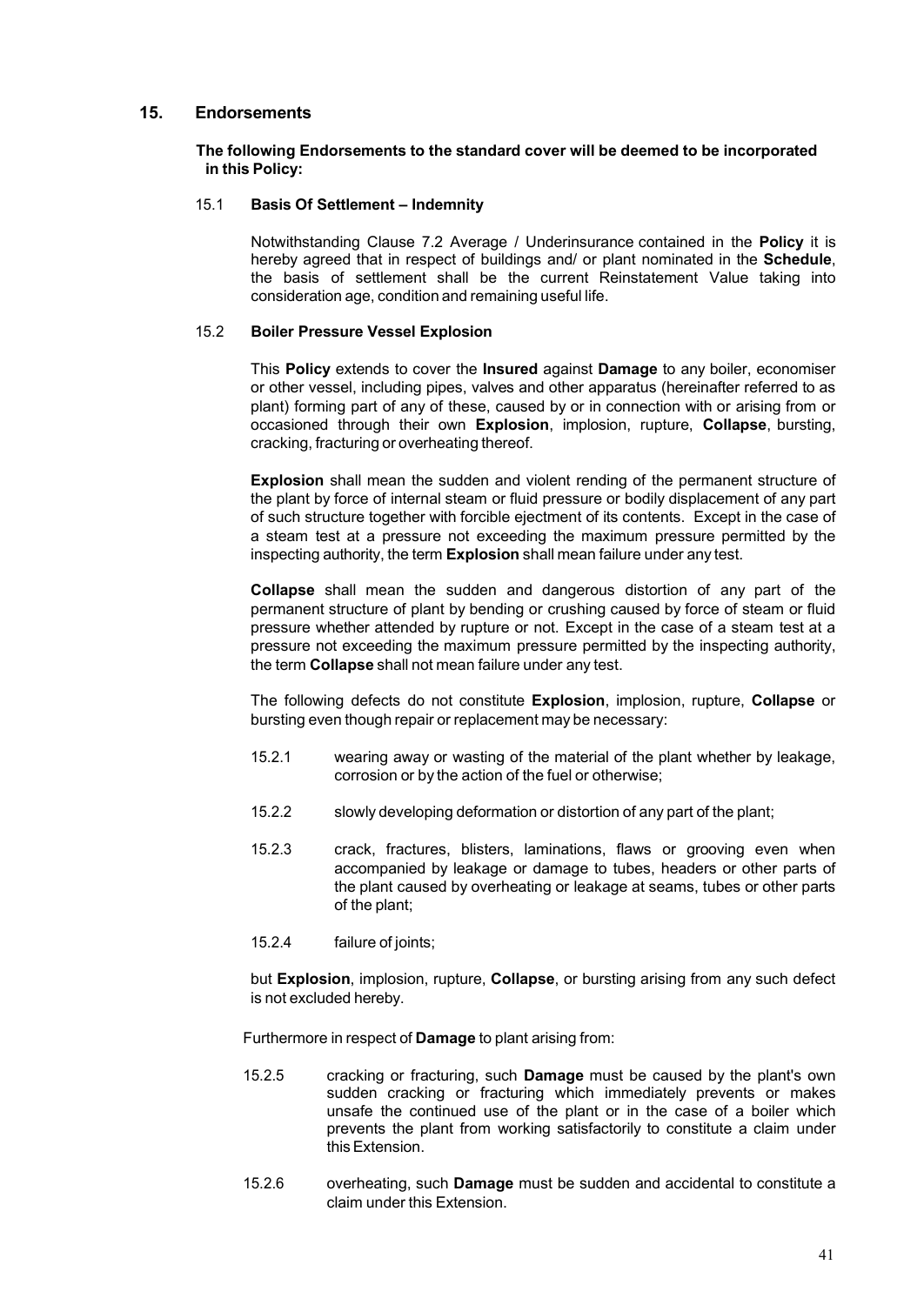## 15. Endorsements

**The following Endorsements to the standard cover will be deemed to be incorporated in this Policy:**

### 15.1 Basis Of Settlement – Indemnity

Notwithstanding Clause 7.2 Average / Underinsurance contained in the **Policy** it is hereby agreed that in respect of buildings and/ or plant nominated in the **Schedule**, the basis of settlement shall be the current Reinstatement Value taking into consideration age, condition and remaining useful life.

### 15.2 Boiler Pressure Vessel Explosion

This **Policy** extends to cover the **Insured** against **Damage** to any boiler, economiser or other vessel, including pipes, valves and other apparatus (hereinafter referred to as plant) forming part of any of these, caused by or in connection with or arising from or occasioned through their own **Explosion**, implosion, rupture, **Collapse**, bursting, cracking, fracturing or overheating thereof.

**Explosion** shall mean the sudden and violent rending of the permanent structure of the plant by force of internal steam or fluid pressure or bodily displacement of any part of such structure together with forcible ejectment of its contents. Except in the case of a steam test at a pressure not exceeding the maximum pressure permitted by the inspecting authority, the term **Explosion** shall mean failure under any test.

**Collapse** shall mean the sudden and dangerous distortion of any part of the permanent structure of plant by bending or crushing caused by force of steam or fluid pressure whether attended by rupture or not. Except in the case of a steam test at a pressure not exceeding the maximum pressure permitted by the inspecting authority, the term **Collapse** shall not mean failure under any test.

The following defects do not constitute **Explosion**, implosion, rupture, **Collapse** or bursting even though repair or replacement may be necessary:

15.2.1 wearing away or wasting of the material of the plant whether by leakage, corrosion or by the action of the fuel or otherwise;

15.2.2 slowly developing deformation or distortion of any part of the plant;

15.2.3 crack, fractures, blisters, laminations, flaws or grooving even when accompanied by leakage or damage to tubes, headers or other parts of the plant caused by overheating or leakage at seams, tubes or other parts of the plant;

15.2.4 failure of joints;

but **Explosion**, implosion, rupture, **Collapse**, or bursting arising from any such defect is not excluded hereby.

Furthermore in respect of **Damage** to plant arising from:

15.2.5 cracking or fracturing, such **Damage** must be caused by the plant's own sudden cracking or fracturing which immediately prevents or makes unsafe the continued use of the plant or in the case of a boiler which prevents the plant from working satisfactorily to constitute a claim under this Extension.

15.2.6 overheating, such **Damage** must be sudden and accidental to constitute a claim under this Extension.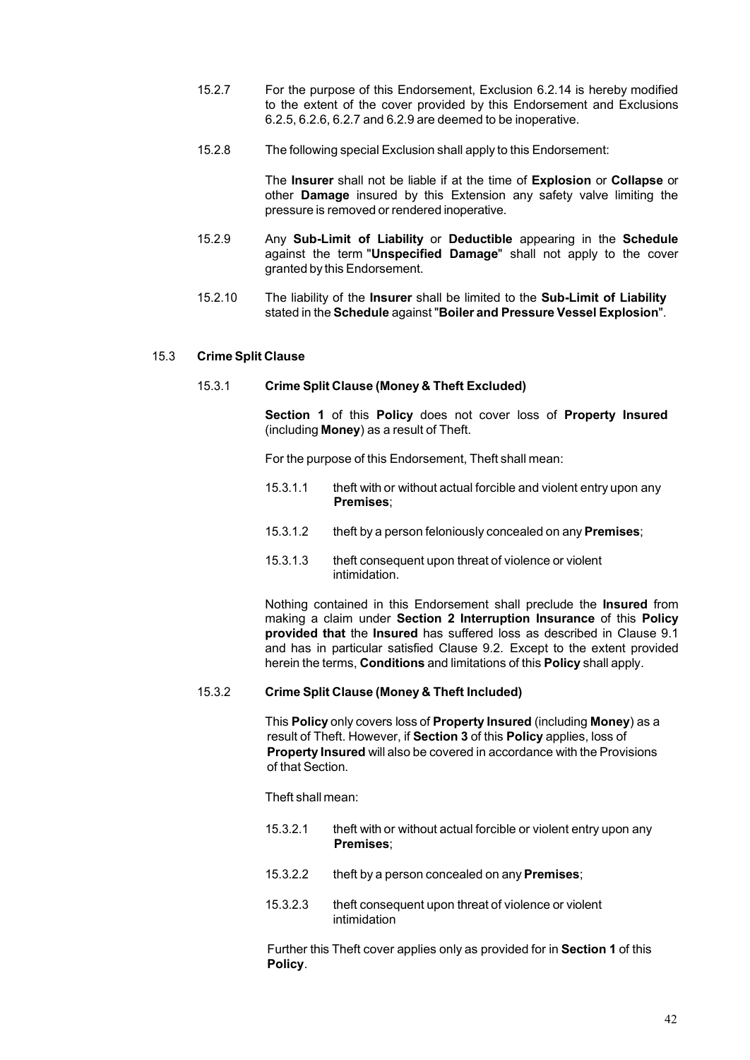15.2.7 For the purpose of this Endorsement, Exclusion 6.2.14 is hereby modified to the extent of the cover provided by this Endorsement and Exclusions 6.2.5, 6.2.6, 6.2.7 and 6.2.9 are deemed to be inoperative.

15.2.8 The following special Exclusion shall apply to this Endorsement:

The **Insurer** shall not be liable if at the time of **Explosion** or **Collapse** or other **Damage** insured by this Extension any safety valve limiting the pressure is removed or rendered inoperative.

15.2.9 Any **Sub-Limit of Liability** or **Deductible** appearing in the **Schedule** against the term "**Unspecified Damage**" shall not apply to the cover granted by this Endorsement.

15.2.10 The liability of the **Insurer** shall be limited to the **Sub-Limit of Liability** stated in the **Schedule** against "**Boiler and Pressure Vessel Explosion**".

### 15.3 Crime Split Clause

#### 15.3.1 Crime Split Clause (Money & Theft Excluded)

**Section 1** of this **Policy** does not cover loss of **Property Insured** (including **Money**) as a result of Theft.

For the purpose of this Endorsement, Theft shall mean:

15.3.1.1 theft with or without actual forcible and violent entry upon any **Premises**;

15.3.1.2 theft by a person feloniously concealed on any **Premises**;

15.3.1.3 theft consequent upon threat of violence or violent intimidation.

Nothing contained in this Endorsement shall preclude the **Insured** from making a claim under **Section 2 Interruption Insurance** of this **Policy** **provided that** the **Insured** has suffered loss as described in Clause 9.1 and has in particular satisfied Clause 9.2. Except to the extent provided herein the terms, **Conditions** and limitations of this **Policy** shall apply.

#### 15.3.2 Crime Split Clause (Money & Theft Included)

This **Policy** only covers loss of **Property Insured** (including **Money**) as a result of Theft. However, if **Section 3** of this **Policy** applies, loss of **Property Insured** will also be covered in accordance with the Provisions of that Section.

Theft shall mean:

15.3.2.1 theft with or without actual forcible or violent entry upon any **Premises**;

15.3.2.2 theft by a person concealed on any **Premises**;

15.3.2.3 theft consequent upon threat of violence or violent intimidation

Further this Theft cover applies only as provided for in **Section 1** of this **Policy**.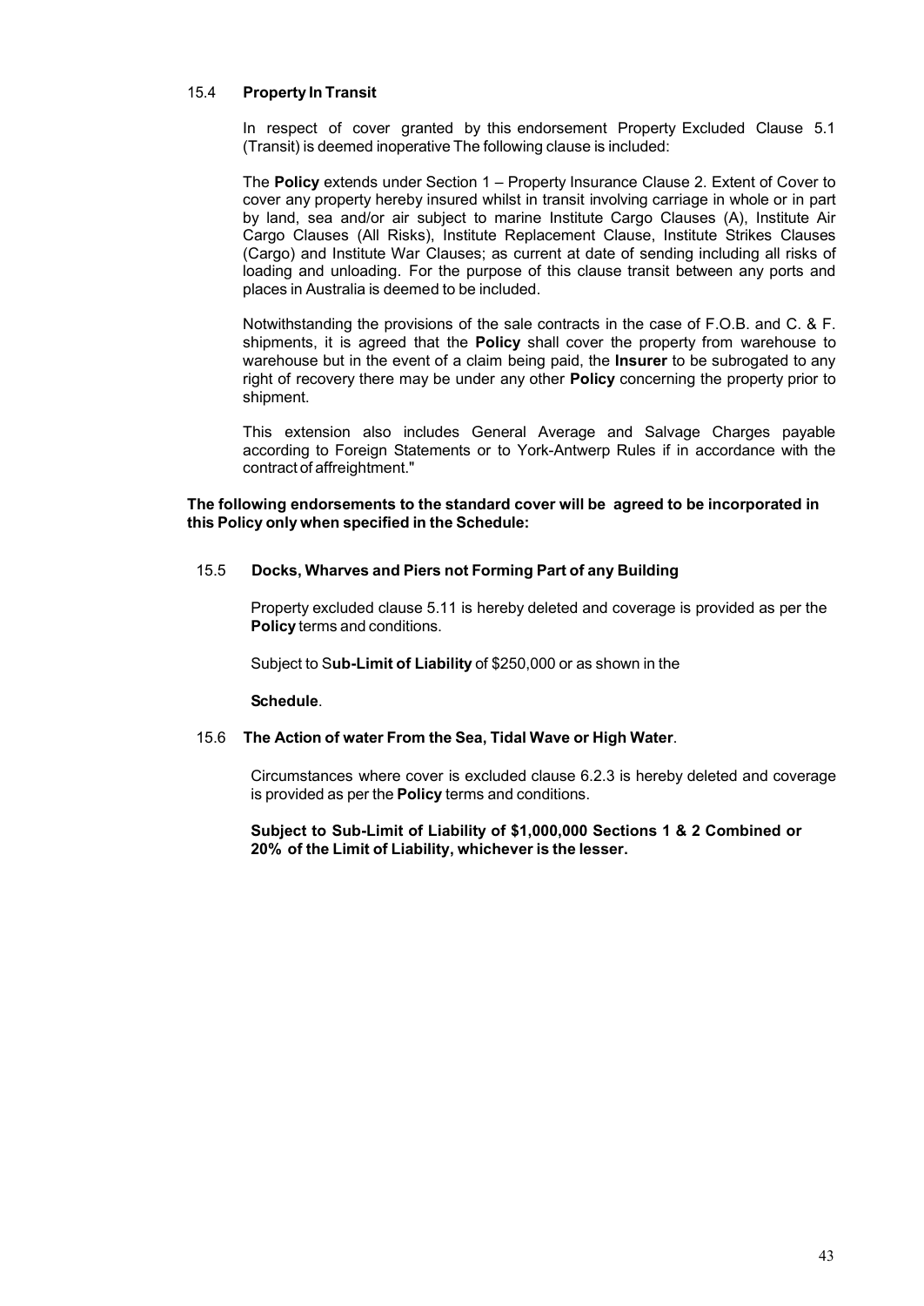### 15.4 **Property In Transit**

In respect of cover granted by this endorsement Property Excluded Clause 5.1 (Transit) is deemed inoperative The following clause is included:

The **Policy** extends under Section 1 – Property Insurance Clause 2. Extent of Cover to cover any property hereby insured whilst in transit involving carriage in whole or in part by land, sea and/or air subject to marine Institute Cargo Clauses (A), Institute Air Cargo Clauses (All Risks), Institute Replacement Clause, Institute Strikes Clauses (Cargo) and Institute War Clauses; as current at date of sending including all risks of loading and unloading. For the purpose of this clause transit between any ports and places in Australia is deemed to be included.

Notwithstanding the provisions of the sale contracts in the case of F.O.B. and C. & F. shipments, it is agreed that the **Policy** shall cover the property from warehouse to warehouse but in the event of a claim being paid, the **Insurer** to be subrogated to any right of recovery there may be under any other **Policy** concerning the property prior to shipment.

This extension also includes General Average and Salvage Charges payable according to Foreign Statements or to York-Antwerp Rules if in accordance with the contract of affreightment."

**The following endorsements to the standard cover will be agreed to be incorporated in this Policy only when specified in the Schedule:**

### 15.5 **Docks, Wharves and Piers not Forming Part of any Building**

Property excluded clause 5.11 is hereby deleted and coverage is provided as per the **Policy** terms and conditions.

Subject to S**ub-Limit of Liability** of $250,000 or as shown in the

**Schedule**.

### 15.6 **The Action of water From the Sea, Tidal Wave or High Water**.

Circumstances where cover is excluded clause 6.2.3 is hereby deleted and coverage is provided as per the **Policy** terms and conditions.

**Subject to Sub-Limit of Liability of $1,000,000 Sections 1 & 2 Combined or 20% of the Limit of Liability, whichever is the lesser.**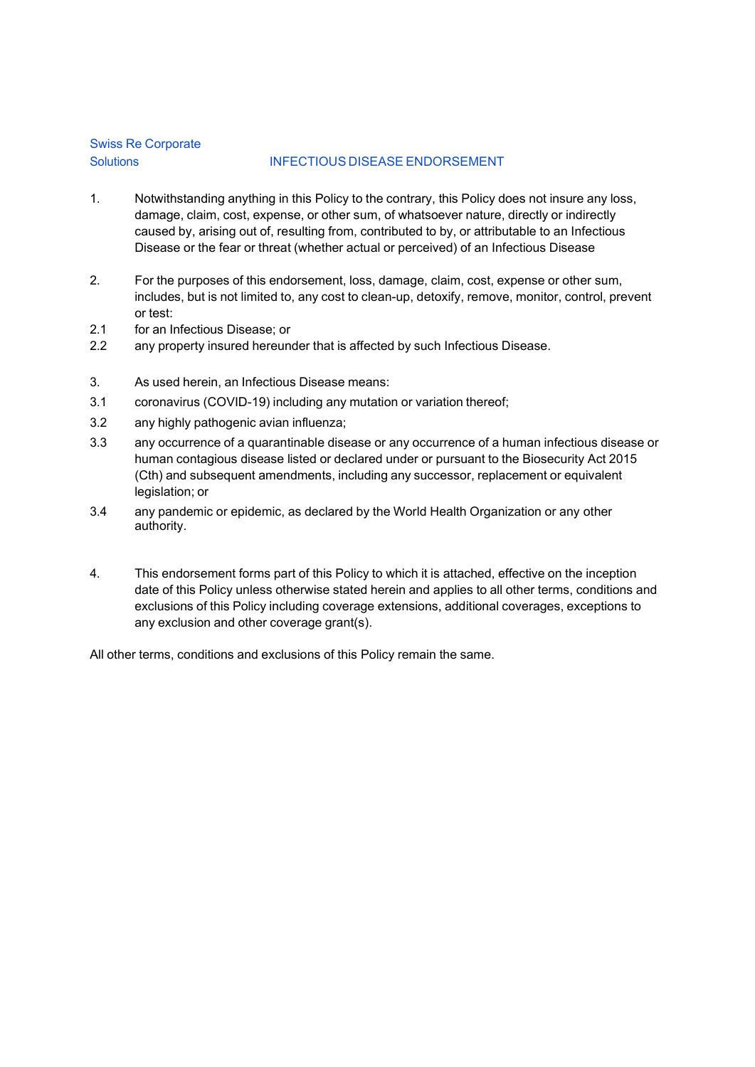Swiss Re Corporate Solutions

## INFECTIOUS DISEASE ENDORSEMENT

1. Notwithstanding anything in this Policy to the contrary, this Policy does not insure any loss, damage, claim, cost, expense, or other sum, of whatsoever nature, directly or indirectly caused by, arising out of, resulting from, contributed to by, or attributable to an Infectious Disease or the fear or threat (whether actual or perceived) of an Infectious Disease

2. For the purposes of this endorsement, loss, damage, claim, cost, expense or other sum, includes, but is not limited to, any cost to clean-up, detoxify, remove, monitor, control, prevent or test:

2.1 for an Infectious Disease; or

2.2 any property insured hereunder that is affected by such Infectious Disease.

3. As used herein, an Infectious Disease means:

3.1 coronavirus (COVID-19) including any mutation or variation thereof;

3.2 any highly pathogenic avian influenza;

3.3 any occurrence of a quarantinable disease or any occurrence of a human infectious disease or human contagious disease listed or declared under or pursuant to the Biosecurity Act 2015 (Cth) and subsequent amendments, including any successor, replacement or equivalent legislation; or

3.4 any pandemic or epidemic, as declared by the World Health Organization or any other authority.

4. This endorsement forms part of this Policy to which it is attached, effective on the inception date of this Policy unless otherwise stated herein and applies to all other terms, conditions and exclusions of this Policy including coverage extensions, additional coverages, exceptions to any exclusion and other coverage grant(s).

All other terms, conditions and exclusions of this Policy remain the same.